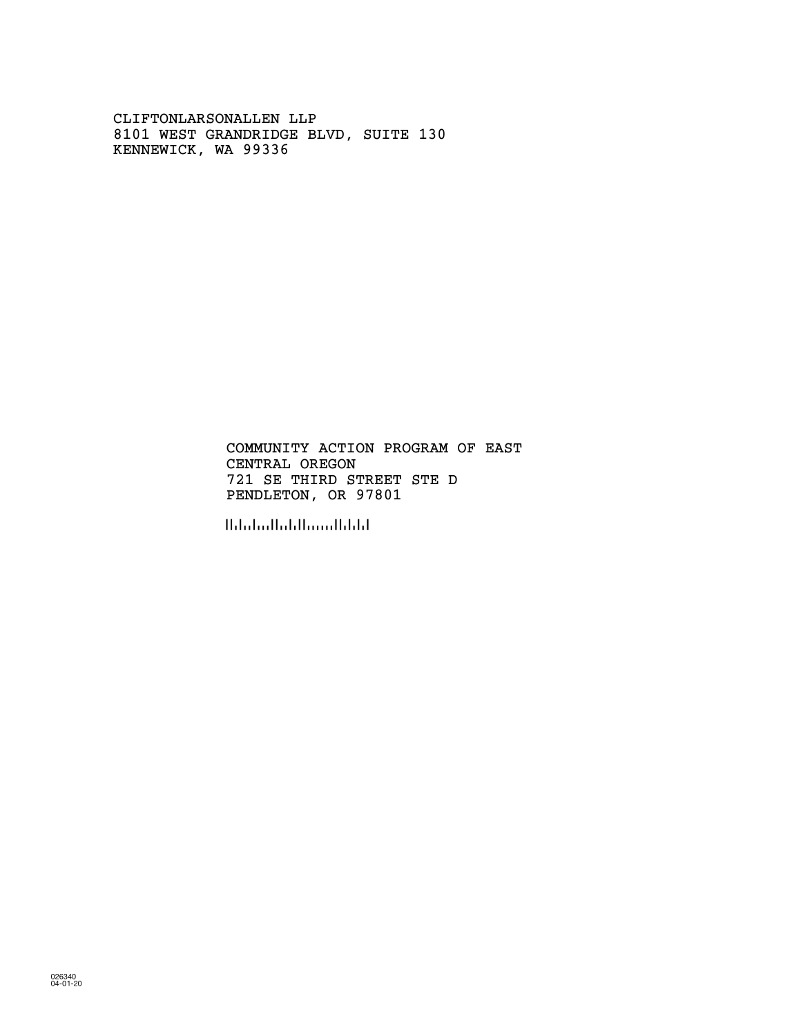CLIFTONLARSONALLEN LLP
8101 WEST GRANDRIDGE BLVD, SUITE 130
KENNEWICK, WA 99336

COMMUNITY ACTION PROGRAM OF EAST
CENTRAL OREGON
721 SE THIRD STREET STE D
PENDLETON, OR 97801

026340
04-01-20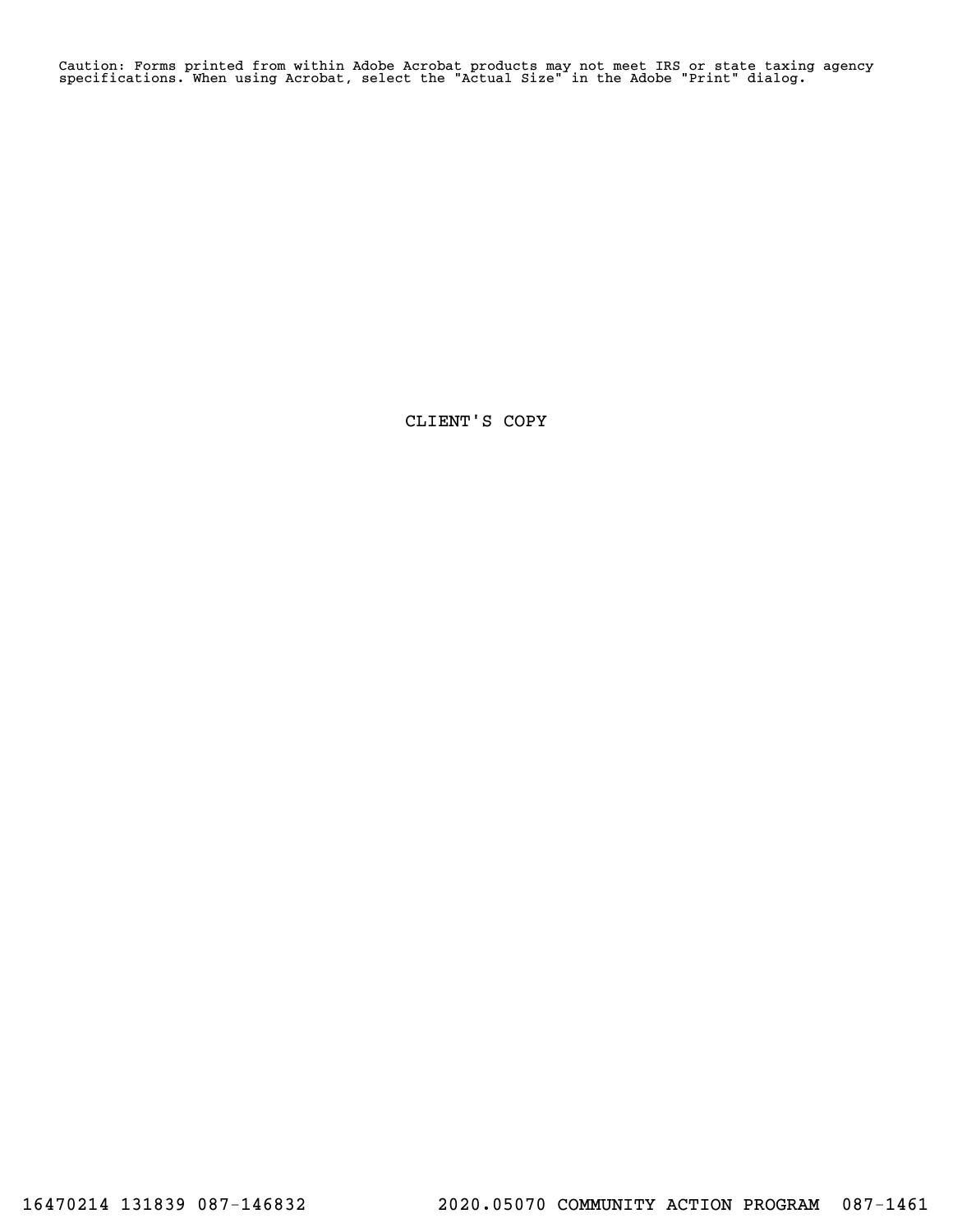Caution: Forms printed from within Adobe Acrobat products may not meet IRS or state taxing agency specifications. When using Acrobat, select the "Actual Size" in the Adobe "Print" dialog.

CLIENT'S COPY

16470214 131839 087-146832 2020.05070 COMMUNITY ACTION PROGRAM 087-1461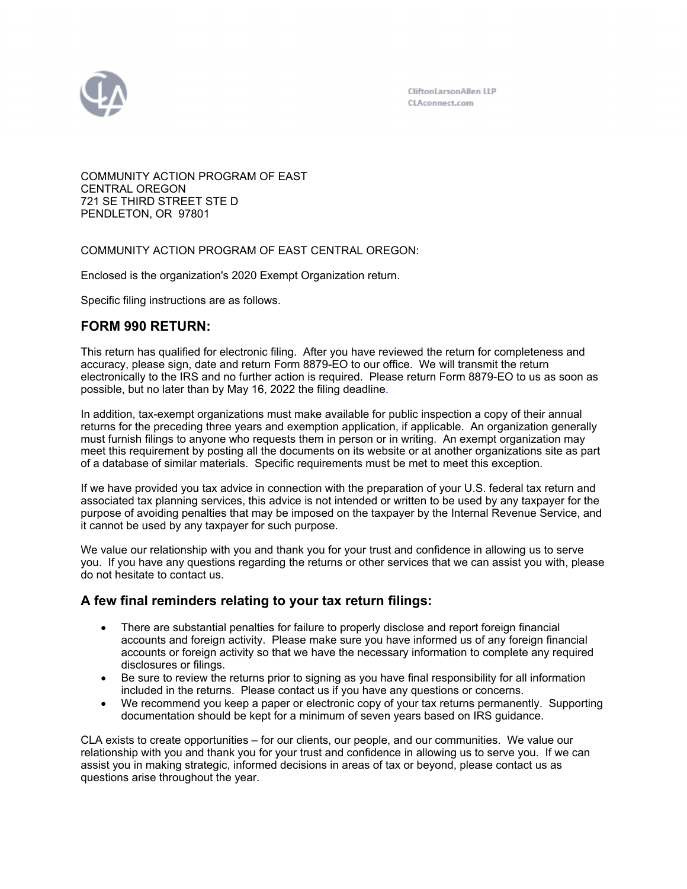CliftonLarsonAllen LLP
CLAconnect.com

COMMUNITY ACTION PROGRAM OF EAST
CENTRAL OREGON
721 SE THIRD STREET STE D
PENDLETON, OR 97801

COMMUNITY ACTION PROGRAM OF EAST CENTRAL OREGON:

Enclosed is the organization's 2020 Exempt Organization return.

Specific filing instructions are as follows.

## FORM 990 RETURN:

This return has qualified for electronic filing. After you have reviewed the return for completeness and accuracy, please sign, date and return Form 8879-EO to our office. We will transmit the return electronically to the IRS and no further action is required. Please return Form 8879-EO to us as soon as possible, but no later than by May 16, 2022 the filing deadline.

In addition, tax-exempt organizations must make available for public inspection a copy of their annual returns for the preceding three years and exemption application, if applicable. An organization generally must furnish filings to anyone who requests them in person or in writing. An exempt organization may meet this requirement by posting all the documents on its website or at another organizations site as part of a database of similar materials. Specific requirements must be met to meet this exception.

If we have provided you tax advice in connection with the preparation of your U.S. federal tax return and associated tax planning services, this advice is not intended or written to be used by any taxpayer for the purpose of avoiding penalties that may be imposed on the taxpayer by the Internal Revenue Service, and it cannot be used by any taxpayer for such purpose.

We value our relationship with you and thank you for your trust and confidence in allowing us to serve you. If you have any questions regarding the returns or other services that we can assist you with, please do not hesitate to contact us.

## A few final reminders relating to your tax return filings:

- There are substantial penalties for failure to properly disclose and report foreign financial accounts and foreign activity. Please make sure you have informed us of any foreign financial accounts or foreign activity so that we have the necessary information to complete any required disclosures or filings.
- Be sure to review the returns prior to signing as you have final responsibility for all information included in the returns. Please contact us if you have any questions or concerns.
- We recommend you keep a paper or electronic copy of your tax returns permanently. Supporting documentation should be kept for a minimum of seven years based on IRS guidance.

CLA exists to create opportunities – for our clients, our people, and our communities. We value our relationship with you and thank you for your trust and confidence in allowing us to serve you. If we can assist you in making strategic, informed decisions in areas of tax or beyond, please contact us as questions arise throughout the year.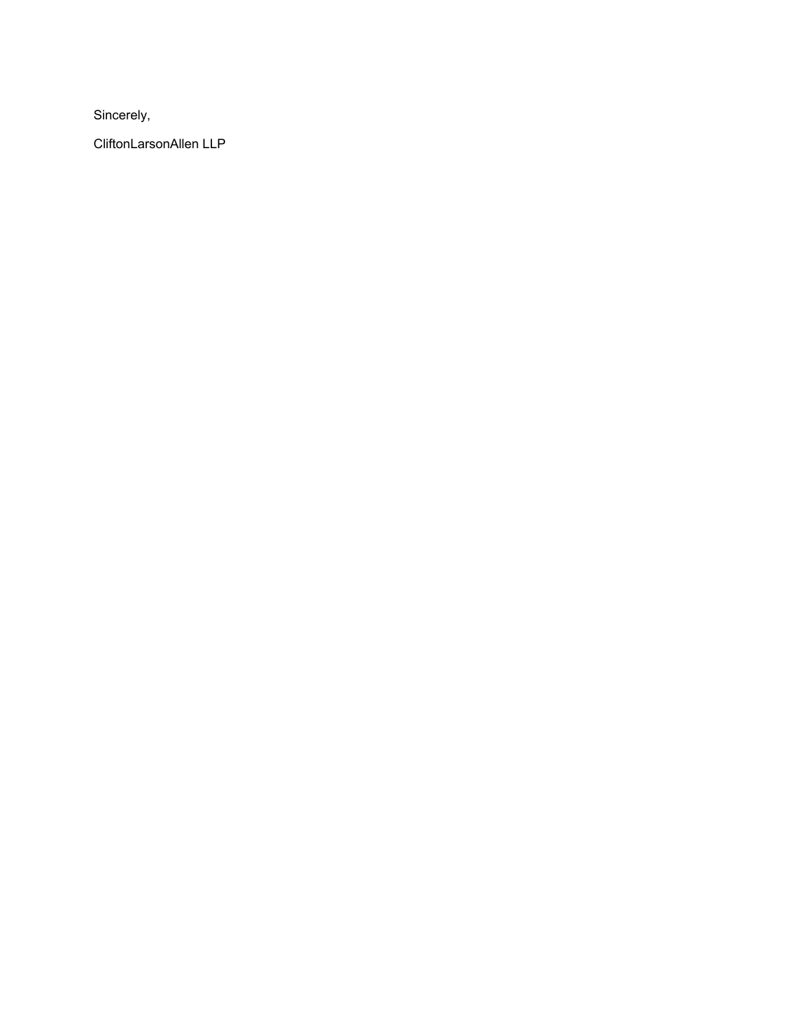Sincerely,

CliftonLarsonAllen LLP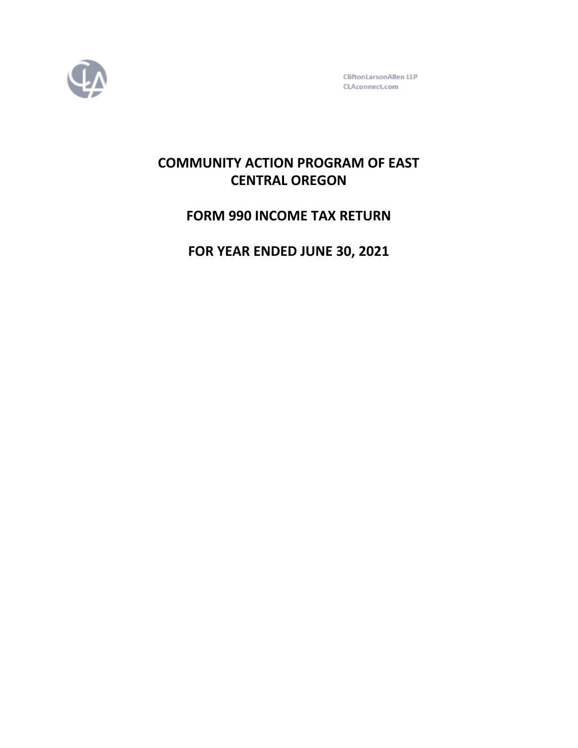CliftonLarsonAllen LLP
CLAconnect.com

# COMMUNITY ACTION PROGRAM OF EAST CENTRAL OREGON

## FORM 990 INCOME TAX RETURN

## FOR YEAR ENDED JUNE 30, 2021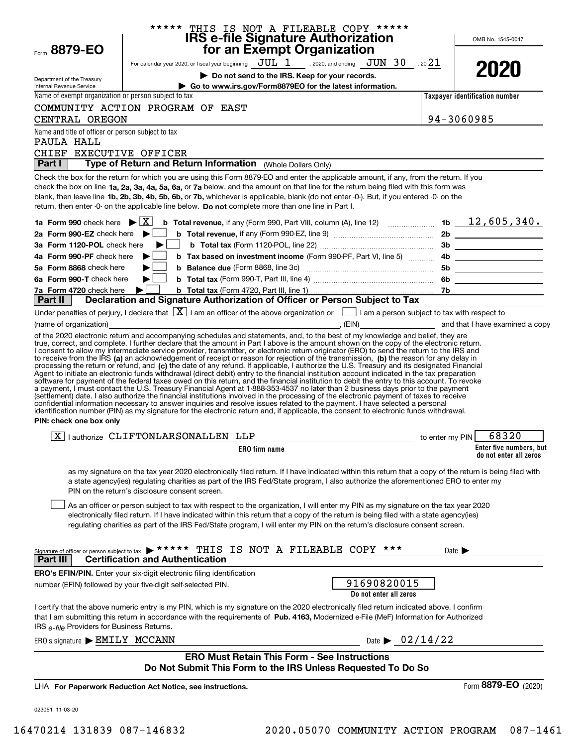***** THIS IS NOT A FILEABLE COPY *****

# IRS e-file Signature Authorization for an Exempt Organization

Form **8879-EO**

Department of the Treasury
Internal Revenue Service

For calendar year 2020, or fiscal year beginning JUL 1 , 2020, and ending JUN 30 , 2021

**Do not send to the IRS. Keep for your records.**

**Go to www.irs.gov/Form8879EO for the latest information.**

OMB No. 1545-0047

**2020**

Name of exempt organization or person subject to tax: COMMUNITY ACTION PROGRAM OF EAST CENTRAL OREGON

Taxpayer identification number: 94-3060985

Name and title of officer or person subject to tax: PAULA HALL, CHIEF EXECUTIVE OFFICER

## Part I Type of Return and Return Information (Whole Dollars Only)

Check the box for the return for which you are using this Form 8879-EO and enter the applicable amount, if any, from the return. If you check the box on line **1a, 2a, 3a, 4a, 5a, 6a,** or **7a** below, and the amount on that line for the return being filed with this form was blank, then leave line **1b, 2b, 3b, 4b, 5b, 6b,** or **7b,** whichever is applicable, blank (do not enter -0-). But, if you entered -0- on the return, then enter -0- on the applicable line below. **Do not** complete more than one line in Part I.

| | | | |
|---|---|---|---|
| **1a Form 990** check here [X] | **b Total revenue,** if any (Form 990, Part VIII, column (A), line 12) | 1b | 12,605,340. |
| **2a Form 990-EZ** check here [ ] | **b Total revenue,** if any (Form 990-EZ, line 9) | 2b | |
| **3a Form 1120-POL** check here [ ] | **b Total tax** (Form 1120-POL, line 22) | 3b | |
| **4a Form 990-PF** check here [ ] | **b Tax based on investment income** (Form 990-PF, Part VI, line 5) | 4b | |
| **5a Form 8868** check here [ ] | **b Balance due** (Form 8868, line 3c) | 5b | |
| **6a Form 990-T** check here [ ] | **b Total tax** (Form 990-T, Part III, line 4) | 6b | |
| **7a Form 4720** check here [ ] | **b Total tax** (Form 4720, Part III, line 1) | 7b | |

## Part II Declaration and Signature Authorization of Officer or Person Subject to Tax

Under penalties of perjury, I declare that [X] I am an officer of the above organization or [ ] I am a person subject to tax with respect to (name of organization) ________, (EIN) ________ and that I have examined a copy of the 2020 electronic return and accompanying schedules and statements, and, to the best of my knowledge and belief, they are true, correct, and complete. I further declare that the amount in Part I above is the amount shown on the copy of the electronic return. I consent to allow my intermediate service provider, transmitter, or electronic return originator (ERO) to send the return to the IRS and to receive from the IRS **(a)** an acknowledgement of receipt or reason for rejection of the transmission, **(b)** the reason for any delay in processing the return or refund, and **(c)** the date of any refund. If applicable, I authorize the U.S. Treasury and its designated Financial Agent to initiate an electronic funds withdrawal (direct debit) entry to the financial institution account indicated in the tax preparation software for payment of the federal taxes owed on this return, and the financial institution to debit the entry to this account. To revoke a payment, I must contact the U.S. Treasury Financial Agent at 1-888-353-4537 no later than 2 business days prior to the payment (settlement) date. I also authorize the financial institutions involved in the processing of the electronic payment of taxes to receive confidential information necessary to answer inquiries and resolve issues related to the payment. I have selected a personal identification number (PIN) as my signature for the electronic return and, if applicable, the consent to electronic funds withdrawal.

**PIN: check one box only**

[X] I authorize CLIFTONLARSONALLEN LLP (ERO firm name) to enter my PIN 68320 (Enter five numbers, but do not enter all zeros)

as my signature on the tax year 2020 electronically filed return. If I have indicated within this return that a copy of the return is being filed with a state agency(ies) regulating charities as part of the IRS Fed/State program, I also authorize the aforementioned ERO to enter my PIN on the return's disclosure consent screen.

[ ] As an officer or person subject to tax with respect to the organization, I will enter my PIN as my signature on the tax year 2020 electronically filed return. If I have indicated within this return that a copy of the return is being filed with a state agency(ies) regulating charities as part of the IRS Fed/State program, I will enter my PIN on the return's disclosure consent screen.

Signature of officer or person subject to tax ▶ ***** THIS IS NOT A FILEABLE COPY *** Date ▶

## Part III Certification and Authentication

**ERO's EFIN/PIN.** Enter your six-digit electronic filing identification number (EFIN) followed by your five-digit self-selected PIN. 91690820015 (Do not enter all zeros)

I certify that the above numeric entry is my PIN, which is my signature on the 2020 electronically filed return indicated above. I confirm that I am submitting this return in accordance with the requirements of **Pub. 4163,** Modernized e-File (MeF) Information for Authorized IRS *e-file* Providers for Business Returns.

ERO's signature ▶ EMILY MCCANN Date ▶ 02/14/22

**ERO Must Retain This Form - See Instructions**
**Do Not Submit This Form to the IRS Unless Requested To Do So**

LHA **For Paperwork Reduction Act Notice, see instructions.** Form **8879-EO** (2020)

023051 11-03-20

16470214 131839 087-146832 2020.05070 COMMUNITY ACTION PROGRAM 087-1461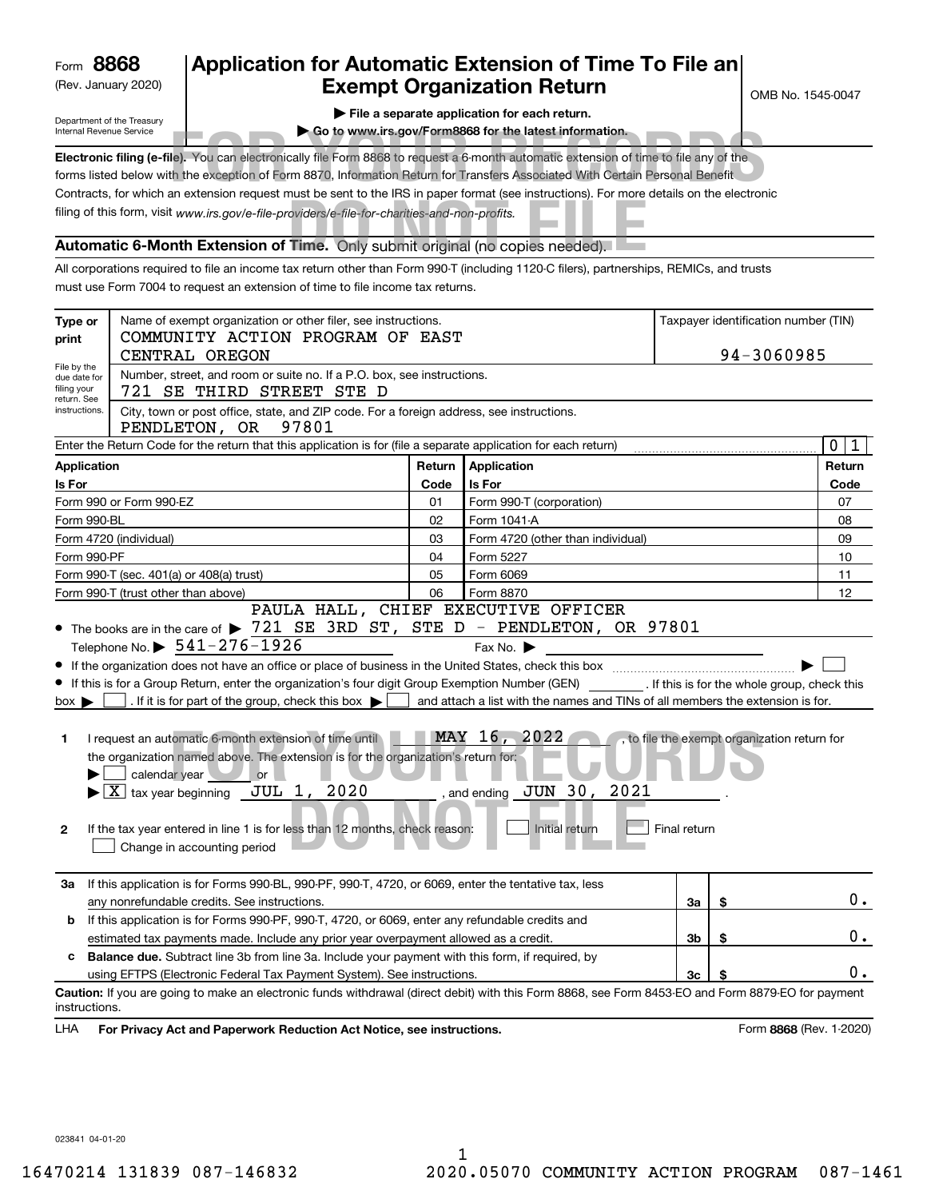Form **8868**
(Rev. January 2020)
Department of the Treasury
Internal Revenue Service

# Application for Automatic Extension of Time To File an Exempt Organization Return

OMB No. 1545-0047

▶ **File a separate application for each return.**
▶ **Go to www.irs.gov/Form8868 for the latest information.**

FOR YOUR RECORDS DO NOT FILE

**Electronic filing (e-file).** You can electronically file Form 8868 to request a 6-month automatic extension of time to file any of the forms listed below with the exception of Form 8870, Information Return for Transfers Associated With Certain Personal Benefit Contracts, for which an extension request must be sent to the IRS in paper format (see instructions). For more details on the electronic filing of this form, visit *www.irs.gov/e-file-providers/e-file-for-charities-and-non-profits.*

**Automatic 6-Month Extension of Time.** Only submit original (no copies needed).

All corporations required to file an income tax return other than Form 990-T (including 1120-C filers), partnerships, REMICs, and trusts must use Form 7004 to request an extension of time to file income tax returns.

| Type or print | | |
|---|---|---|
| File by the due date for filing your return. See instructions. | Name of exempt organization or other filer, see instructions. COMMUNITY ACTION PROGRAM OF EAST CENTRAL OREGON | Taxpayer identification number (TIN) 94-3060985 |
| | Number, street, and room or suite no. If a P.O. box, see instructions. 721 SE THIRD STREET STE D | |
| | City, town or post office, state, and ZIP code. For a foreign address, see instructions. PENDLETON, OR 97801 | |

Enter the Return Code for the return that this application is for (file a separate application for each return) ........ 0 1

| Application Is For | Return Code | Application Is For | Return Code |
|---|---|---|---|
| Form 990 or Form 990-EZ | 01 | Form 990-T (corporation) | 07 |
| Form 990-BL | 02 | Form 1041-A | 08 |
| Form 4720 (individual) | 03 | Form 4720 (other than individual) | 09 |
| Form 990-PF | 04 | Form 5227 | 10 |
| Form 990-T (sec. 401(a) or 408(a) trust) | 05 | Form 6069 | 11 |
| Form 990-T (trust other than above) | 06 | Form 8870 | 12 |

- The books are in the care of ▶ PAULA HALL, CHIEF EXECUTIVE OFFICER 721 SE 3RD ST, STE D - PENDLETON, OR 97801
  Telephone No. ▶ 541-276-1926 Fax No. ▶
- If the organization does not have an office or place of business in the United States, check this box ........ ▶ ☐
- If this is for a Group Return, enter the organization's four digit Group Exemption Number (GEN) ______ . If this is for the whole group, check this box ▶ ☐ . If it is for part of the group, check this box ▶ ☐ and attach a list with the names and TINs of all members the extension is for.

**1** I request an automatic 6-month extension of time until MAY 16, 2022 , to file the exempt organization return for the organization named above. The extension is for the organization's return for:
▶ ☐ calendar year ______ or
▶ ☒ tax year beginning JUL 1, 2020 , and ending JUN 30, 2021 .

**2** If the tax year entered in line 1 is for less than 12 months, check reason: ☐ Initial return ☐ Final return ☐ Change in accounting period

| | | | |
|---|---|---|---|
| **3a** | If this application is for Forms 990-BL, 990-PF, 990-T, 4720, or 6069, enter the tentative tax, less any nonrefundable credits. See instructions. | 3a | $ 0. |
| **b** | If this application is for Forms 990-PF, 990-T, 4720, or 6069, enter any refundable credits and estimated tax payments made. Include any prior year overpayment allowed as a credit. | 3b | $ 0. |
| **c** | **Balance due.** Subtract line 3b from line 3a. Include your payment with this form, if required, by using EFTPS (Electronic Federal Tax Payment System). See instructions. | 3c | $ 0. |

**Caution:** If you are going to make an electronic funds withdrawal (direct debit) with this Form 8868, see Form 8453-EO and Form 8879-EO for payment instructions.

LHA **For Privacy Act and Paperwork Reduction Act Notice, see instructions.** Form **8868** (Rev. 1-2020)

023841 04-01-20

16470214 131839 087-146832 2020.05070 COMMUNITY ACTION PROGRAM 087-1461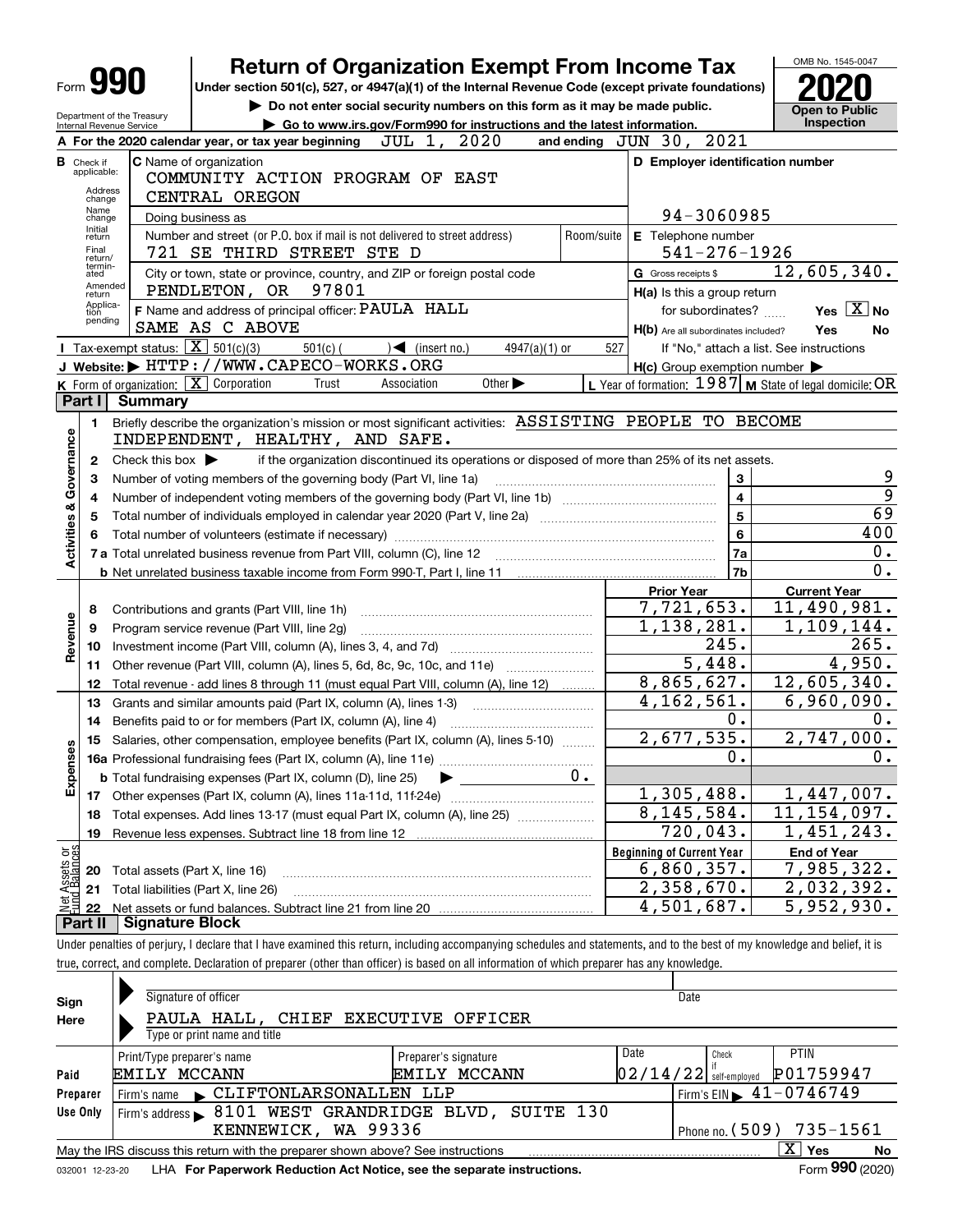# Form 990 — Return of Organization Exempt From Income Tax (2020)

Under section 501(c), 527, or 4947(a)(1) of the Internal Revenue Code (except private foundations)

▶ Do not enter social security numbers on this form as it may be made public.

▶ Go to www.irs.gov/Form990 for instructions and the latest information.

OMB No. 1545-0047 — **2020** — Open to Public Inspection

Department of the Treasury, Internal Revenue Service

**A** For the 2020 calendar year, or tax year beginning JUL 1, 2020 and ending JUN 30, 2021

**B** Check if applicable: Address change, Name change, Initial return, Final return/terminated, Amended return, Application pending

**C** Name of organization: COMMUNITY ACTION PROGRAM OF EAST CENTRAL OREGON

Doing business as

Number and street (or P.O. box if mail is not delivered to street address): 721 SE THIRD STREET STE D — Room/suite

City or town, state or province, country, and ZIP or foreign postal code: PENDLETON, OR 97801

**D** Employer identification number: 94-3060985

**E** Telephone number: 541-276-1926

**G** Gross receipts $ 12,605,340.

**F** Name and address of principal officer: PAULA HALL, SAME AS C ABOVE

**H(a)** Is this a group return for subordinates? Yes [X] No

**H(b)** Are all subordinates included? Yes No — If "No," attach a list. See instructions

**H(c)** Group exemption number ▶

**I** Tax-exempt status: [X] 501(c)(3) 501(c) ( ) ◀ (insert no.) 4947(a)(1) or 527

**J** Website: ▶ HTTP://WWW.CAPECO-WORKS.ORG

**K** Form of organization: [X] Corporation Trust Association Other ▶

**L** Year of formation: 1987 **M** State of legal domicile: OR

## Part I Summary

**Activities & Governance**

1. Briefly describe the organization's mission or most significant activities: ASSISTING PEOPLE TO BECOME INDEPENDENT, HEALTHY, AND SAFE.
2. Check this box ▶ if the organization discontinued its operations or disposed of more than 25% of its net assets.

| | | | |
|---|---|---|---|
| 3 | Number of voting members of the governing body (Part VI, line 1a) | 3 | 9 |
| 4 | Number of independent voting members of the governing body (Part VI, line 1b) | 4 | 9 |
| 5 | Total number of individuals employed in calendar year 2020 (Part V, line 2a) | 5 | 69 |
| 6 | Total number of volunteers (estimate if necessary) | 6 | 400 |
| 7a | Total unrelated business revenue from Part VIII, column (C), line 12 | 7a | 0. |
| b | Net unrelated business taxable income from Form 990-T, Part I, line 11 | 7b | 0. |

| | | Prior Year | Current Year |
|---|---|---|---|
| **Revenue** | | | |
| 8 | Contributions and grants (Part VIII, line 1h) | 7,721,653. | 11,490,981. |
| 9 | Program service revenue (Part VIII, line 2g) | 1,138,281. | 1,109,144. |
| 10 | Investment income (Part VIII, column (A), lines 3, 4, and 7d) | 245. | 265. |
| 11 | Other revenue (Part VIII, column (A), lines 5, 6d, 8c, 9c, 10c, and 11e) | 5,448. | 4,950. |
| 12 | Total revenue - add lines 8 through 11 (must equal Part VIII, column (A), line 12) | 8,865,627. | 12,605,340. |
| **Expenses** | | | |
| 13 | Grants and similar amounts paid (Part IX, column (A), lines 1-3) | 4,162,561. | 6,960,090. |
| 14 | Benefits paid to or for members (Part IX, column (A), line 4) | 0. | 0. |
| 15 | Salaries, other compensation, employee benefits (Part IX, column (A), lines 5-10) | 2,677,535. | 2,747,000. |
| 16a | Professional fundraising fees (Part IX, column (A), line 11e) | 0. | 0. |
| b | Total fundraising expenses (Part IX, column (D), line 25) ▶ 0. | | |
| 17 | Other expenses (Part IX, column (A), lines 11a-11d, 11f-24e) | 1,305,488. | 1,447,007. |
| 18 | Total expenses. Add lines 13-17 (must equal Part IX, column (A), line 25) | 8,145,584. | 11,154,097. |
| 19 | Revenue less expenses. Subtract line 18 from line 12 | 720,043. | 1,451,243. |

| | | Beginning of Current Year | End of Year |
|---|---|---|---|
| **Net Assets or Fund Balances** | | | |
| 20 | Total assets (Part X, line 16) | 6,860,357. | 7,985,322. |
| 21 | Total liabilities (Part X, line 26) | 2,358,670. | 2,032,392. |
| 22 | Net assets or fund balances. Subtract line 21 from line 20 | 4,501,687. | 5,952,930. |

## Part II Signature Block

Under penalties of perjury, I declare that I have examined this return, including accompanying schedules and statements, and to the best of my knowledge and belief, it is true, correct, and complete. Declaration of preparer (other than officer) is based on all information of which preparer has any knowledge.

**Sign Here**

Signature of officer — Date

PAULA HALL, CHIEF EXECUTIVE OFFICER

Type or print name and title

**Paid Preparer Use Only**

| Print/Type preparer's name | Preparer's signature | Date | Check if self-employed | PTIN |
|---|---|---|---|---|
| EMILY MCCANN | EMILY MCCANN | 02/14/22 | | P01759947 |

Firm's name ▶ CLIFTONLARSONALLEN LLP — Firm's EIN ▶ 41-0746749

Firm's address ▶ 8101 WEST GRANDRIDGE BLVD, SUITE 130, KENNEWICK, WA 99336 — Phone no. (509) 735-1561

May the IRS discuss this return with the preparer shown above? See instructions [X] Yes No

032001 12-23-20 LHA For Paperwork Reduction Act Notice, see the separate instructions. Form 990 (2020)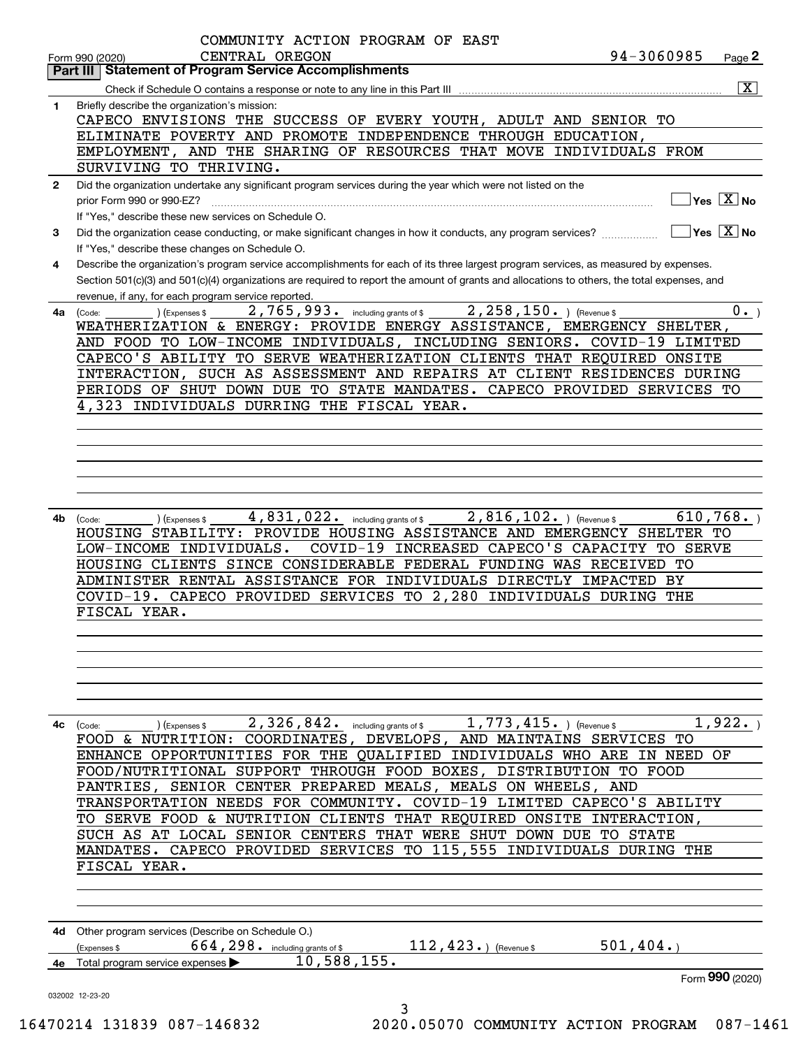COMMUNITY ACTION PROGRAM OF EAST CENTRAL OREGON

Form 990 (2020) 94-3060985 Page **2**

## Part III Statement of Program Service Accomplishments

Check if Schedule O contains a response or note to any line in this Part III ..... [X]

**1** Briefly describe the organization's mission:

CAPECO ENVISIONS THE SUCCESS OF EVERY YOUTH, ADULT AND SENIOR TO ELIMINATE POVERTY AND PROMOTE INDEPENDENCE THROUGH EDUCATION, EMPLOYMENT, AND THE SHARING OF RESOURCES THAT MOVE INDIVIDUALS FROM SURVIVING TO THRIVING.

**2** Did the organization undertake any significant program services during the year which were not listed on the prior Form 990 or 990-EZ? ..... [ ] Yes [X] No

If "Yes," describe these new services on Schedule O.

**3** Did the organization cease conducting, or make significant changes in how it conducts, any program services? ..... [ ] Yes [X] No

If "Yes," describe these changes on Schedule O.

**4** Describe the organization's program service accomplishments for each of its three largest program services, as measured by expenses. Section 501(c)(3) and 501(c)(4) organizations are required to report the amount of grants and allocations to others, the total expenses, and revenue, if any, for each program service reported.

**4a** (Code: ) (Expenses $ 2,765,993. including grants of $ 2,258,150. ) (Revenue $ 0. )

WEATHERIZATION & ENERGY: PROVIDE ENERGY ASSISTANCE, EMERGENCY SHELTER, AND FOOD TO LOW-INCOME INDIVIDUALS, INCLUDING SENIORS. COVID-19 LIMITED CAPECO'S ABILITY TO SERVE WEATHERIZATION CLIENTS THAT REQUIRED ONSITE INTERACTION, SUCH AS ASSESSMENT AND REPAIRS AT CLIENT RESIDENCES DURING PERIODS OF SHUT DOWN DUE TO STATE MANDATES. CAPECO PROVIDED SERVICES TO 4,323 INDIVIDUALS DURRING THE FISCAL YEAR.

**4b** (Code: ) (Expenses $ 4,831,022. including grants of $ 2,816,102. ) (Revenue $ 610,768. )

HOUSING STABILITY: PROVIDE HOUSING ASSISTANCE AND EMERGENCY SHELTER TO LOW-INCOME INDIVIDUALS. COVID-19 INCREASED CAPECO'S CAPACITY TO SERVE HOUSING CLIENTS SINCE CONSIDERABLE FEDERAL FUNDING WAS RECEIVED TO ADMINISTER RENTAL ASSISTANCE FOR INDIVIDUALS DIRECTLY IMPACTED BY COVID-19. CAPECO PROVIDED SERVICES TO 2,280 INDIVIDUALS DURING THE FISCAL YEAR.

**4c** (Code: ) (Expenses $ 2,326,842. including grants of $ 1,773,415. ) (Revenue $ 1,922. )

FOOD & NUTRITION: COORDINATES, DEVELOPS, AND MAINTAINS SERVICES TO ENHANCE OPPORTUNITIES FOR THE QUALIFIED INDIVIDUALS WHO ARE IN NEED OF FOOD/NUTRITIONAL SUPPORT THROUGH FOOD BOXES, DISTRIBUTION TO FOOD PANTRIES, SENIOR CENTER PREPARED MEALS, MEALS ON WHEELS, AND TRANSPORTATION NEEDS FOR COMMUNITY. COVID-19 LIMITED CAPECO'S ABILITY TO SERVE FOOD & NUTRITION CLIENTS THAT REQUIRED ONSITE INTERACTION, SUCH AS AT LOCAL SENIOR CENTERS THAT WERE SHUT DOWN DUE TO STATE MANDATES. CAPECO PROVIDED SERVICES TO 115,555 INDIVIDUALS DURING THE FISCAL YEAR.

**4d** Other program services (Describe on Schedule O.)

(Expenses $ 664,298. including grants of $ 112,423. ) (Revenue $ 501,404. )

**4e** Total program service expenses ▶ 10,588,155.

Form **990** (2020)

032002 12-23-20

16470214 131839 087-146832 2020.05070 COMMUNITY ACTION PROGRAM 087-1461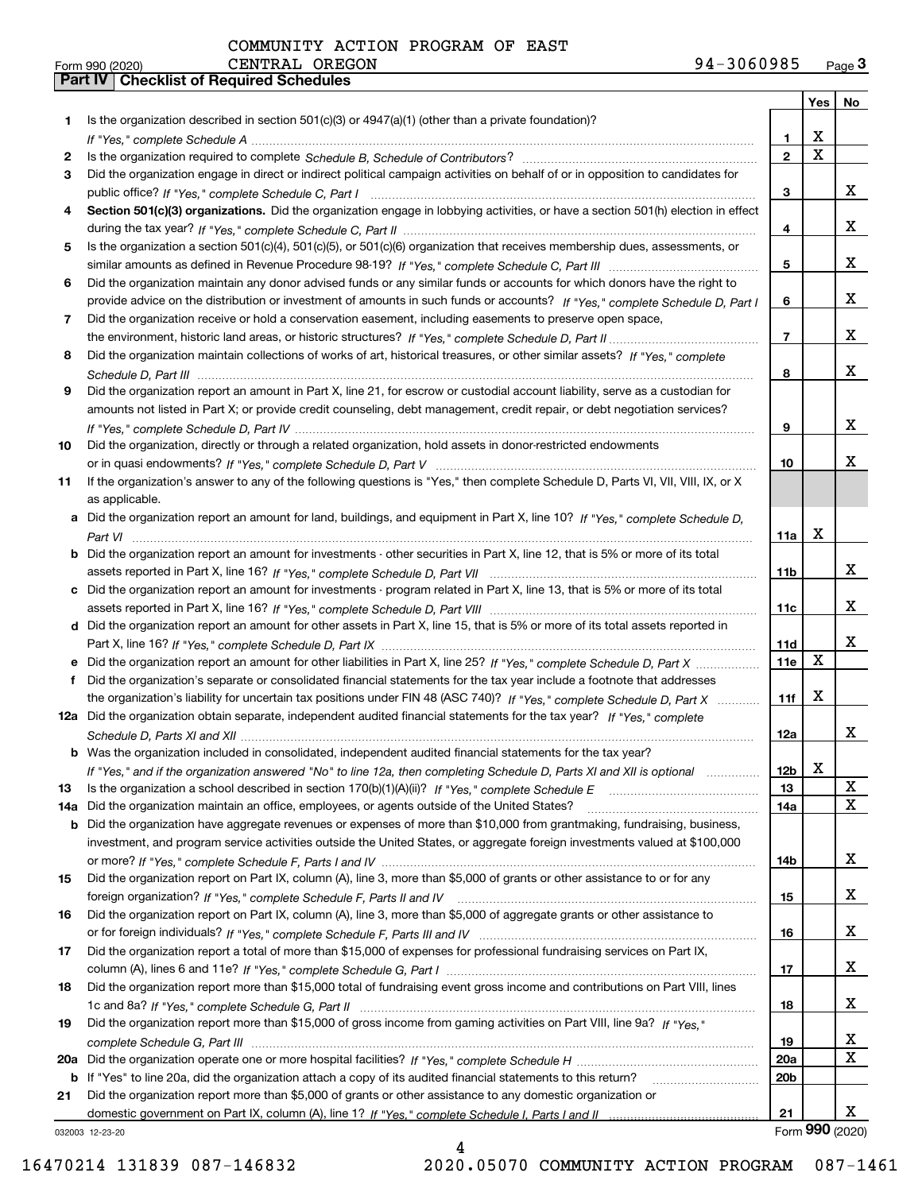COMMUNITY ACTION PROGRAM OF EAST
Form 990 (2020) CENTRAL OREGON 94-3060985 Page 3

**Part IV | Checklist of Required Schedules**

| | | | Yes | No |
|---|---|---|---|---|
| 1 | Is the organization described in section 501(c)(3) or 4947(a)(1) (other than a private foundation)? *If "Yes," complete Schedule A* | 1 | X | |
| 2 | Is the organization required to complete *Schedule B, Schedule of Contributors*? | 2 | X | |
| 3 | Did the organization engage in direct or indirect political campaign activities on behalf of or in opposition to candidates for public office? *If "Yes," complete Schedule C, Part I* | 3 | | X |
| 4 | **Section 501(c)(3) organizations.** Did the organization engage in lobbying activities, or have a section 501(h) election in effect during the tax year? *If "Yes," complete Schedule C, Part II* | 4 | | X |
| 5 | Is the organization a section 501(c)(4), 501(c)(5), or 501(c)(6) organization that receives membership dues, assessments, or similar amounts as defined in Revenue Procedure 98-19? *If "Yes," complete Schedule C, Part III* | 5 | | X |
| 6 | Did the organization maintain any donor advised funds or any similar funds or accounts for which donors have the right to provide advice on the distribution or investment of amounts in such funds or accounts? *If "Yes," complete Schedule D, Part I* | 6 | | X |
| 7 | Did the organization receive or hold a conservation easement, including easements to preserve open space, the environment, historic land areas, or historic structures? *If "Yes," complete Schedule D, Part II* | 7 | | X |
| 8 | Did the organization maintain collections of works of art, historical treasures, or other similar assets? *If "Yes," complete Schedule D, Part III* | 8 | | X |
| 9 | Did the organization report an amount in Part X, line 21, for escrow or custodial account liability, serve as a custodian for amounts not listed in Part X; or provide credit counseling, debt management, credit repair, or debt negotiation services? *If "Yes," complete Schedule D, Part IV* | 9 | | X |
| 10 | Did the organization, directly or through a related organization, hold assets in donor-restricted endowments or in quasi endowments? *If "Yes," complete Schedule D, Part V* | 10 | | X |
| 11 | If the organization's answer to any of the following questions is "Yes," then complete Schedule D, Parts VI, VII, VIII, IX, or X as applicable. | | | |
| a | Did the organization report an amount for land, buildings, and equipment in Part X, line 10? *If "Yes," complete Schedule D, Part VI* | 11a | X | |
| b | Did the organization report an amount for investments - other securities in Part X, line 12, that is 5% or more of its total assets reported in Part X, line 16? *If "Yes," complete Schedule D, Part VII* | 11b | | X |
| c | Did the organization report an amount for investments - program related in Part X, line 13, that is 5% or more of its total assets reported in Part X, line 16? *If "Yes," complete Schedule D, Part VIII* | 11c | | X |
| d | Did the organization report an amount for other assets in Part X, line 15, that is 5% or more of its total assets reported in Part X, line 16? *If "Yes," complete Schedule D, Part IX* | 11d | | X |
| e | Did the organization report an amount for other liabilities in Part X, line 25? *If "Yes," complete Schedule D, Part X* | 11e | X | |
| f | Did the organization's separate or consolidated financial statements for the tax year include a footnote that addresses the organization's liability for uncertain tax positions under FIN 48 (ASC 740)? *If "Yes," complete Schedule D, Part X* | 11f | X | |
| 12a | Did the organization obtain separate, independent audited financial statements for the tax year? *If "Yes," complete Schedule D, Parts XI and XII* | 12a | | X |
| b | Was the organization included in consolidated, independent audited financial statements for the tax year? *If "Yes," and if the organization answered "No" to line 12a, then completing Schedule D, Parts XI and XII is optional* | 12b | X | |
| 13 | Is the organization a school described in section 170(b)(1)(A)(ii)? *If "Yes," complete Schedule E* | 13 | | X |
| 14a | Did the organization maintain an office, employees, or agents outside of the United States? | 14a | | X |
| b | Did the organization have aggregate revenues or expenses of more than $10,000 from grantmaking, fundraising, business, investment, and program service activities outside the United States, or aggregate foreign investments valued at $100,000 or more? *If "Yes," complete Schedule F, Parts I and IV* | 14b | | X |
| 15 | Did the organization report on Part IX, column (A), line 3, more than $5,000 of grants or other assistance to or for any foreign organization? *If "Yes," complete Schedule F, Parts II and IV* | 15 | | X |
| 16 | Did the organization report on Part IX, column (A), line 3, more than $5,000 of aggregate grants or other assistance to or for foreign individuals? *If "Yes," complete Schedule F, Parts III and IV* | 16 | | X |
| 17 | Did the organization report a total of more than $15,000 of expenses for professional fundraising services on Part IX, column (A), lines 6 and 11e? *If "Yes," complete Schedule G, Part I* | 17 | | X |
| 18 | Did the organization report more than $15,000 total of fundraising event gross income and contributions on Part VIII, lines 1c and 8a? *If "Yes," complete Schedule G, Part II* | 18 | | X |
| 19 | Did the organization report more than $15,000 of gross income from gaming activities on Part VIII, line 9a? *If "Yes," complete Schedule G, Part III* | 19 | | X |
| 20a | Did the organization operate one or more hospital facilities? *If "Yes," complete Schedule H* | 20a | | X |
| b | If "Yes" to line 20a, did the organization attach a copy of its audited financial statements to this return? | 20b | | |
| 21 | Did the organization report more than $5,000 of grants or other assistance to any domestic organization or domestic government on Part IX, column (A), line 1? *If "Yes," complete Schedule I, Parts I and II* | 21 | | X |

032003 12-23-20 Form **990** (2020)

16470214 131839 087-146832 2020.05070 COMMUNITY ACTION PROGRAM 087-1461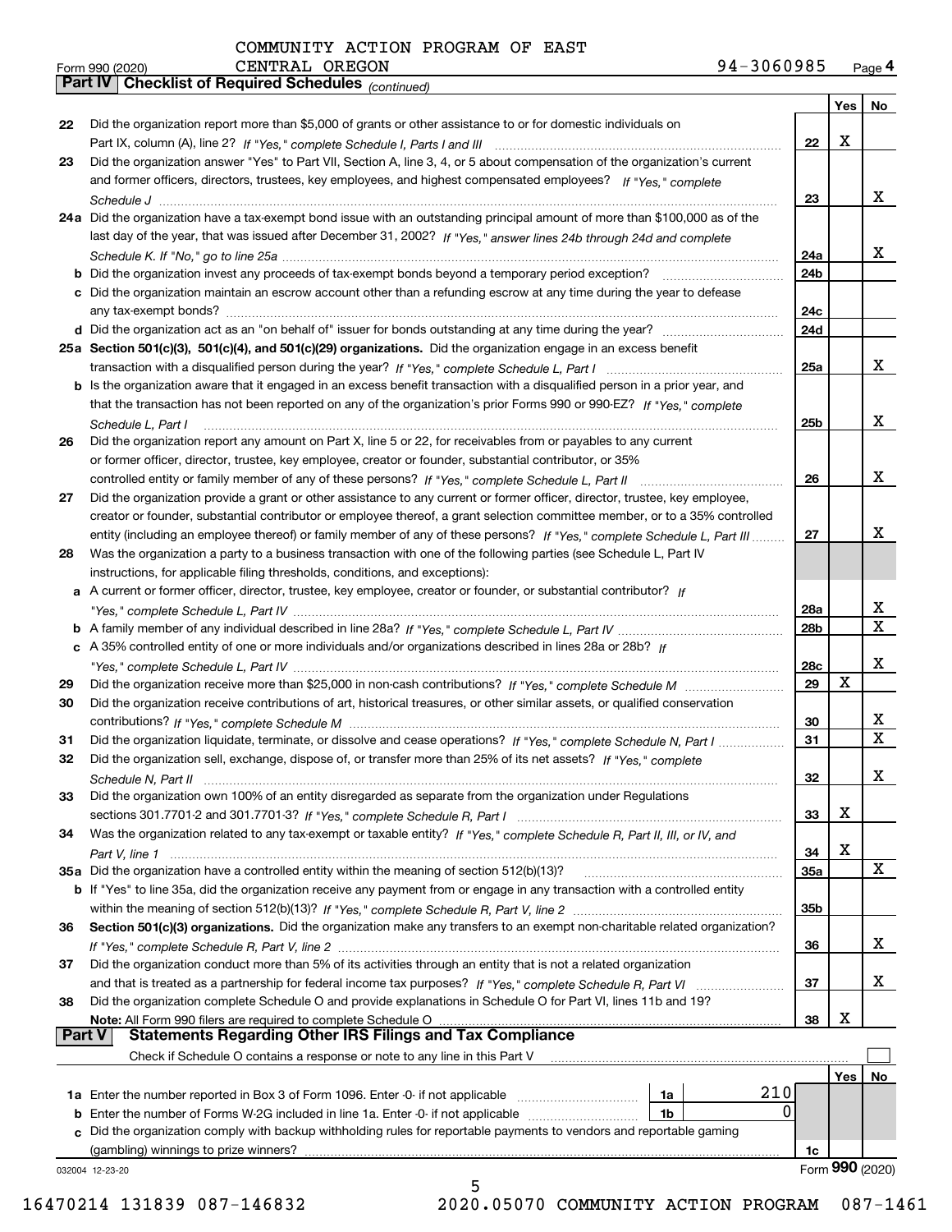COMMUNITY ACTION PROGRAM OF EAST CENTRAL OREGON 94-3060985

Form 990 (2020)

**Part IV | Checklist of Required Schedules** *(continued)*

| | | | Yes | No |
|---|---|---|---|---|
| **22** | Did the organization report more than $5,000 of grants or other assistance to or for domestic individuals on Part IX, column (A), line 2? *If "Yes," complete Schedule I, Parts I and III* | **22** | X | |
| **23** | Did the organization answer "Yes" to Part VII, Section A, line 3, 4, or 5 about compensation of the organization's current and former officers, directors, trustees, key employees, and highest compensated employees? *If "Yes," complete Schedule J* | **23** | | X |
| **24a** | Did the organization have a tax-exempt bond issue with an outstanding principal amount of more than $100,000 as of the last day of the year, that was issued after December 31, 2002? *If "Yes," answer lines 24b through 24d and complete Schedule K. If "No," go to line 25a* | **24a** | | X |
| **b** | Did the organization invest any proceeds of tax-exempt bonds beyond a temporary period exception? | **24b** | | |
| **c** | Did the organization maintain an escrow account other than a refunding escrow at any time during the year to defease any tax-exempt bonds? | **24c** | | |
| **d** | Did the organization act as an "on behalf of" issuer for bonds outstanding at any time during the year? | **24d** | | |
| **25a** | **Section 501(c)(3), 501(c)(4), and 501(c)(29) organizations.** Did the organization engage in an excess benefit transaction with a disqualified person during the year? *If "Yes," complete Schedule L, Part I* | **25a** | | X |
| **b** | Is the organization aware that it engaged in an excess benefit transaction with a disqualified person in a prior year, and that the transaction has not been reported on any of the organization's prior Forms 990 or 990-EZ? *If "Yes," complete Schedule L, Part I* | **25b** | | X |
| **26** | Did the organization report any amount on Part X, line 5 or 22, for receivables from or payables to any current or former officer, director, trustee, key employee, creator or founder, substantial contributor, or 35% controlled entity or family member of any of these persons? *If "Yes," complete Schedule L, Part II* | **26** | | X |
| **27** | Did the organization provide a grant or other assistance to any current or former officer, director, trustee, key employee, creator or founder, substantial contributor or employee thereof, a grant selection committee member, or to a 35% controlled entity (including an employee thereof) or family member of any of these persons? *If "Yes," complete Schedule L, Part III* | **27** | | X |
| **28** | Was the organization a party to a business transaction with one of the following parties (see Schedule L, Part IV instructions, for applicable filing thresholds, conditions, and exceptions): | | | |
| **a** | A current or former officer, director, trustee, key employee, creator or founder, or substantial contributor? *If "Yes," complete Schedule L, Part IV* | **28a** | | X |
| **b** | A family member of any individual described in line 28a? *If "Yes," complete Schedule L, Part IV* | **28b** | | X |
| **c** | A 35% controlled entity of one or more individuals and/or organizations described in lines 28a or 28b? *If "Yes," complete Schedule L, Part IV* | **28c** | | X |
| **29** | Did the organization receive more than $25,000 in non-cash contributions? *If "Yes," complete Schedule M* | **29** | X | |
| **30** | Did the organization receive contributions of art, historical treasures, or other similar assets, or qualified conservation contributions? *If "Yes," complete Schedule M* | **30** | | X |
| **31** | Did the organization liquidate, terminate, or dissolve and cease operations? *If "Yes," complete Schedule N, Part I* | **31** | | X |
| **32** | Did the organization sell, exchange, dispose of, or transfer more than 25% of its net assets? *If "Yes," complete Schedule N, Part II* | **32** | | X |
| **33** | Did the organization own 100% of an entity disregarded as separate from the organization under Regulations sections 301.7701-2 and 301.7701-3? *If "Yes," complete Schedule R, Part I* | **33** | X | |
| **34** | Was the organization related to any tax-exempt or taxable entity? *If "Yes," complete Schedule R, Part II, III, or IV, and Part V, line 1* | **34** | X | |
| **35a** | Did the organization have a controlled entity within the meaning of section 512(b)(13)? | **35a** | | X |
| **b** | If "Yes" to line 35a, did the organization receive any payment from or engage in any transaction with a controlled entity within the meaning of section 512(b)(13)? *If "Yes," complete Schedule R, Part V, line 2* | **35b** | | |
| **36** | **Section 501(c)(3) organizations.** Did the organization make any transfers to an exempt non-charitable related organization? *If "Yes," complete Schedule R, Part V, line 2* | **36** | | X |
| **37** | Did the organization conduct more than 5% of its activities through an entity that is not a related organization and that is treated as a partnership for federal income tax purposes? *If "Yes," complete Schedule R, Part VI* | **37** | | X |
| **38** | Did the organization complete Schedule O and provide explanations in Schedule O for Part VI, lines 11b and 19? **Note:** All Form 990 filers are required to complete Schedule O | **38** | X | |

**Part V | Statements Regarding Other IRS Filings and Tax Compliance**

Check if Schedule O contains a response or note to any line in this Part V ☐

| | | | | | Yes | No |
|---|---|---|---|---|---|---|
| **1a** | Enter the number reported in Box 3 of Form 1096. Enter -0- if not applicable | 1a | 210 | | | |
| **b** | Enter the number of Forms W-2G included in line 1a. Enter -0- if not applicable | 1b | 0 | | | |
| **c** | Did the organization comply with backup withholding rules for reportable payments to vendors and reportable gaming (gambling) winnings to prize winners? | | | **1c** | | |

032004 12-23-20

Form **990** (2020)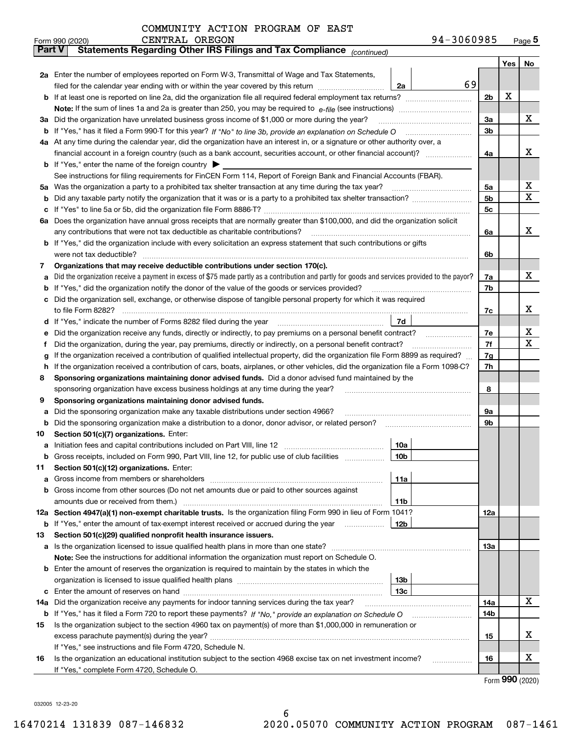COMMUNITY ACTION PROGRAM OF EAST CENTRAL OREGON

Form 990 (2020) 94-3060985 Page **5**

**Part V Statements Regarding Other IRS Filings and Tax Compliance** *(continued)*

| | | | | | Yes | No |
|---|---|---|---|---|---|---|
| **2a** | Enter the number of employees reported on Form W-3, Transmittal of Wage and Tax Statements, filed for the calendar year ending with or within the year covered by this return | 2a | 69 | | | |
| **b** | If at least one is reported on line 2a, did the organization file all required federal employment tax returns? | | | 2b | X | |
| | **Note:** If the sum of lines 1a and 2a is greater than 250, you may be required to *e-file* (see instructions) | | | | | |
| **3a** | Did the organization have unrelated business gross income of $1,000 or more during the year? | | | 3a | | X |
| **b** | If "Yes," has it filed a Form 990-T for this year? *If "No" to line 3b, provide an explanation on Schedule O* | | | 3b | | |
| **4a** | At any time during the calendar year, did the organization have an interest in, or a signature or other authority over, a financial account in a foreign country (such as a bank account, securities account, or other financial account)? | | | 4a | | X |
| **b** | If "Yes," enter the name of the foreign country ▶ | | | | | |
| | See instructions for filing requirements for FinCEN Form 114, Report of Foreign Bank and Financial Accounts (FBAR). | | | | | |
| **5a** | Was the organization a party to a prohibited tax shelter transaction at any time during the tax year? | | | 5a | | X |
| **b** | Did any taxable party notify the organization that it was or is a party to a prohibited tax shelter transaction? | | | 5b | | X |
| **c** | If "Yes" to line 5a or 5b, did the organization file Form 8886-T? | | | 5c | | |
| **6a** | Does the organization have annual gross receipts that are normally greater than $100,000, and did the organization solicit any contributions that were not tax deductible as charitable contributions? | | | 6a | | X |
| **b** | If "Yes," did the organization include with every solicitation an express statement that such contributions or gifts were not tax deductible? | | | 6b | | |
| **7** | **Organizations that may receive deductible contributions under section 170(c).** | | | | | |
| **a** | Did the organization receive a payment in excess of $75 made partly as a contribution and partly for goods and services provided to the payor? | | | 7a | | X |
| **b** | If "Yes," did the organization notify the donor of the value of the goods or services provided? | | | 7b | | |
| **c** | Did the organization sell, exchange, or otherwise dispose of tangible personal property for which it was required to file Form 8282? | | | 7c | | X |
| **d** | If "Yes," indicate the number of Forms 8282 filed during the year | 7d | | | | |
| **e** | Did the organization receive any funds, directly or indirectly, to pay premiums on a personal benefit contract? | | | 7e | | X |
| **f** | Did the organization, during the year, pay premiums, directly or indirectly, on a personal benefit contract? | | | 7f | | X |
| **g** | If the organization received a contribution of qualified intellectual property, did the organization file Form 8899 as required? | | | 7g | | |
| **h** | If the organization received a contribution of cars, boats, airplanes, or other vehicles, did the organization file a Form 1098-C? | | | 7h | | |
| **8** | **Sponsoring organizations maintaining donor advised funds.** Did a donor advised fund maintained by the sponsoring organization have excess business holdings at any time during the year? | | | 8 | | |
| **9** | **Sponsoring organizations maintaining donor advised funds.** | | | | | |
| **a** | Did the sponsoring organization make any taxable distributions under section 4966? | | | 9a | | |
| **b** | Did the sponsoring organization make a distribution to a donor, donor advisor, or related person? | | | 9b | | |
| **10** | **Section 501(c)(7) organizations.** Enter: | | | | | |
| **a** | Initiation fees and capital contributions included on Part VIII, line 12 | 10a | | | | |
| **b** | Gross receipts, included on Form 990, Part VIII, line 12, for public use of club facilities | 10b | | | | |
| **11** | **Section 501(c)(12) organizations.** Enter: | | | | | |
| **a** | Gross income from members or shareholders | 11a | | | | |
| **b** | Gross income from other sources (Do not net amounts due or paid to other sources against amounts due or received from them.) | 11b | | | | |
| **12a** | **Section 4947(a)(1) non-exempt charitable trusts.** Is the organization filing Form 990 in lieu of Form 1041? | | | 12a | | |
| **b** | If "Yes," enter the amount of tax-exempt interest received or accrued during the year | 12b | | | | |
| **13** | **Section 501(c)(29) qualified nonprofit health insurance issuers.** | | | | | |
| **a** | Is the organization licensed to issue qualified health plans in more than one state? | | | 13a | | |
| | **Note:** See the instructions for additional information the organization must report on Schedule O. | | | | | |
| **b** | Enter the amount of reserves the organization is required to maintain by the states in which the organization is licensed to issue qualified health plans | 13b | | | | |
| **c** | Enter the amount of reserves on hand | 13c | | | | |
| **14a** | Did the organization receive any payments for indoor tanning services during the tax year? | | | 14a | | X |
| **b** | If "Yes," has it filed a Form 720 to report these payments? *If "No," provide an explanation on Schedule O* | | | 14b | | |
| **15** | Is the organization subject to the section 4960 tax on payment(s) of more than $1,000,000 in remuneration or excess parachute payment(s) during the year? | | | 15 | | X |
| | If "Yes," see instructions and file Form 4720, Schedule N. | | | | | |
| **16** | Is the organization an educational institution subject to the section 4968 excise tax on net investment income? | | | 16 | | X |
| | If "Yes," complete Form 4720, Schedule O. | | | | | |

Form **990** (2020)

032005 12-23-20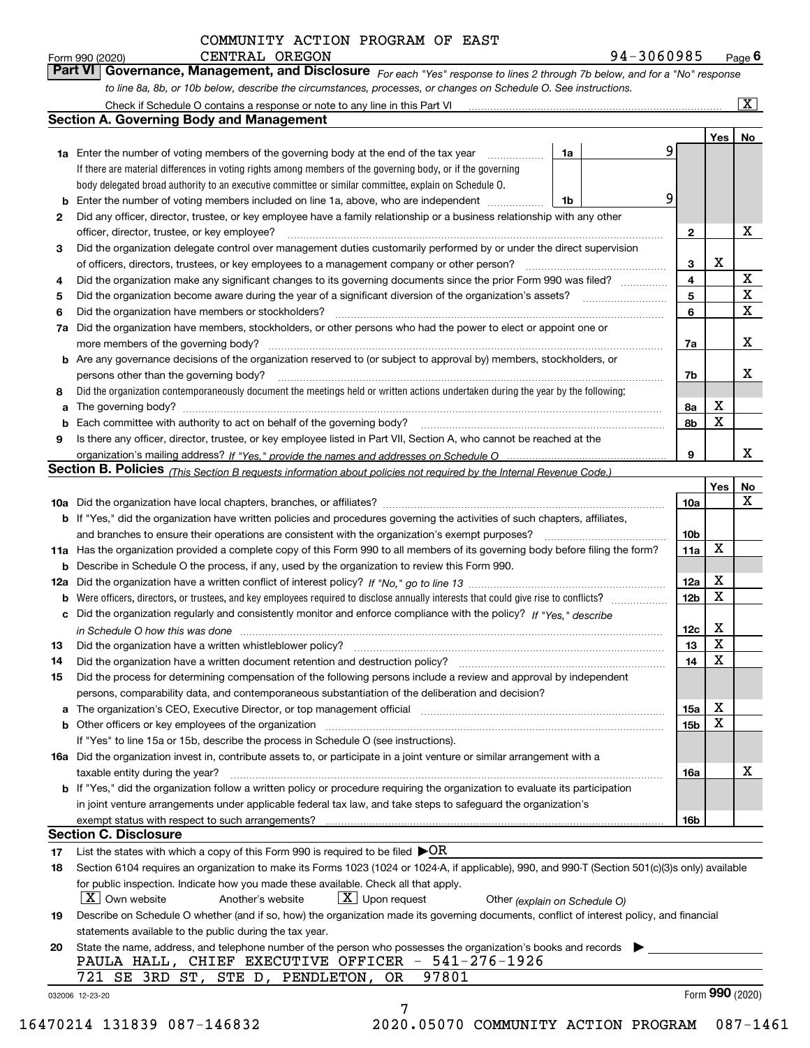COMMUNITY ACTION PROGRAM OF EAST CENTRAL OREGON 94-3060985

Form 990 (2020) Page 6

## Part VI Governance, Management, and Disclosure

*For each "Yes" response to lines 2 through 7b below, and for a "No" response to line 8a, 8b, or 10b below, describe the circumstances, processes, or changes on Schedule O. See instructions.*

Check if Schedule O contains a response or note to any line in this Part VI ... [X]

### Section A. Governing Body and Management

| | | | | Yes | No |
|---|---|---|---|---|---|
| **1a** | Enter the number of voting members of the governing body at the end of the tax year. If there are material differences in voting rights among members of the governing body, or if the governing body delegated broad authority to an executive committee or similar committee, explain on Schedule O. | 1a | 9 | | |
| **b** | Enter the number of voting members included on line 1a, above, who are independent | 1b | 9 | | |
| **2** | Did any officer, director, trustee, or key employee have a family relationship or a business relationship with any other officer, director, trustee, or key employee? | 2 | | | X |
| **3** | Did the organization delegate control over management duties customarily performed by or under the direct supervision of officers, directors, trustees, or key employees to a management company or other person? | 3 | | X | |
| **4** | Did the organization make any significant changes to its governing documents since the prior Form 990 was filed? | 4 | | | X |
| **5** | Did the organization become aware during the year of a significant diversion of the organization's assets? | 5 | | | X |
| **6** | Did the organization have members or stockholders? | 6 | | | X |
| **7a** | Did the organization have members, stockholders, or other persons who had the power to elect or appoint one or more members of the governing body? | 7a | | | X |
| **b** | Are any governance decisions of the organization reserved to (or subject to approval by) members, stockholders, or persons other than the governing body? | 7b | | | X |
| **8** | Did the organization contemporaneously document the meetings held or written actions undertaken during the year by the following: | | | | |
| **a** | The governing body? | 8a | | X | |
| **b** | Each committee with authority to act on behalf of the governing body? | 8b | | X | |
| **9** | Is there any officer, director, trustee, or key employee listed in Part VII, Section A, who cannot be reached at the organization's mailing address? *If "Yes," provide the names and addresses on Schedule O* | 9 | | | X |

### Section B. Policies *(This Section B requests information about policies not required by the Internal Revenue Code.)*

| | | | Yes | No |
|---|---|---|---|---|
| **10a** | Did the organization have local chapters, branches, or affiliates? | 10a | | X |
| **b** | If "Yes," did the organization have written policies and procedures governing the activities of such chapters, affiliates, and branches to ensure their operations are consistent with the organization's exempt purposes? | 10b | | |
| **11a** | Has the organization provided a complete copy of this Form 990 to all members of its governing body before filing the form? | 11a | X | |
| **b** | Describe in Schedule O the process, if any, used by the organization to review this Form 990. | | | |
| **12a** | Did the organization have a written conflict of interest policy? *If "No," go to line 13* | 12a | X | |
| **b** | Were officers, directors, or trustees, and key employees required to disclose annually interests that could give rise to conflicts? | 12b | X | |
| **c** | Did the organization regularly and consistently monitor and enforce compliance with the policy? *If "Yes," describe in Schedule O how this was done* | 12c | X | |
| **13** | Did the organization have a written whistleblower policy? | 13 | X | |
| **14** | Did the organization have a written document retention and destruction policy? | 14 | X | |
| **15** | Did the process for determining compensation of the following persons include a review and approval by independent persons, comparability data, and contemporaneous substantiation of the deliberation and decision? | | | |
| **a** | The organization's CEO, Executive Director, or top management official | 15a | X | |
| **b** | Other officers or key employees of the organization | 15b | X | |
| | If "Yes" to line 15a or 15b, describe the process in Schedule O (see instructions). | | | |
| **16a** | Did the organization invest in, contribute assets to, or participate in a joint venture or similar arrangement with a taxable entity during the year? | 16a | | X |
| **b** | If "Yes," did the organization follow a written policy or procedure requiring the organization to evaluate its participation in joint venture arrangements under applicable federal tax law, and take steps to safeguard the organization's exempt status with respect to such arrangements? | 16b | | |

### Section C. Disclosure

**17** List the states with which a copy of this Form 990 is required to be filed ▶OR

**18** Section 6104 requires an organization to make its Forms 1023 (1024 or 1024-A, if applicable), 990, and 990-T (Section 501(c)(3)s only) available for public inspection. Indicate how you made these available. Check all that apply.

[X] Own website  [ ] Another's website  [X] Upon request  [ ] Other *(explain on Schedule O)*

**19** Describe on Schedule O whether (and if so, how) the organization made its governing documents, conflict of interest policy, and financial statements available to the public during the tax year.

**20** State the name, address, and telephone number of the person who possesses the organization's books and records ▶

PAULA HALL, CHIEF EXECUTIVE OFFICER - 541-276-1926
721 SE 3RD ST, STE D, PENDLETON, OR 97801

032006 12-23-20 Form 990 (2020)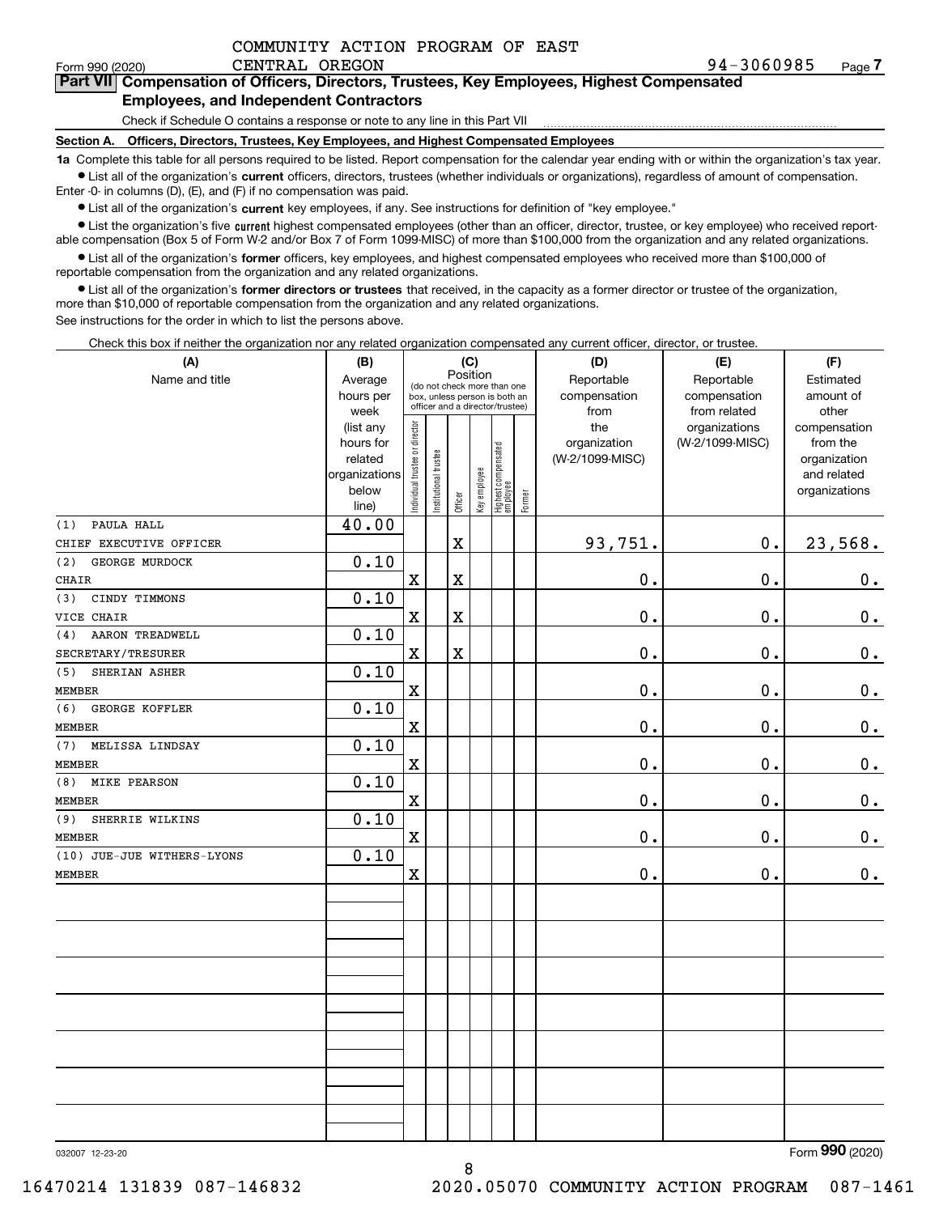COMMUNITY ACTION PROGRAM OF EAST CENTRAL OREGON 94-3060985

Form 990 (2020) Page 7

**Part VII Compensation of Officers, Directors, Trustees, Key Employees, Highest Compensated Employees, and Independent Contractors**

Check if Schedule O contains a response or note to any line in this Part VII

**Section A. Officers, Directors, Trustees, Key Employees, and Highest Compensated Employees**

**1a** Complete this table for all persons required to be listed. Report compensation for the calendar year ending with or within the organization's tax year.

- List all of the organization's **current** officers, directors, trustees (whether individuals or organizations), regardless of amount of compensation. Enter -0- in columns (D), (E), and (F) if no compensation was paid.
- List all of the organization's **current** key employees, if any. See instructions for definition of "key employee."
- List the organization's five **current** highest compensated employees (other than an officer, director, trustee, or key employee) who received reportable compensation (Box 5 of Form W-2 and/or Box 7 of Form 1099-MISC) of more than $100,000 from the organization and any related organizations.
- List all of the organization's **former** officers, key employees, and highest compensated employees who received more than $100,000 of reportable compensation from the organization and any related organizations.
- List all of the organization's **former directors or trustees** that received, in the capacity as a former director or trustee of the organization, more than $10,000 of reportable compensation from the organization and any related organizations.

See instructions for the order in which to list the persons above.

Check this box if neither the organization nor any related organization compensated any current officer, director, or trustee.

| (A) Name and title | (B) Average hours per week (list any hours for related organizations below line) | (C) Position (do not check more than one box, unless person is both an officer and a director/trustee) | | | | | | (D) Reportable compensation from the organization (W-2/1099-MISC) | (E) Reportable compensation from related organizations (W-2/1099-MISC) | (F) Estimated amount of other compensation from the organization and related organizations |
|---|---|---|---|---|---|---|---|---|---|---|
| | | Individual trustee or director | Institutional trustee | Officer | Key employee | Highest compensated employee | Former | | | |
| (1) PAULA HALL<br>CHIEF EXECUTIVE OFFICER | 40.00 | | | X | | | | 93,751. | 0. | 23,568. |
| (2) GEORGE MURDOCK<br>CHAIR | 0.10 | X | | X | | | | 0. | 0. | 0. |
| (3) CINDY TIMMONS<br>VICE CHAIR | 0.10 | X | | X | | | | 0. | 0. | 0. |
| (4) AARON TREADWELL<br>SECRETARY/TRESURER | 0.10 | X | | X | | | | 0. | 0. | 0. |
| (5) SHERIAN ASHER<br>MEMBER | 0.10 | X | | | | | | 0. | 0. | 0. |
| (6) GEORGE KOFFLER<br>MEMBER | 0.10 | X | | | | | | 0. | 0. | 0. |
| (7) MELISSA LINDSAY<br>MEMBER | 0.10 | X | | | | | | 0. | 0. | 0. |
| (8) MIKE PEARSON<br>MEMBER | 0.10 | X | | | | | | 0. | 0. | 0. |
| (9) SHERRIE WILKINS<br>MEMBER | 0.10 | X | | | | | | 0. | 0. | 0. |
| (10) JUE-JUE WITHERS-LYONS<br>MEMBER | 0.10 | X | | | | | | 0. | 0. | 0. |

032007 12-23-20 Form **990** (2020)

16470214 131839 087-146832 2020.05070 COMMUNITY ACTION PROGRAM 087-1461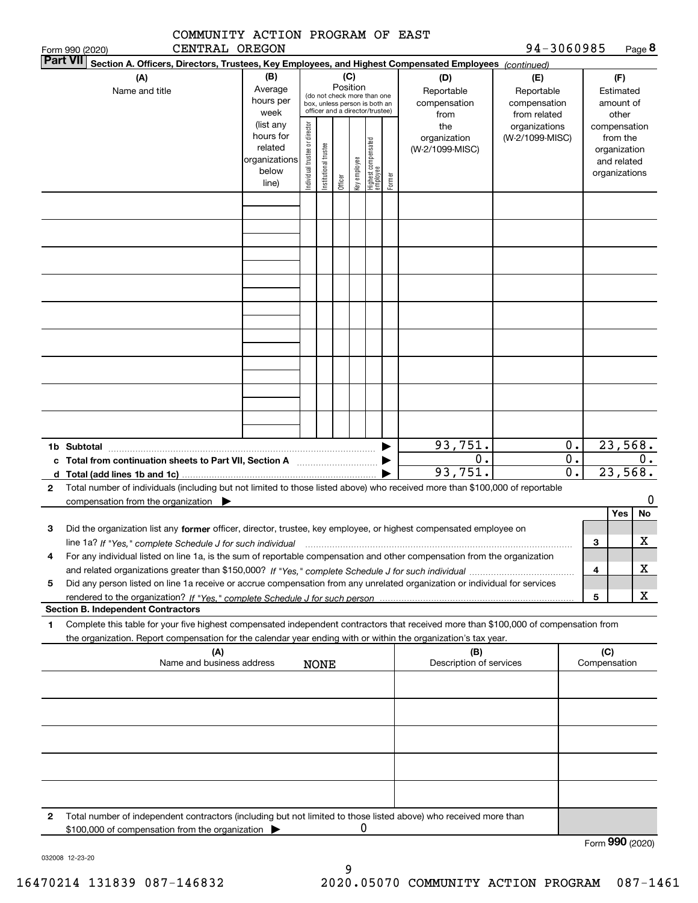COMMUNITY ACTION PROGRAM OF EAST CENTRAL OREGON

Form 990 (2020) 94-3060985 Page **8**

**Part VII** **Section A. Officers, Directors, Trustees, Key Employees, and Highest Compensated Employees** *(continued)*

| (A) Name and title | (B) Average hours per week (list any hours for related organizations below line) | (C) Position (do not check more than one box, unless person is both an officer and a director/trustee): Individual trustee or director | Institutional trustee | Officer | Key employee | Highest compensated employee | Former | (D) Reportable compensation from the organization (W-2/1099-MISC) | (E) Reportable compensation from related organizations (W-2/1099-MISC) | (F) Estimated amount of other compensation from the organization and related organizations |
|---|---|---|---|---|---|---|---|---|---|---|
| | | | | | | | | | | |
| | | | | | | | | | | |
| | | | | | | | | | | |
| | | | | | | | | | | |
| | | | | | | | | | | |
| | | | | | | | | | | |
| | | | | | | | | | | |
| | | | | | | | | | | |
| | | | | | | | | | | |
| **1b Subtotal** | | | | | | | | 93,751. | 0. | 23,568. |
| **c Total from continuation sheets to Part VII, Section A** | | | | | | | | 0. | 0. | 0. |
| **d Total (add lines 1b and 1c)** | | | | | | | | 93,751. | 0. | 23,568. |

**2** Total number of individuals (including but not limited to those listed above) who received more than $100,000 of reportable compensation from the organization ▶ 0

| | | Yes | No |
|---|---|---|---|
| **3** Did the organization list any **former** officer, director, trustee, key employee, or highest compensated employee on line 1a? *If "Yes," complete Schedule J for such individual* | 3 | | X |
| **4** For any individual listed on line 1a, is the sum of reportable compensation and other compensation from the organization and related organizations greater than $150,000? *If "Yes," complete Schedule J for such individual* | 4 | | X |
| **5** Did any person listed on line 1a receive or accrue compensation from any unrelated organization or individual for services rendered to the organization? *If "Yes," complete Schedule J for such person* | 5 | | X |

**Section B. Independent Contractors**

**1** Complete this table for your five highest compensated independent contractors that received more than $100,000 of compensation from the organization. Report compensation for the calendar year ending with or within the organization's tax year.

| (A) Name and business address | (B) Description of services | (C) Compensation |
|---|---|---|
| NONE | | |
| | | |
| | | |
| | | |
| | | |

**2** Total number of independent contractors (including but not limited to those listed above) who received more than $100,000 of compensation from the organization ▶ 0

Form **990** (2020)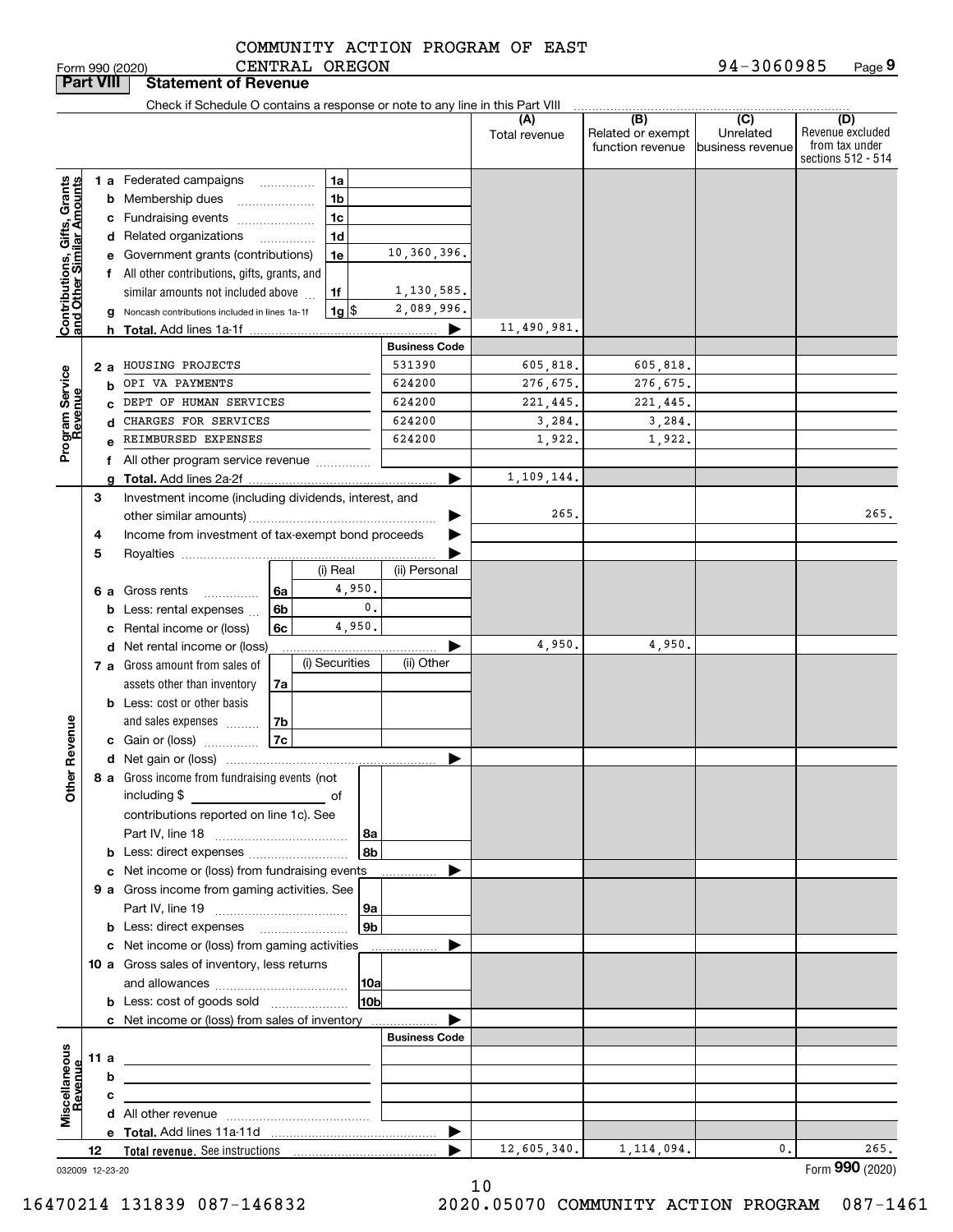COMMUNITY ACTION PROGRAM OF EAST CENTRAL OREGON

Form 990 (2020) 94-3060985 Page 9

**Part VIII Statement of Revenue**

Check if Schedule O contains a response or note to any line in this Part VIII

| | | | (A) Total revenue | (B) Related or exempt function revenue | (C) Unrelated business revenue | (D) Revenue excluded from tax under sections 512 - 514 |
|---|---|---|---|---|---|---|
| **Contributions, Gifts, Grants and Other Similar Amounts** | | | | | | |
| 1 a Federated campaigns | 1a | | | | | |
| b Membership dues | 1b | | | | | |
| c Fundraising events | 1c | | | | | |
| d Related organizations | 1d | | | | | |
| e Government grants (contributions) | 1e | 10,360,396. | | | | |
| f All other contributions, gifts, grants, and similar amounts not included above | 1f | 1,130,585. | | | | |
| g Noncash contributions included in lines 1a-1f | 1g $ | 2,089,996. | | | | |
| h **Total.** Add lines 1a-1f | | | 11,490,981. | | | |
| **Program Service Revenue** | | Business Code | | | | |
| 2 a HOUSING PROJECTS | | 531390 | 605,818. | 605,818. | | |
| b OPI VA PAYMENTS | | 624200 | 276,675. | 276,675. | | |
| c DEPT OF HUMAN SERVICES | | 624200 | 221,445. | 221,445. | | |
| d CHARGES FOR SERVICES | | 624200 | 3,284. | 3,284. | | |
| e REIMBURSED EXPENSES | | 624200 | 1,922. | 1,922. | | |
| f All other program service revenue | | | | | | |
| g **Total.** Add lines 2a-2f | | | 1,109,144. | | | |
| **Other Revenue** | | | | | | |
| 3 Investment income (including dividends, interest, and other similar amounts) | | | 265. | | | 265. |
| 4 Income from investment of tax-exempt bond proceeds | | | | | | |
| 5 Royalties | | | | | | |
| | (i) Real | (ii) Personal | | | | |
| 6 a Gross rents 6a | 4,950. | | | | | |
| b Less: rental expenses 6b | 0. | | | | | |
| c Rental income or (loss) 6c | 4,950. | | | | | |
| d Net rental income or (loss) | | | 4,950. | 4,950. | | |
| | (i) Securities | (ii) Other | | | | |
| 7 a Gross amount from sales of assets other than inventory 7a | | | | | | |
| b Less: cost or other basis and sales expenses 7b | | | | | | |
| c Gain or (loss) 7c | | | | | | |
| d Net gain or (loss) | | | | | | |
| 8 a Gross income from fundraising events (not including $ ____ of contributions reported on line 1c). See Part IV, line 18 | 8a | | | | | |
| b Less: direct expenses | 8b | | | | | |
| c Net income or (loss) from fundraising events | | | | | | |
| 9 a Gross income from gaming activities. See Part IV, line 19 | 9a | | | | | |
| b Less: direct expenses | 9b | | | | | |
| c Net income or (loss) from gaming activities | | | | | | |
| 10 a Gross sales of inventory, less returns and allowances | 10a | | | | | |
| b Less: cost of goods sold | 10b | | | | | |
| c Net income or (loss) from sales of inventory | | | | | | |
| **Miscellaneous Revenue** | | Business Code | | | | |
| 11 a | | | | | | |
| b | | | | | | |
| c | | | | | | |
| d All other revenue | | | | | | |
| e **Total.** Add lines 11a-11d | | | | | | |
| 12 **Total revenue.** See instructions | | | 12,605,340. | 1,114,094. | 0. | 265. |

032009 12-23-20 Form **990** (2020)

16470214 131839 087-146832 2020.05070 COMMUNITY ACTION PROGRAM 087-1461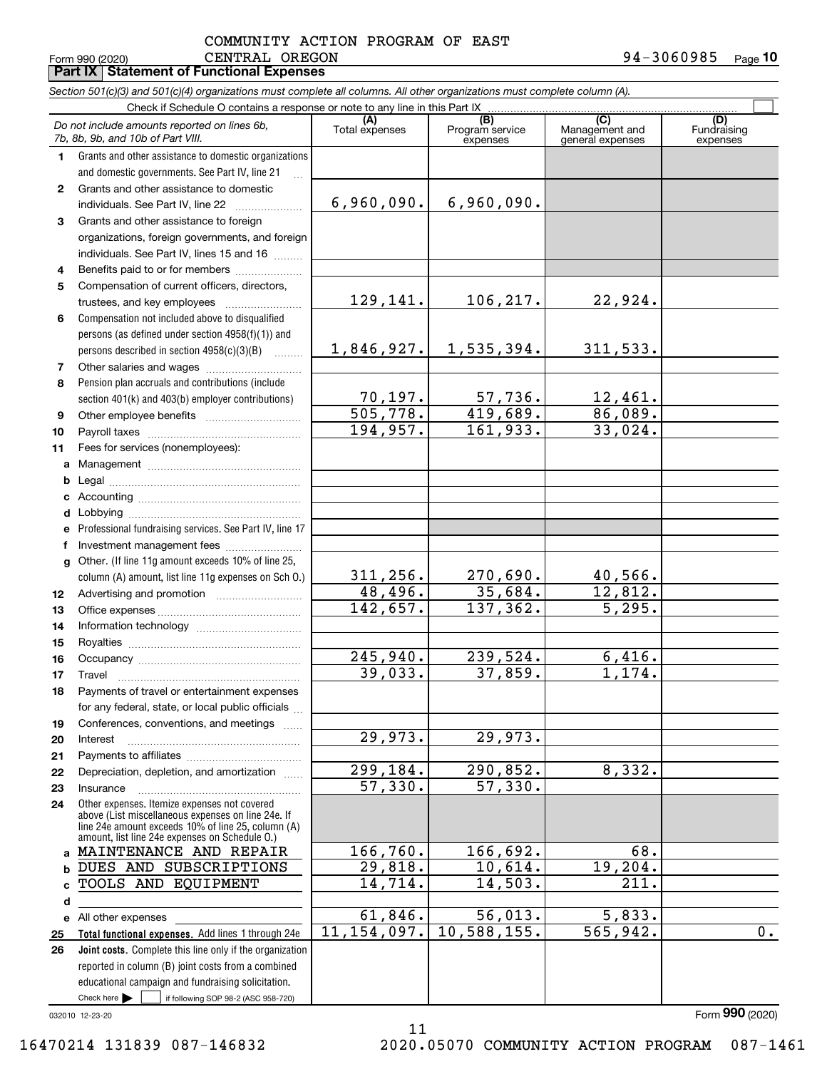COMMUNITY ACTION PROGRAM OF EAST CENTRAL OREGON

Form 990 (2020) 94-3060985 Page **10**

**Part IX Statement of Functional Expenses**

*Section 501(c)(3) and 501(c)(4) organizations must complete all columns. All other organizations must complete column (A).*

Check if Schedule O contains a response or note to any line in this Part IX ☐

| *Do not include amounts reported on lines 6b, 7b, 8b, 9b, and 10b of Part VIII.* | (A) Total expenses | (B) Program service expenses | (C) Management and general expenses | (D) Fundraising expenses |
|---|---|---|---|---|
| **1** Grants and other assistance to domestic organizations and domestic governments. See Part IV, line 21 | | | | |
| **2** Grants and other assistance to domestic individuals. See Part IV, line 22 | 6,960,090. | 6,960,090. | | |
| **3** Grants and other assistance to foreign organizations, foreign governments, and foreign individuals. See Part IV, lines 15 and 16 | | | | |
| **4** Benefits paid to or for members | | | | |
| **5** Compensation of current officers, directors, trustees, and key employees | 129,141. | 106,217. | 22,924. | |
| **6** Compensation not included above to disqualified persons (as defined under section 4958(f)(1)) and persons described in section 4958(c)(3)(B) | 1,846,927. | 1,535,394. | 311,533. | |
| **7** Other salaries and wages | | | | |
| **8** Pension plan accruals and contributions (include section 401(k) and 403(b) employer contributions) | 70,197. | 57,736. | 12,461. | |
| **9** Other employee benefits | 505,778. | 419,689. | 86,089. | |
| **10** Payroll taxes | 194,957. | 161,933. | 33,024. | |
| **11** Fees for services (nonemployees): | | | | |
| **a** Management | | | | |
| **b** Legal | | | | |
| **c** Accounting | | | | |
| **d** Lobbying | | | | |
| **e** Professional fundraising services. See Part IV, line 17 | | | | |
| **f** Investment management fees | | | | |
| **g** Other. (If line 11g amount exceeds 10% of line 25, column (A) amount, list line 11g expenses on Sch O.) | 311,256. | 270,690. | 40,566. | |
| **12** Advertising and promotion | 48,496. | 35,684. | 12,812. | |
| **13** Office expenses | 142,657. | 137,362. | 5,295. | |
| **14** Information technology | | | | |
| **15** Royalties | | | | |
| **16** Occupancy | 245,940. | 239,524. | 6,416. | |
| **17** Travel | 39,033. | 37,859. | 1,174. | |
| **18** Payments of travel or entertainment expenses for any federal, state, or local public officials | | | | |
| **19** Conferences, conventions, and meetings | | | | |
| **20** Interest | 29,973. | 29,973. | | |
| **21** Payments to affiliates | | | | |
| **22** Depreciation, depletion, and amortization | 299,184. | 290,852. | 8,332. | |
| **23** Insurance | 57,330. | 57,330. | | |
| **24** Other expenses. Itemize expenses not covered above (List miscellaneous expenses on line 24e. If line 24e amount exceeds 10% of line 25, column (A) amount, list line 24e expenses on Schedule O.) | | | | |
| **a** MAINTENANCE AND REPAIR | 166,760. | 166,692. | 68. | |
| **b** DUES AND SUBSCRIPTIONS | 29,818. | 10,614. | 19,204. | |
| **c** TOOLS AND EQUIPMENT | 14,714. | 14,503. | 211. | |
| **d** | | | | |
| **e** All other expenses | 61,846. | 56,013. | 5,833. | |
| **25 Total functional expenses.** Add lines 1 through 24e | 11,154,097. | 10,588,155. | 565,942. | 0. |
| **26 Joint costs.** Complete this line only if the organization reported in column (B) joint costs from a combined educational campaign and fundraising solicitation. Check here ☐ if following SOP 98-2 (ASC 958-720) | | | | |

032010 12-23-20 Form **990** (2020)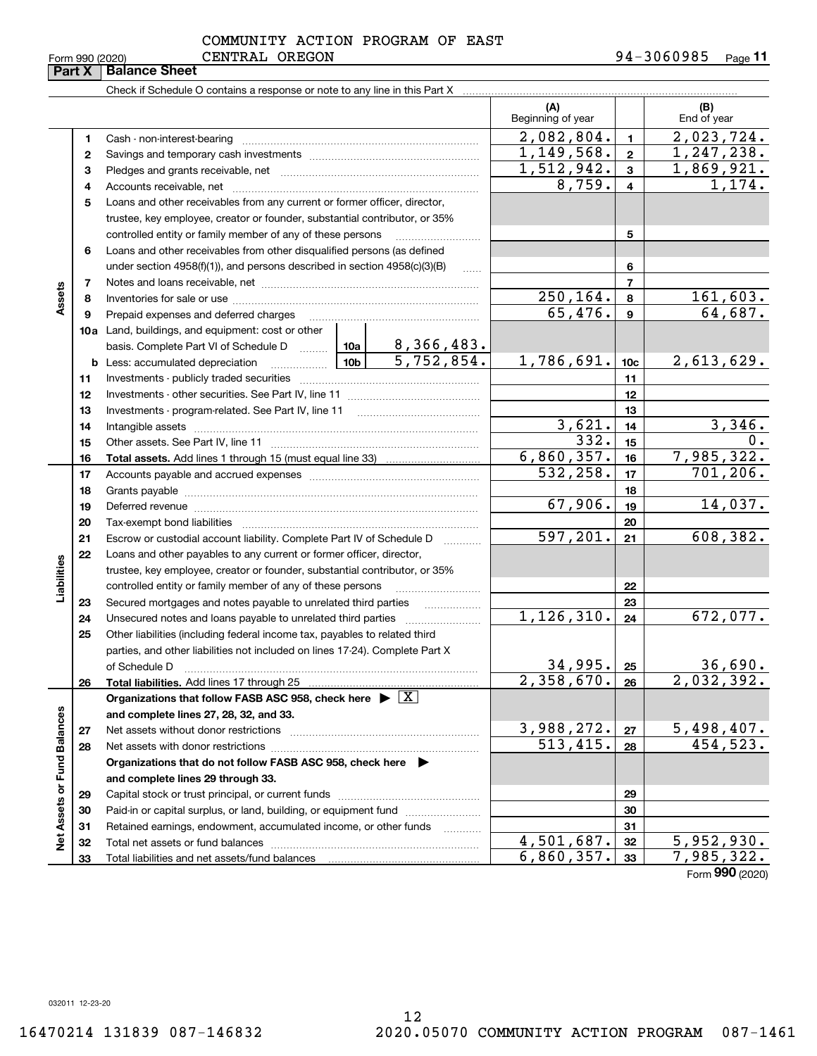COMMUNITY ACTION PROGRAM OF EAST CENTRAL OREGON

Form 990 (2020) 94-3060985 Page **11**

## Part X Balance Sheet

Check if Schedule O contains a response or note to any line in this Part X

| | | | | (A) Beginning of year | | (B) End of year |
|---|---|---|---|---|---|---|
| **Assets** | 1 | Cash - non-interest-bearing | | 2,082,804. | 1 | 2,023,724. |
| | 2 | Savings and temporary cash investments | | 1,149,568. | 2 | 1,247,238. |
| | 3 | Pledges and grants receivable, net | | 1,512,942. | 3 | 1,869,921. |
| | 4 | Accounts receivable, net | | 8,759. | 4 | 1,174. |
| | 5 | Loans and other receivables from any current or former officer, director, trustee, key employee, creator or founder, substantial contributor, or 35% controlled entity or family member of any of these persons | | | 5 | |
| | 6 | Loans and other receivables from other disqualified persons (as defined under section 4958(f)(1)), and persons described in section 4958(c)(3)(B) | | | 6 | |
| | 7 | Notes and loans receivable, net | | | 7 | |
| | 8 | Inventories for sale or use | | 250,164. | 8 | 161,603. |
| | 9 | Prepaid expenses and deferred charges | | 65,476. | 9 | 64,687. |
| | 10a | Land, buildings, and equipment: cost or other basis. Complete Part VI of Schedule D | 10a 8,366,483. | | | |
| | b | Less: accumulated depreciation | 10b 5,752,854. | 1,786,691. | 10c | 2,613,629. |
| | 11 | Investments - publicly traded securities | | | 11 | |
| | 12 | Investments - other securities. See Part IV, line 11 | | | 12 | |
| | 13 | Investments - program-related. See Part IV, line 11 | | | 13 | |
| | 14 | Intangible assets | | 3,621. | 14 | 3,346. |
| | 15 | Other assets. See Part IV, line 11 | | 332. | 15 | 0. |
| | 16 | **Total assets.** Add lines 1 through 15 (must equal line 33) | | 6,860,357. | 16 | 7,985,322. |
| **Liabilities** | 17 | Accounts payable and accrued expenses | | 532,258. | 17 | 701,206. |
| | 18 | Grants payable | | | 18 | |
| | 19 | Deferred revenue | | 67,906. | 19 | 14,037. |
| | 20 | Tax-exempt bond liabilities | | | 20 | |
| | 21 | Escrow or custodial account liability. Complete Part IV of Schedule D | | 597,201. | 21 | 608,382. |
| | 22 | Loans and other payables to any current or former officer, director, trustee, key employee, creator or founder, substantial contributor, or 35% controlled entity or family member of any of these persons | | | 22 | |
| | 23 | Secured mortgages and notes payable to unrelated third parties | | | 23 | |
| | 24 | Unsecured notes and loans payable to unrelated third parties | | 1,126,310. | 24 | 672,077. |
| | 25 | Other liabilities (including federal income tax, payables to related third parties, and other liabilities not included on lines 17-24). Complete Part X of Schedule D | | 34,995. | 25 | 36,690. |
| | 26 | **Total liabilities.** Add lines 17 through 25 | | 2,358,670. | 26 | 2,032,392. |
| **Net Assets or Fund Balances** | | **Organizations that follow FASB ASC 958, check here** ▶ [X] **and complete lines 27, 28, 32, and 33.** | | | | |
| | 27 | Net assets without donor restrictions | | 3,988,272. | 27 | 5,498,407. |
| | 28 | Net assets with donor restrictions | | 513,415. | 28 | 454,523. |
| | | **Organizations that do not follow FASB ASC 958, check here** ▶ **and complete lines 29 through 33.** | | | | |
| | 29 | Capital stock or trust principal, or current funds | | | 29 | |
| | 30 | Paid-in or capital surplus, or land, building, or equipment fund | | | 30 | |
| | 31 | Retained earnings, endowment, accumulated income, or other funds | | | 31 | |
| | 32 | Total net assets or fund balances | | 4,501,687. | 32 | 5,952,930. |
| | 33 | Total liabilities and net assets/fund balances | | 6,860,357. | 33 | 7,985,322. |

Form **990** (2020)

032011 12-23-20

16470214 131839 087-146832 2020.05070 COMMUNITY ACTION PROGRAM 087-1461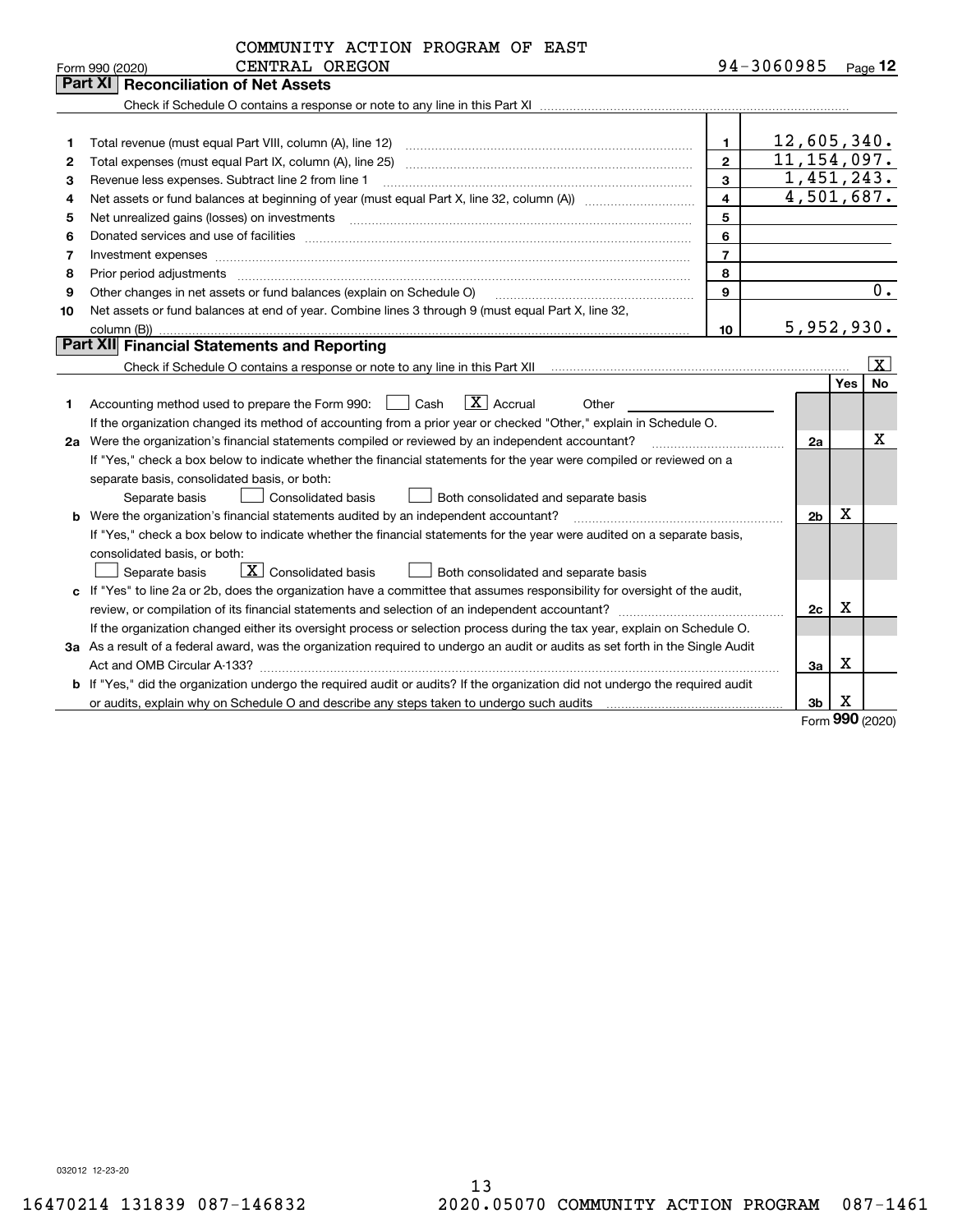COMMUNITY ACTION PROGRAM OF EAST CENTRAL OREGON

Form 990 (2020) 94-3060985 Page **12**

## Part XI Reconciliation of Net Assets

Check if Schedule O contains a response or note to any line in this Part XI

| | | | |
|---|---|---|---|
| 1 | Total revenue (must equal Part VIII, column (A), line 12) | 1 | 12,605,340. |
| 2 | Total expenses (must equal Part IX, column (A), line 25) | 2 | 11,154,097. |
| 3 | Revenue less expenses. Subtract line 2 from line 1 | 3 | 1,451,243. |
| 4 | Net assets or fund balances at beginning of year (must equal Part X, line 32, column (A)) | 4 | 4,501,687. |
| 5 | Net unrealized gains (losses) on investments | 5 | |
| 6 | Donated services and use of facilities | 6 | |
| 7 | Investment expenses | 7 | |
| 8 | Prior period adjustments | 8 | |
| 9 | Other changes in net assets or fund balances (explain on Schedule O) | 9 | 0. |
| 10 | Net assets or fund balances at end of year. Combine lines 3 through 9 (must equal Part X, line 32, column (B)) | 10 | 5,952,930. |

## Part XII Financial Statements and Reporting

Check if Schedule O contains a response or note to any line in this Part XII [X]

| | | | Yes | No |
|---|---|---|---|---|
| 1 | Accounting method used to prepare the Form 990: [ ] Cash [X] Accrual Other<br>If the organization changed its method of accounting from a prior year or checked "Other," explain in Schedule O. | | | |
| 2a | Were the organization's financial statements compiled or reviewed by an independent accountant?<br>If "Yes," check a box below to indicate whether the financial statements for the year were compiled or reviewed on a separate basis, consolidated basis, or both:<br>[ ] Separate basis [ ] Consolidated basis [ ] Both consolidated and separate basis | 2a | | X |
| b | Were the organization's financial statements audited by an independent accountant?<br>If "Yes," check a box below to indicate whether the financial statements for the year were audited on a separate basis, consolidated basis, or both:<br>[ ] Separate basis [X] Consolidated basis [ ] Both consolidated and separate basis | 2b | X | |
| c | If "Yes" to line 2a or 2b, does the organization have a committee that assumes responsibility for oversight of the audit, review, or compilation of its financial statements and selection of an independent accountant?<br>If the organization changed either its oversight process or selection process during the tax year, explain on Schedule O. | 2c | X | |
| 3a | As a result of a federal award, was the organization required to undergo an audit or audits as set forth in the Single Audit Act and OMB Circular A-133? | 3a | X | |
| b | If "Yes," did the organization undergo the required audit or audits? If the organization did not undergo the required audit or audits, explain why on Schedule O and describe any steps taken to undergo such audits | 3b | X | |

Form **990** (2020)

032012 12-23-20

16470214 131839 087-146832 2020.05070 COMMUNITY ACTION PROGRAM 087-1461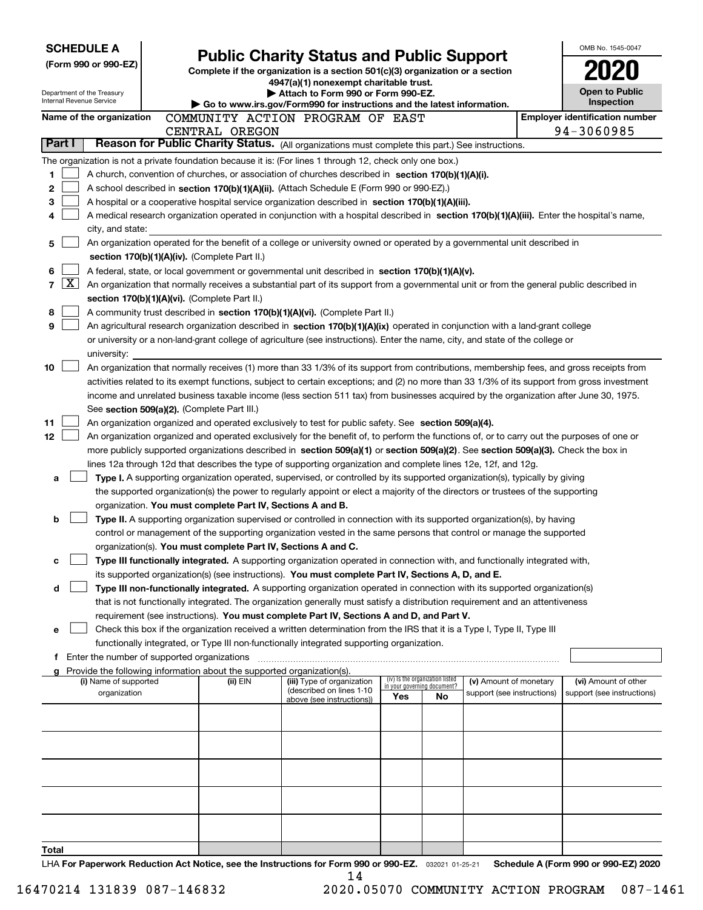**SCHEDULE A**
**(Form 990 or 990-EZ)**

Department of the Treasury
Internal Revenue Service

# Public Charity Status and Public Support

**Complete if the organization is a section 501(c)(3) organization or a section 4947(a)(1) nonexempt charitable trust.**
**▶ Attach to Form 990 or Form 990-EZ.**
**▶ Go to www.irs.gov/Form990 for instructions and the latest information.**

OMB No. 1545-0047
**2020**
**Open to Public Inspection**

**Name of the organization** COMMUNITY ACTION PROGRAM OF EAST CENTRAL OREGON
**Employer identification number** 94-3060985

## Part I Reason for Public Charity Status. (All organizations must complete this part.) See instructions.

The organization is not a private foundation because it is: (For lines 1 through 12, check only one box.)

1. ☐ A church, convention of churches, or association of churches described in **section 170(b)(1)(A)(i).**
2. ☐ A school described in **section 170(b)(1)(A)(ii).** (Attach Schedule E (Form 990 or 990-EZ).)
3. ☐ A hospital or a cooperative hospital service organization described in **section 170(b)(1)(A)(iii).**
4. ☐ A medical research organization operated in conjunction with a hospital described in **section 170(b)(1)(A)(iii).** Enter the hospital's name, city, and state:
5. ☐ An organization operated for the benefit of a college or university owned or operated by a governmental unit described in **section 170(b)(1)(A)(iv).** (Complete Part II.)
6. ☐ A federal, state, or local government or governmental unit described in **section 170(b)(1)(A)(v).**
7. ☒ An organization that normally receives a substantial part of its support from a governmental unit or from the general public described in **section 170(b)(1)(A)(vi).** (Complete Part II.)
8. ☐ A community trust described in **section 170(b)(1)(A)(vi).** (Complete Part II.)
9. ☐ An agricultural research organization described in **section 170(b)(1)(A)(ix)** operated in conjunction with a land-grant college or university or a non-land-grant college of agriculture (see instructions). Enter the name, city, and state of the college or university:
10. ☐ An organization that normally receives (1) more than 33 1/3% of its support from contributions, membership fees, and gross receipts from activities related to its exempt functions, subject to certain exceptions; and (2) no more than 33 1/3% of its support from gross investment income and unrelated business taxable income (less section 511 tax) from businesses acquired by the organization after June 30, 1975. See **section 509(a)(2).** (Complete Part III.)
11. ☐ An organization organized and operated exclusively to test for public safety. See **section 509(a)(4).**
12. ☐ An organization organized and operated exclusively for the benefit of, to perform the functions of, or to carry out the purposes of one or more publicly supported organizations described in **section 509(a)(1)** or **section 509(a)(2)**. See **section 509(a)(3).** Check the box in lines 12a through 12d that describes the type of supporting organization and complete lines 12e, 12f, and 12g.
   - **a** ☐ **Type I.** A supporting organization operated, supervised, or controlled by its supported organization(s), typically by giving the supported organization(s) the power to regularly appoint or elect a majority of the directors or trustees of the supporting organization. **You must complete Part IV, Sections A and B.**
   - **b** ☐ **Type II.** A supporting organization supervised or controlled in connection with its supported organization(s), by having control or management of the supporting organization vested in the same persons that control or manage the supported organization(s). **You must complete Part IV, Sections A and C.**
   - **c** ☐ **Type III functionally integrated.** A supporting organization operated in connection with, and functionally integrated with, its supported organization(s) (see instructions). **You must complete Part IV, Sections A, D, and E.**
   - **d** ☐ **Type III non-functionally integrated.** A supporting organization operated in connection with its supported organization(s) that is not functionally integrated. The organization generally must satisfy a distribution requirement and an attentiveness requirement (see instructions). **You must complete Part IV, Sections A and D, and Part V.**
   - **e** ☐ Check this box if the organization received a written determination from the IRS that it is a Type I, Type II, Type III functionally integrated, or Type III non-functionally integrated supporting organization.
   - **f** Enter the number of supported organizations
   - **g** Provide the following information about the supported organization(s).

| (i) Name of supported organization | (ii) EIN | (iii) Type of organization (described on lines 1-10 above (see instructions)) | (iv) Is the organization listed in your governing document? Yes | No | (v) Amount of monetary support (see instructions) | (vi) Amount of other support (see instructions) |
|---|---|---|---|---|---|---|
| | | | | | | |
| | | | | | | |
| | | | | | | |
| | | | | | | |
| | | | | | | |
| **Total** | | | | | | |

LHA **For Paperwork Reduction Act Notice, see the Instructions for Form 990 or 990-EZ.** 032021 01-25-21 **Schedule A (Form 990 or 990-EZ) 2020**

16470214 131839 087-146832 2020.05070 COMMUNITY ACTION PROGRAM 087-1461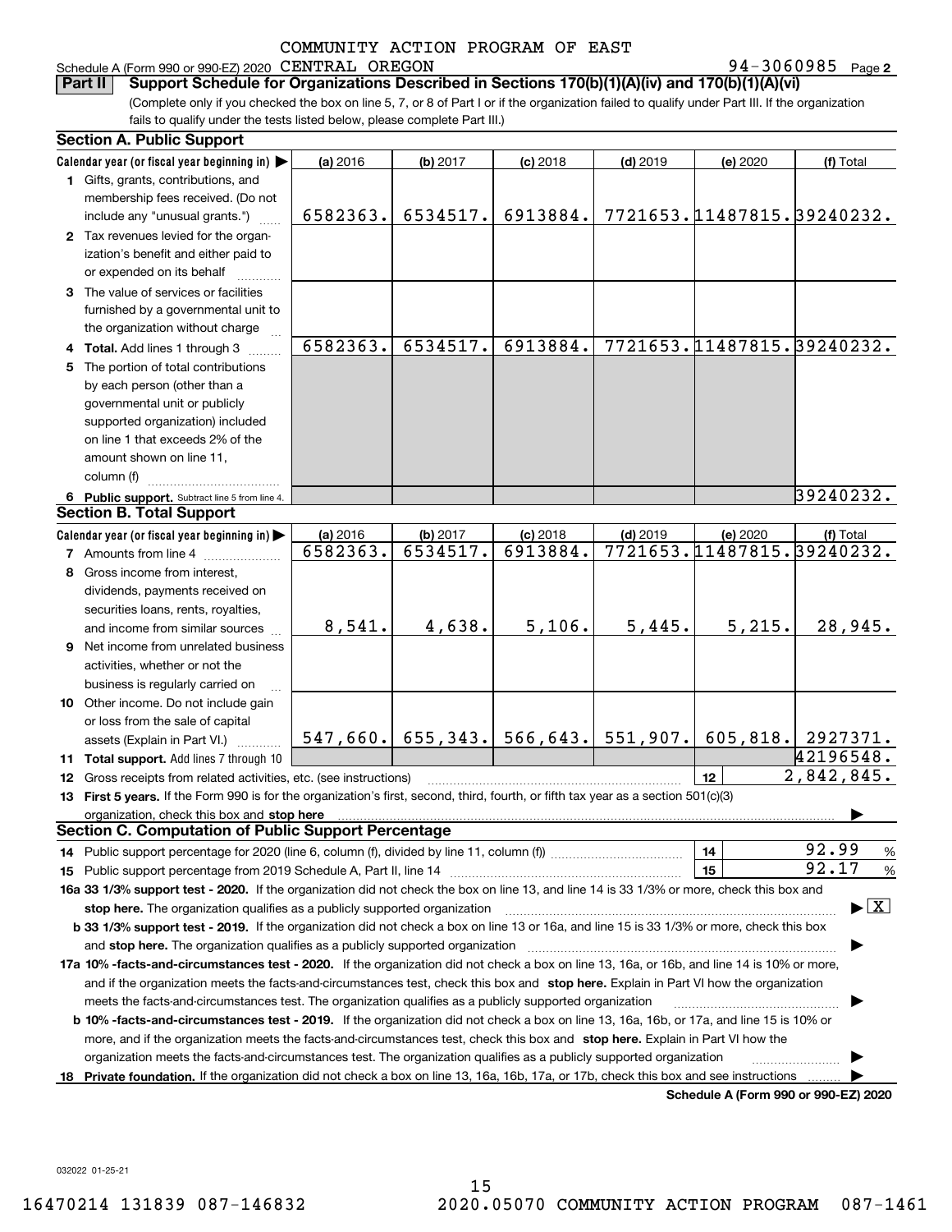COMMUNITY ACTION PROGRAM OF EAST

Schedule A (Form 990 or 990-EZ) 2020 CENTRAL OREGON 94-3060985 Page 2

## Part II Support Schedule for Organizations Described in Sections 170(b)(1)(A)(iv) and 170(b)(1)(A)(vi)

(Complete only if you checked the box on line 5, 7, or 8 of Part I or if the organization failed to qualify under Part III. If the organization fails to qualify under the tests listed below, please complete Part III.)

### Section A. Public Support

| Calendar year (or fiscal year beginning in) ▶ | (a) 2016 | (b) 2017 | (c) 2018 | (d) 2019 | (e) 2020 | (f) Total |
|---|---|---|---|---|---|---|
| 1 Gifts, grants, contributions, and membership fees received. (Do not include any "unusual grants.") | 6582363. | 6534517. | 6913884. | 7721653. | 11487815. | 39240232. |
| 2 Tax revenues levied for the organization's benefit and either paid to or expended on its behalf | | | | | | |
| 3 The value of services or facilities furnished by a governmental unit to the organization without charge | | | | | | |
| 4 Total. Add lines 1 through 3 | 6582363. | 6534517. | 6913884. | 7721653. | 11487815. | 39240232. |
| 5 The portion of total contributions by each person (other than a governmental unit or publicly supported organization) included on line 1 that exceeds 2% of the amount shown on line 11, column (f) | | | | | | |
| 6 Public support. Subtract line 5 from line 4. | | | | | | 39240232. |

### Section B. Total Support

| Calendar year (or fiscal year beginning in) ▶ | (a) 2016 | (b) 2017 | (c) 2018 | (d) 2019 | (e) 2020 | (f) Total |
|---|---|---|---|---|---|---|
| 7 Amounts from line 4 | 6582363. | 6534517. | 6913884. | 7721653. | 11487815. | 39240232. |
| 8 Gross income from interest, dividends, payments received on securities loans, rents, royalties, and income from similar sources | 8,541. | 4,638. | 5,106. | 5,445. | 5,215. | 28,945. |
| 9 Net income from unrelated business activities, whether or not the business is regularly carried on | | | | | | |
| 10 Other income. Do not include gain or loss from the sale of capital assets (Explain in Part VI.) | 547,660. | 655,343. | 566,643. | 551,907. | 605,818. | 2927371. |
| 11 Total support. Add lines 7 through 10 | | | | | | 42196548. |
| 12 Gross receipts from related activities, etc. (see instructions) | | | | | 12 | 2,842,845. |

13 First 5 years. If the Form 990 is for the organization's first, second, third, fourth, or fifth tax year as a section 501(c)(3) organization, check this box and stop here ▶

### Section C. Computation of Public Support Percentage

| | | |
|---|---|---|
| 14 Public support percentage for 2020 (line 6, column (f), divided by line 11, column (f)) | 14 | 92.99 % |
| 15 Public support percentage from 2019 Schedule A, Part II, line 14 | 15 | 92.17 % |

16a 33 1/3% support test - 2020. If the organization did not check the box on line 13, and line 14 is 33 1/3% or more, check this box and stop here. The organization qualifies as a publicly supported organization ▶ [X]

b 33 1/3% support test - 2019. If the organization did not check a box on line 13 or 16a, and line 15 is 33 1/3% or more, check this box and stop here. The organization qualifies as a publicly supported organization ▶

17a 10% -facts-and-circumstances test - 2020. If the organization did not check a box on line 13, 16a, or 16b, and line 14 is 10% or more, and if the organization meets the facts-and-circumstances test, check this box and stop here. Explain in Part VI how the organization meets the facts-and-circumstances test. The organization qualifies as a publicly supported organization ▶

b 10% -facts-and-circumstances test - 2019. If the organization did not check a box on line 13, 16a, 16b, or 17a, and line 15 is 10% or more, and if the organization meets the facts-and-circumstances test, check this box and stop here. Explain in Part VI how the organization meets the facts-and-circumstances test. The organization qualifies as a publicly supported organization ▶

18 Private foundation. If the organization did not check a box on line 13, 16a, 16b, 17a, or 17b, check this box and see instructions ▶

Schedule A (Form 990 or 990-EZ) 2020

032022 01-25-21

16470214 131839 087-146832 2020.05070 COMMUNITY ACTION PROGRAM 087-1461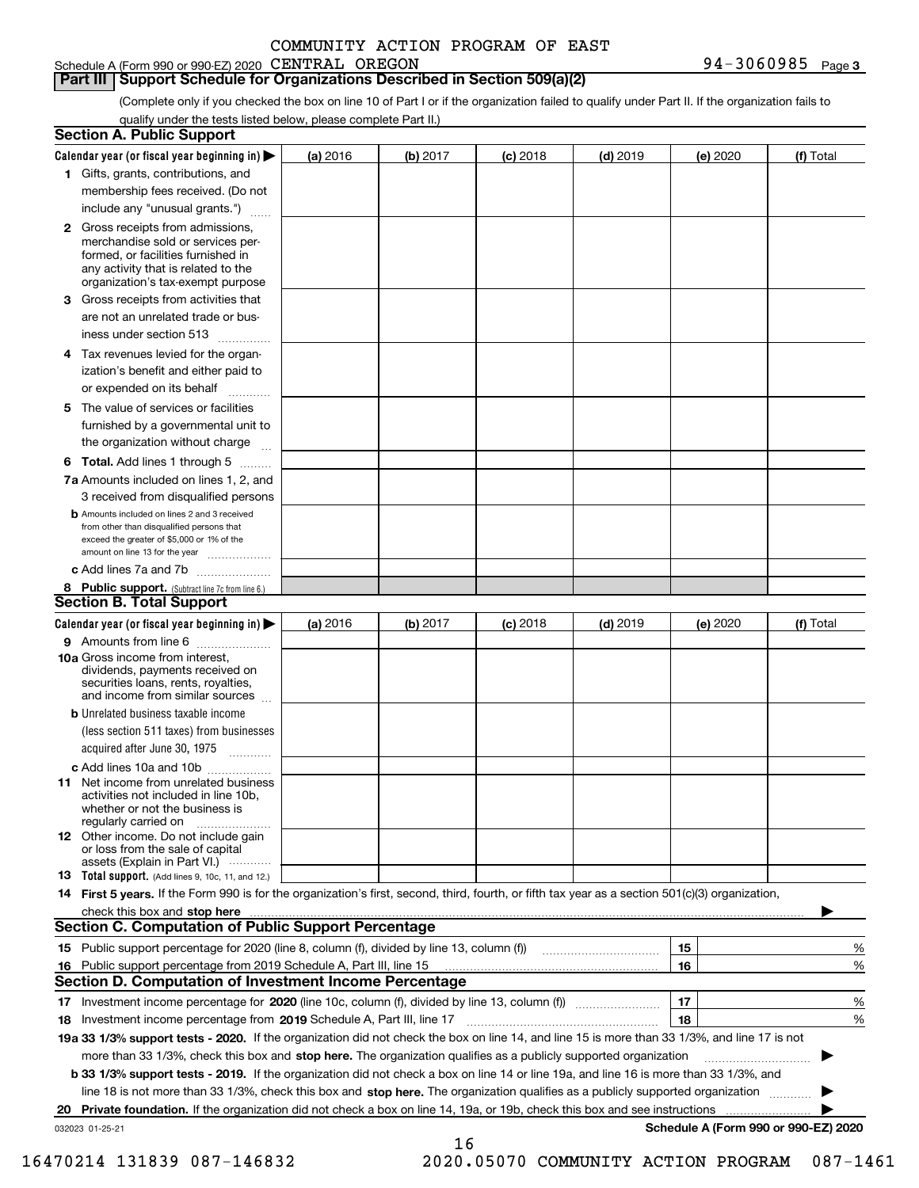COMMUNITY ACTION PROGRAM OF EAST

Schedule A (Form 990 or 990-EZ) 2020 CENTRAL OREGON 94-3060985 Page 3

## Part III Support Schedule for Organizations Described in Section 509(a)(2)

(Complete only if you checked the box on line 10 of Part I or if the organization failed to qualify under Part II. If the organization fails to qualify under the tests listed below, please complete Part II.)

### Section A. Public Support

| Calendar year (or fiscal year beginning in) ▶ | (a) 2016 | (b) 2017 | (c) 2018 | (d) 2019 | (e) 2020 | (f) Total |
|---|---|---|---|---|---|---|
| 1 Gifts, grants, contributions, and membership fees received. (Do not include any "unusual grants.") | | | | | | |
| 2 Gross receipts from admissions, merchandise sold or services performed, or facilities furnished in any activity that is related to the organization's tax-exempt purpose | | | | | | |
| 3 Gross receipts from activities that are not an unrelated trade or business under section 513 | | | | | | |
| 4 Tax revenues levied for the organization's benefit and either paid to or expended on its behalf | | | | | | |
| 5 The value of services or facilities furnished by a governmental unit to the organization without charge | | | | | | |
| 6 **Total.** Add lines 1 through 5 | | | | | | |
| 7a Amounts included on lines 1, 2, and 3 received from disqualified persons | | | | | | |
| b Amounts included on lines 2 and 3 received from other than disqualified persons that exceed the greater of $5,000 or 1% of the amount on line 13 for the year | | | | | | |
| c Add lines 7a and 7b | | | | | | |
| 8 **Public support.** (Subtract line 7c from line 6.) | | | | | | |

### Section B. Total Support

| Calendar year (or fiscal year beginning in) ▶ | (a) 2016 | (b) 2017 | (c) 2018 | (d) 2019 | (e) 2020 | (f) Total |
|---|---|---|---|---|---|---|
| 9 Amounts from line 6 | | | | | | |
| 10a Gross income from interest, dividends, payments received on securities loans, rents, royalties, and income from similar sources | | | | | | |
| b Unrelated business taxable income (less section 511 taxes) from businesses acquired after June 30, 1975 | | | | | | |
| c Add lines 10a and 10b | | | | | | |
| 11 Net income from unrelated business activities not included in line 10b, whether or not the business is regularly carried on | | | | | | |
| 12 Other income. Do not include gain or loss from the sale of capital assets (Explain in Part VI.) | | | | | | |
| 13 **Total support.** (Add lines 9, 10c, 11, and 12.) | | | | | | |

14 **First 5 years.** If the Form 990 is for the organization's first, second, third, fourth, or fifth tax year as a section 501(c)(3) organization, check this box and **stop here** ▶

### Section C. Computation of Public Support Percentage

| | | | |
|---|---|---|---|
| 15 | Public support percentage for 2020 (line 8, column (f), divided by line 13, column (f)) | 15 | % |
| 16 | Public support percentage from 2019 Schedule A, Part III, line 15 | 16 | % |

### Section D. Computation of Investment Income Percentage

| | | | |
|---|---|---|---|
| 17 | Investment income percentage for **2020** (line 10c, column (f), divided by line 13, column (f)) | 17 | % |
| 18 | Investment income percentage from **2019** Schedule A, Part III, line 17 | 18 | % |

**19a 33 1/3% support tests - 2020.** If the organization did not check the box on line 14, and line 15 is more than 33 1/3%, and line 17 is not more than 33 1/3%, check this box and **stop here.** The organization qualifies as a publicly supported organization ▶

**b 33 1/3% support tests - 2019.** If the organization did not check a box on line 14 or line 19a, and line 16 is more than 33 1/3%, and line 18 is not more than 33 1/3%, check this box and **stop here.** The organization qualifies as a publicly supported organization ▶

**20 Private foundation.** If the organization did not check a box on line 14, 19a, or 19b, check this box and see instructions ▶

032023 01-25-21 **Schedule A (Form 990 or 990-EZ) 2020**

16470214 131839 087-146832 2020.05070 COMMUNITY ACTION PROGRAM 087-1461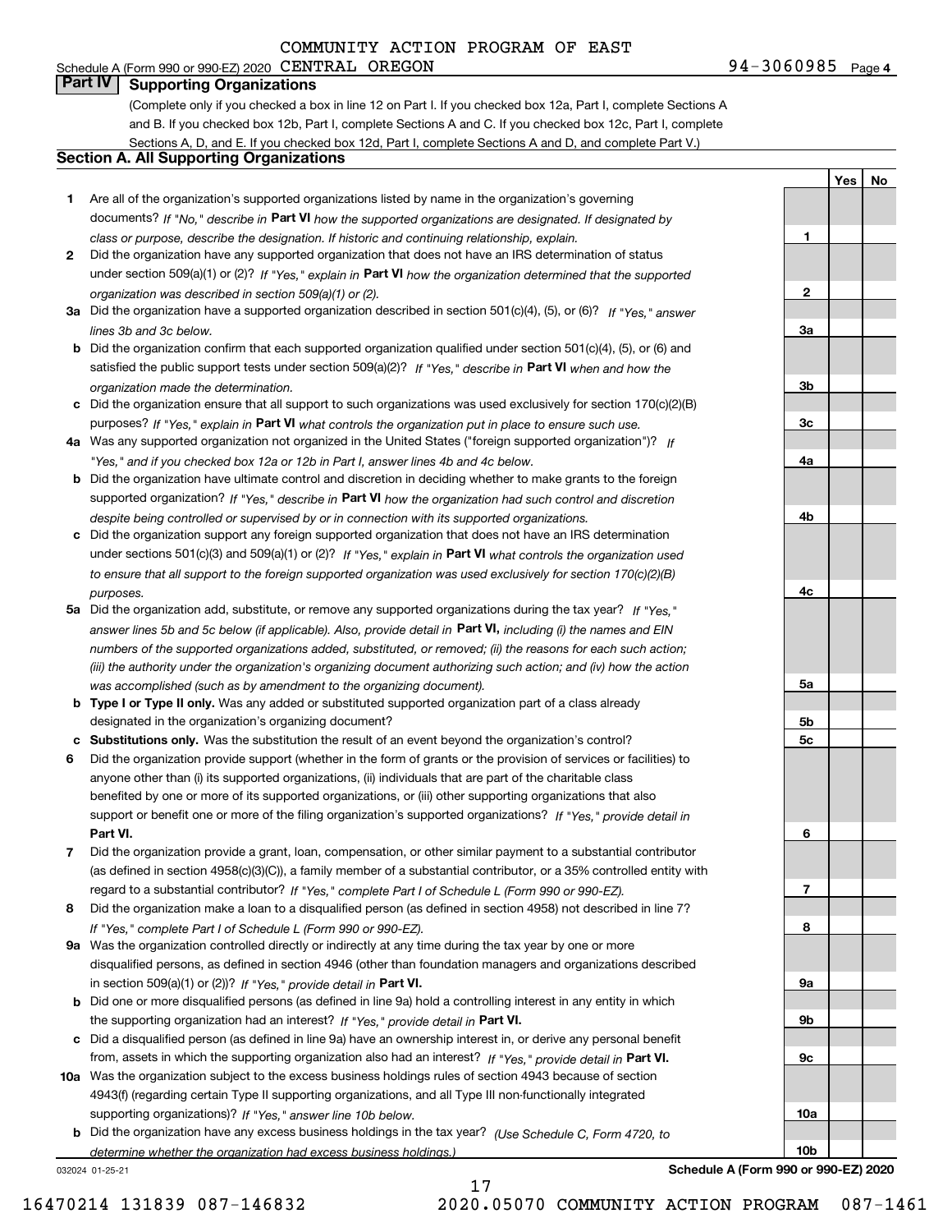COMMUNITY ACTION PROGRAM OF EAST

Schedule A (Form 990 or 990-EZ) 2020 CENTRAL OREGON 94-3060985 Page 4

## Part IV Supporting Organizations

(Complete only if you checked a box in line 12 on Part I. If you checked box 12a, Part I, complete Sections A and B. If you checked box 12b, Part I, complete Sections A and C. If you checked box 12c, Part I, complete Sections A, D, and E. If you checked box 12d, Part I, complete Sections A and D, and complete Part V.)

### Section A. All Supporting Organizations

| | | | Yes | No |
|---|---|---|---|---|
| **1** | Are all of the organization's supported organizations listed by name in the organization's governing documents? *If "No," describe in* **Part VI** *how the supported organizations are designated. If designated by class or purpose, describe the designation. If historic and continuing relationship, explain.* | 1 | | |
| **2** | Did the organization have any supported organization that does not have an IRS determination of status under section 509(a)(1) or (2)? *If "Yes," explain in* **Part VI** *how the organization determined that the supported organization was described in section 509(a)(1) or (2).* | 2 | | |
| **3a** | Did the organization have a supported organization described in section 501(c)(4), (5), or (6)? *If "Yes," answer lines 3b and 3c below.* | 3a | | |
| **b** | Did the organization confirm that each supported organization qualified under section 501(c)(4), (5), or (6) and satisfied the public support tests under section 509(a)(2)? *If "Yes," describe in* **Part VI** *when and how the organization made the determination.* | 3b | | |
| **c** | Did the organization ensure that all support to such organizations was used exclusively for section 170(c)(2)(B) purposes? *If "Yes," explain in* **Part VI** *what controls the organization put in place to ensure such use.* | 3c | | |
| **4a** | Was any supported organization not organized in the United States ("foreign supported organization")? *If "Yes," and if you checked box 12a or 12b in Part I, answer lines 4b and 4c below.* | 4a | | |
| **b** | Did the organization have ultimate control and discretion in deciding whether to make grants to the foreign supported organization? *If "Yes," describe in* **Part VI** *how the organization had such control and discretion despite being controlled or supervised by or in connection with its supported organizations.* | 4b | | |
| **c** | Did the organization support any foreign supported organization that does not have an IRS determination under sections 501(c)(3) and 509(a)(1) or (2)? *If "Yes," explain in* **Part VI** *what controls the organization used to ensure that all support to the foreign supported organization was used exclusively for section 170(c)(2)(B) purposes.* | 4c | | |
| **5a** | Did the organization add, substitute, or remove any supported organizations during the tax year? *If "Yes," answer lines 5b and 5c below (if applicable). Also, provide detail in* **Part VI,** *including (i) the names and EIN numbers of the supported organizations added, substituted, or removed; (ii) the reasons for each such action; (iii) the authority under the organization's organizing document authorizing such action; and (iv) how the action was accomplished (such as by amendment to the organizing document).* | 5a | | |
| **b** | **Type I or Type II only.** Was any added or substituted supported organization part of a class already designated in the organization's organizing document? | 5b | | |
| **c** | **Substitutions only.** Was the substitution the result of an event beyond the organization's control? | 5c | | |
| **6** | Did the organization provide support (whether in the form of grants or the provision of services or facilities) to anyone other than (i) its supported organizations, (ii) individuals that are part of the charitable class benefited by one or more of its supported organizations, or (iii) other supporting organizations that also support or benefit one or more of the filing organization's supported organizations? *If "Yes," provide detail in* **Part VI.** | 6 | | |
| **7** | Did the organization provide a grant, loan, compensation, or other similar payment to a substantial contributor (as defined in section 4958(c)(3)(C)), a family member of a substantial contributor, or a 35% controlled entity with regard to a substantial contributor? *If "Yes," complete Part I of Schedule L (Form 990 or 990-EZ).* | 7 | | |
| **8** | Did the organization make a loan to a disqualified person (as defined in section 4958) not described in line 7? *If "Yes," complete Part I of Schedule L (Form 990 or 990-EZ).* | 8 | | |
| **9a** | Was the organization controlled directly or indirectly at any time during the tax year by one or more disqualified persons, as defined in section 4946 (other than foundation managers and organizations described in section 509(a)(1) or (2))? *If "Yes," provide detail in* **Part VI.** | 9a | | |
| **b** | Did one or more disqualified persons (as defined in line 9a) hold a controlling interest in any entity in which the supporting organization had an interest? *If "Yes," provide detail in* **Part VI.** | 9b | | |
| **c** | Did a disqualified person (as defined in line 9a) have an ownership interest in, or derive any personal benefit from, assets in which the supporting organization also had an interest? *If "Yes," provide detail in* **Part VI.** | 9c | | |
| **10a** | Was the organization subject to the excess business holdings rules of section 4943 because of section 4943(f) (regarding certain Type II supporting organizations, and all Type III non-functionally integrated supporting organizations)? *If "Yes," answer line 10b below.* | 10a | | |
| **b** | Did the organization have any excess business holdings in the tax year? *(Use Schedule C, Form 4720, to determine whether the organization had excess business holdings.)* | 10b | | |

032024 01-25-21 **Schedule A (Form 990 or 990-EZ) 2020**

16470214 131839 087-146832 2020.05070 COMMUNITY ACTION PROGRAM 087-1461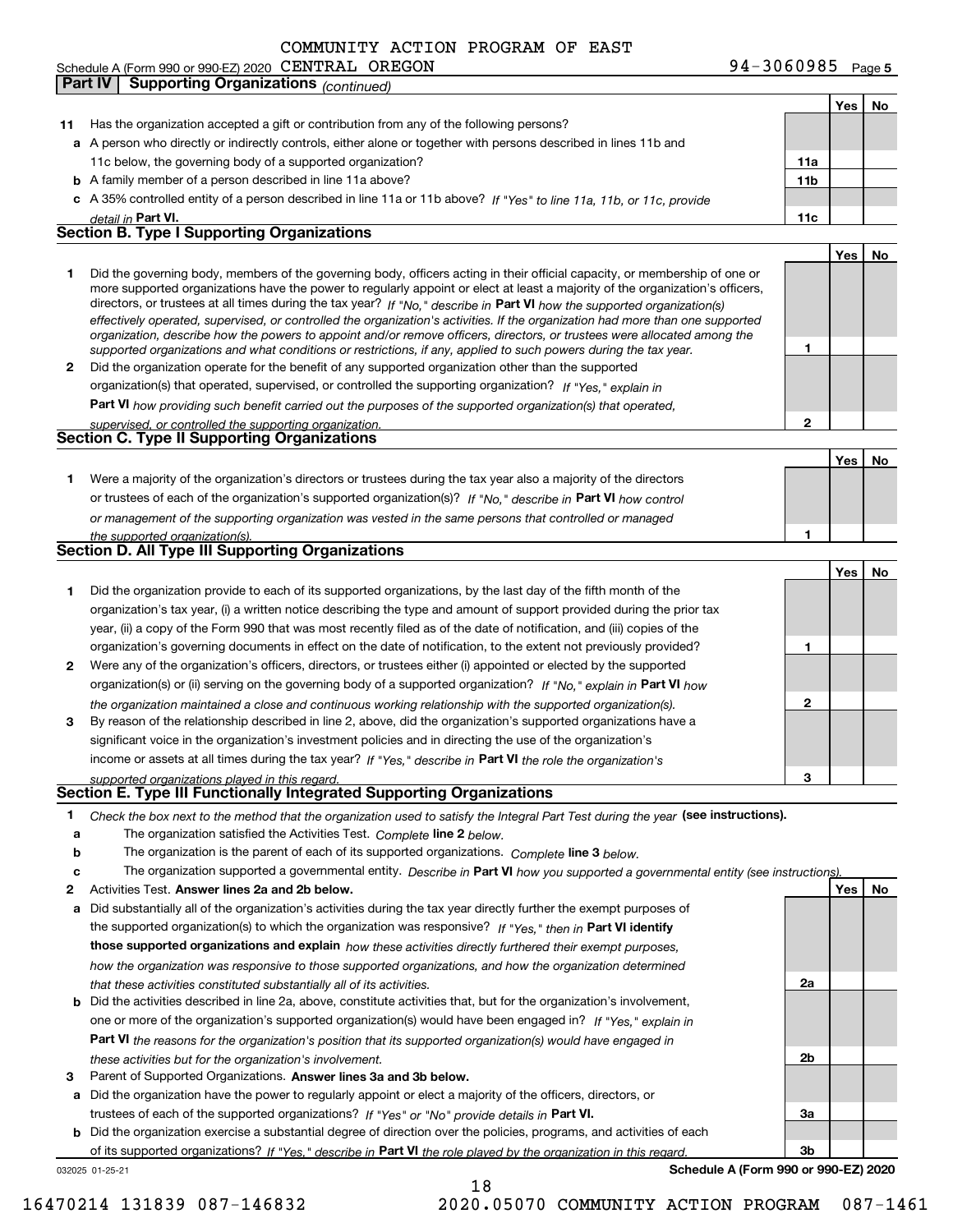COMMUNITY ACTION PROGRAM OF EAST

Schedule A (Form 990 or 990-EZ) 2020 CENTRAL OREGON 94-3060985 Page 5

**Part IV | Supporting Organizations** *(continued)*

| | | | Yes | No |
|---|---|---|---|---|
| **11** | Has the organization accepted a gift or contribution from any of the following persons? | | | |
| **a** | A person who directly or indirectly controls, either alone or together with persons described in lines 11b and 11c below, the governing body of a supported organization? | **11a** | | |
| **b** | A family member of a person described in line 11a above? | **11b** | | |
| **c** | A 35% controlled entity of a person described in line 11a or 11b above? *If "Yes" to line 11a, 11b, or 11c, provide detail in* **Part VI.** | **11c** | | |

## Section B. Type I Supporting Organizations

| | | | Yes | No |
|---|---|---|---|---|
| **1** | Did the governing body, members of the governing body, officers acting in their official capacity, or membership of one or more supported organizations have the power to regularly appoint or elect at least a majority of the organization's officers, directors, or trustees at all times during the tax year? *If "No," describe in* **Part VI** *how the supported organization(s) effectively operated, supervised, or controlled the organization's activities. If the organization had more than one supported organization, describe how the powers to appoint and/or remove officers, directors, or trustees were allocated among the supported organizations and what conditions or restrictions, if any, applied to such powers during the tax year.* | **1** | | |
| **2** | Did the organization operate for the benefit of any supported organization other than the supported organization(s) that operated, supervised, or controlled the supporting organization? *If "Yes," explain in* **Part VI** *how providing such benefit carried out the purposes of the supported organization(s) that operated, supervised, or controlled the supporting organization.* | **2** | | |

## Section C. Type II Supporting Organizations

| | | | Yes | No |
|---|---|---|---|---|
| **1** | Were a majority of the organization's directors or trustees during the tax year also a majority of the directors or trustees of each of the organization's supported organization(s)? *If "No," describe in* **Part VI** *how control or management of the supporting organization was vested in the same persons that controlled or managed the supported organization(s).* | **1** | | |

## Section D. All Type III Supporting Organizations

| | | | Yes | No |
|---|---|---|---|---|
| **1** | Did the organization provide to each of its supported organizations, by the last day of the fifth month of the organization's tax year, (i) a written notice describing the type and amount of support provided during the prior tax year, (ii) a copy of the Form 990 that was most recently filed as of the date of notification, and (iii) copies of the organization's governing documents in effect on the date of notification, to the extent not previously provided? | **1** | | |
| **2** | Were any of the organization's officers, directors, or trustees either (i) appointed or elected by the supported organization(s) or (ii) serving on the governing body of a supported organization? *If "No," explain in* **Part VI** *how the organization maintained a close and continuous working relationship with the supported organization(s).* | **2** | | |
| **3** | By reason of the relationship described in line 2, above, did the organization's supported organizations have a significant voice in the organization's investment policies and in directing the use of the organization's income or assets at all times during the tax year? *If "Yes," describe in* **Part VI** *the role the organization's supported organizations played in this regard.* | **3** | | |

## Section E. Type III Functionally Integrated Supporting Organizations

**1** *Check the box next to the method that the organization used to satisfy the Integral Part Test during the year* **(see instructions).**

- **a** The organization satisfied the Activities Test. *Complete* **line 2** *below.*
- **b** The organization is the parent of each of its supported organizations. *Complete* **line 3** *below.*
- **c** The organization supported a governmental entity. *Describe in* **Part VI** *how you supported a governmental entity (see instructions).*

| | | | Yes | No |
|---|---|---|---|---|
| **2** | Activities Test. **Answer lines 2a and 2b below.** | | | |
| **a** | Did substantially all of the organization's activities during the tax year directly further the exempt purposes of the supported organization(s) to which the organization was responsive? *If "Yes," then in* **Part VI identify those supported organizations and explain** *how these activities directly furthered their exempt purposes, how the organization was responsive to those supported organizations, and how the organization determined that these activities constituted substantially all of its activities.* | **2a** | | |
| **b** | Did the activities described in line 2a, above, constitute activities that, but for the organization's involvement, one or more of the organization's supported organization(s) would have been engaged in? *If "Yes," explain in* **Part VI** *the reasons for the organization's position that its supported organization(s) would have engaged in these activities but for the organization's involvement.* | **2b** | | |
| **3** | Parent of Supported Organizations. **Answer lines 3a and 3b below.** | | | |
| **a** | Did the organization have the power to regularly appoint or elect a majority of the officers, directors, or trustees of each of the supported organizations? *If "Yes" or "No" provide details in* **Part VI.** | **3a** | | |
| **b** | Did the organization exercise a substantial degree of direction over the policies, programs, and activities of each of its supported organizations? *If "Yes," describe in* **Part VI** *the role played by the organization in this regard.* | **3b** | | |

032025 01-25-21 **Schedule A (Form 990 or 990-EZ) 2020**

16470214 131839 087-146832 2020.05070 COMMUNITY ACTION PROGRAM 087-1461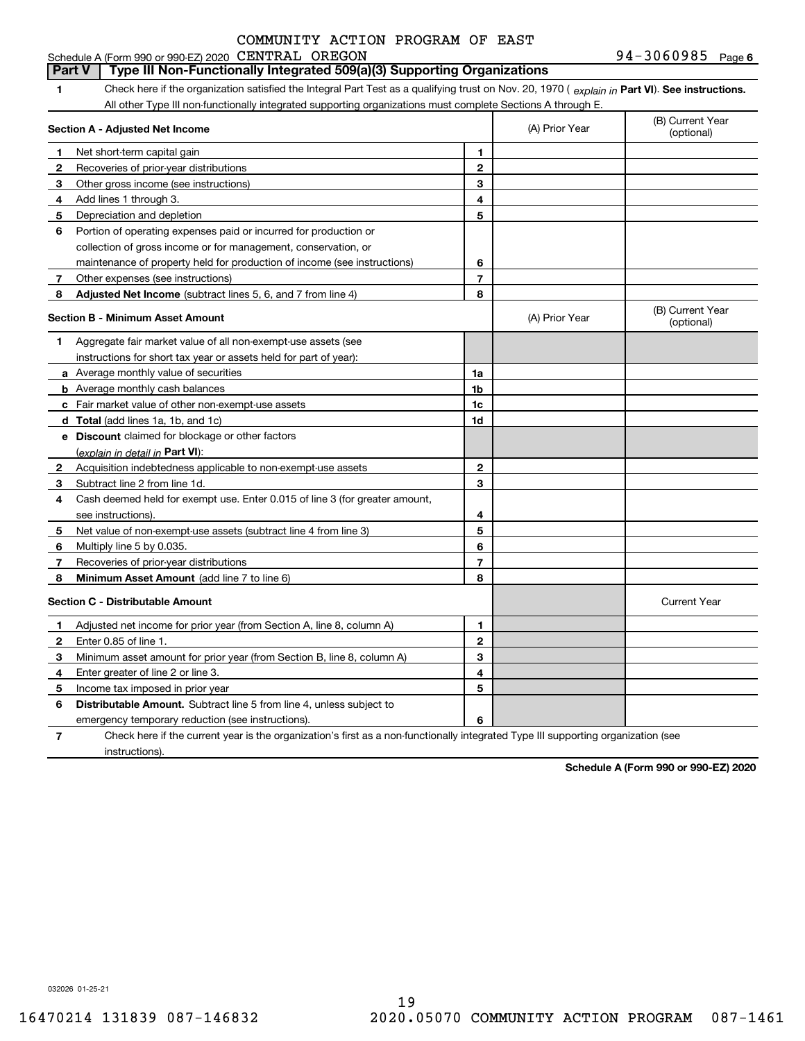COMMUNITY ACTION PROGRAM OF EAST

Schedule A (Form 990 or 990-EZ) 2020 CENTRAL OREGON 94-3060985 Page 6

## Part V Type III Non-Functionally Integrated 509(a)(3) Supporting Organizations

1 Check here if the organization satisfied the Integral Part Test as a qualifying trust on Nov. 20, 1970 ( *explain in* **Part VI**). **See instructions.** All other Type III non-functionally integrated supporting organizations must complete Sections A through E.

| Section A - Adjusted Net Income | | | (A) Prior Year | (B) Current Year (optional) |
|---|---|---|---|---|
| 1 | Net short-term capital gain | 1 | | |
| 2 | Recoveries of prior-year distributions | 2 | | |
| 3 | Other gross income (see instructions) | 3 | | |
| 4 | Add lines 1 through 3. | 4 | | |
| 5 | Depreciation and depletion | 5 | | |
| 6 | Portion of operating expenses paid or incurred for production or collection of gross income or for management, conservation, or maintenance of property held for production of income (see instructions) | 6 | | |
| 7 | Other expenses (see instructions) | 7 | | |
| 8 | **Adjusted Net Income** (subtract lines 5, 6, and 7 from line 4) | 8 | | |

| Section B - Minimum Asset Amount | | | (A) Prior Year | (B) Current Year (optional) |
|---|---|---|---|---|
| 1 | Aggregate fair market value of all non-exempt-use assets (see instructions for short tax year or assets held for part of year): | | | |
| a | Average monthly value of securities | 1a | | |
| b | Average monthly cash balances | 1b | | |
| c | Fair market value of other non-exempt-use assets | 1c | | |
| d | **Total** (add lines 1a, 1b, and 1c) | 1d | | |
| e | **Discount** claimed for blockage or other factors (*explain in detail in* **Part VI**): | | | |
| 2 | Acquisition indebtedness applicable to non-exempt-use assets | 2 | | |
| 3 | Subtract line 2 from line 1d. | 3 | | |
| 4 | Cash deemed held for exempt use. Enter 0.015 of line 3 (for greater amount, see instructions). | 4 | | |
| 5 | Net value of non-exempt-use assets (subtract line 4 from line 3) | 5 | | |
| 6 | Multiply line 5 by 0.035. | 6 | | |
| 7 | Recoveries of prior-year distributions | 7 | | |
| 8 | **Minimum Asset Amount** (add line 7 to line 6) | 8 | | |

| Section C - Distributable Amount | | | | Current Year |
|---|---|---|---|---|
| 1 | Adjusted net income for prior year (from Section A, line 8, column A) | 1 | | |
| 2 | Enter 0.85 of line 1. | 2 | | |
| 3 | Minimum asset amount for prior year (from Section B, line 8, column A) | 3 | | |
| 4 | Enter greater of line 2 or line 3. | 4 | | |
| 5 | Income tax imposed in prior year | 5 | | |
| 6 | **Distributable Amount.** Subtract line 5 from line 4, unless subject to emergency temporary reduction (see instructions). | 6 | | |

7 Check here if the current year is the organization's first as a non-functionally integrated Type III supporting organization (see instructions).

**Schedule A (Form 990 or 990-EZ) 2020**

032026 01-25-21

16470214 131839 087-146832 2020.05070 COMMUNITY ACTION PROGRAM 087-1461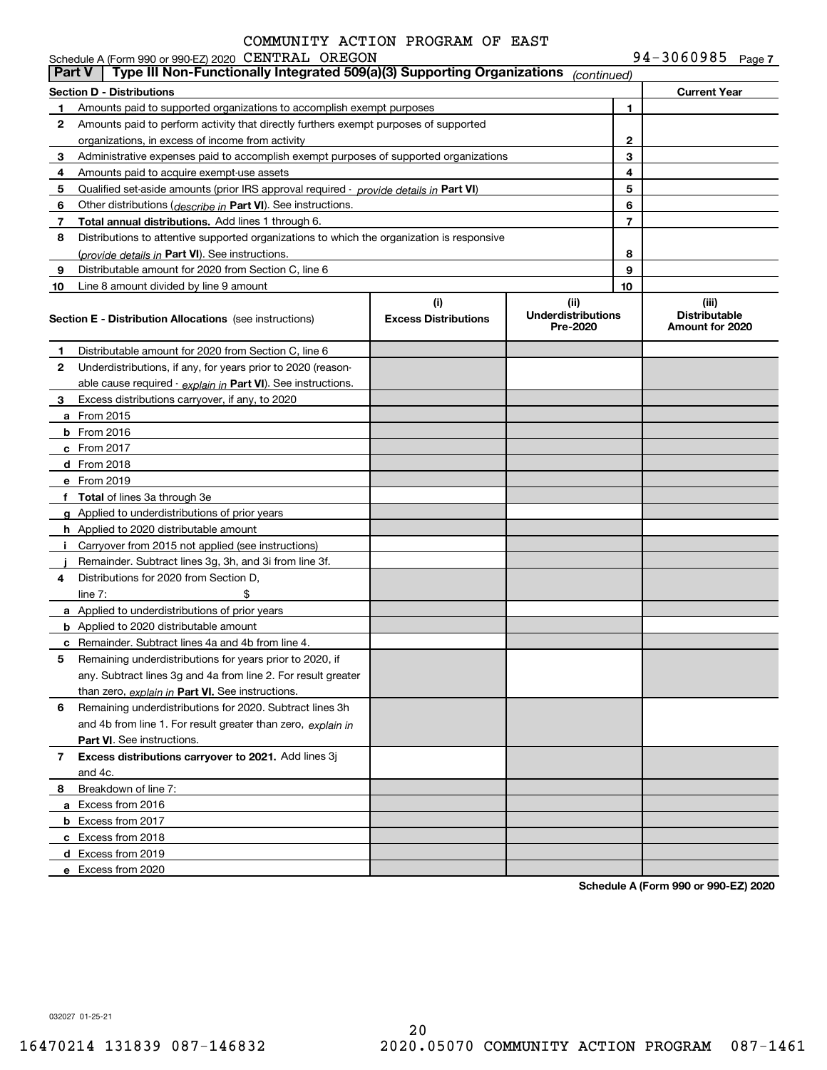COMMUNITY ACTION PROGRAM OF EAST CENTRAL OREGON

Schedule A (Form 990 or 990-EZ) 2020 — 94-3060985 — Page 7

## Part V — Type III Non-Functionally Integrated 509(a)(3) Supporting Organizations *(continued)*

| Section D - Distributions | | | Current Year |
|---|---|---|---|
| 1 | Amounts paid to supported organizations to accomplish exempt purposes | 1 | |
| 2 | Amounts paid to perform activity that directly furthers exempt purposes of supported organizations, in excess of income from activity | 2 | |
| 3 | Administrative expenses paid to accomplish exempt purposes of supported organizations | 3 | |
| 4 | Amounts paid to acquire exempt-use assets | 4 | |
| 5 | Qualified set-aside amounts (prior IRS approval required - *provide details in* **Part VI**) | 5 | |
| 6 | Other distributions (*describe in* **Part VI**). See instructions. | 6 | |
| 7 | **Total annual distributions.** Add lines 1 through 6. | 7 | |
| 8 | Distributions to attentive supported organizations to which the organization is responsive (*provide details in* **Part VI**). See instructions. | 8 | |
| 9 | Distributable amount for 2020 from Section C, line 6 | 9 | |
| 10 | Line 8 amount divided by line 9 amount | 10 | |

| Section E - Distribution Allocations (see instructions) | | (i) Excess Distributions | (ii) Underdistributions Pre-2020 | (iii) Distributable Amount for 2020 |
|---|---|---|---|---|
| 1 | Distributable amount for 2020 from Section C, line 6 | | | |
| 2 | Underdistributions, if any, for years prior to 2020 (reasonable cause required - *explain in* **Part VI**). See instructions. | | | |
| 3 | Excess distributions carryover, if any, to 2020 | | | |
| a | From 2015 | | | |
| b | From 2016 | | | |
| c | From 2017 | | | |
| d | From 2018 | | | |
| e | From 2019 | | | |
| f | **Total** of lines 3a through 3e | | | |
| g | Applied to underdistributions of prior years | | | |
| h | Applied to 2020 distributable amount | | | |
| i | Carryover from 2015 not applied (see instructions) | | | |
| j | Remainder. Subtract lines 3g, 3h, and 3i from line 3f. | | | |
| 4 | Distributions for 2020 from Section D, line 7: $ | | | |
| a | Applied to underdistributions of prior years | | | |
| b | Applied to 2020 distributable amount | | | |
| c | Remainder. Subtract lines 4a and 4b from line 4. | | | |
| 5 | Remaining underdistributions for years prior to 2020, if any. Subtract lines 3g and 4a from line 2. For result greater than zero, *explain in* **Part VI.** See instructions. | | | |
| 6 | Remaining underdistributions for 2020. Subtract lines 3h and 4b from line 1. For result greater than zero, *explain in* **Part VI**. See instructions. | | | |
| 7 | **Excess distributions carryover to 2021.** Add lines 3j and 4c. | | | |
| 8 | Breakdown of line 7: | | | |
| a | Excess from 2016 | | | |
| b | Excess from 2017 | | | |
| c | Excess from 2018 | | | |
| d | Excess from 2019 | | | |
| e | Excess from 2020 | | | |

**Schedule A (Form 990 or 990-EZ) 2020**

032027 01-25-21

16470214 131839 087-146832 2020.05070 COMMUNITY ACTION PROGRAM 087-1461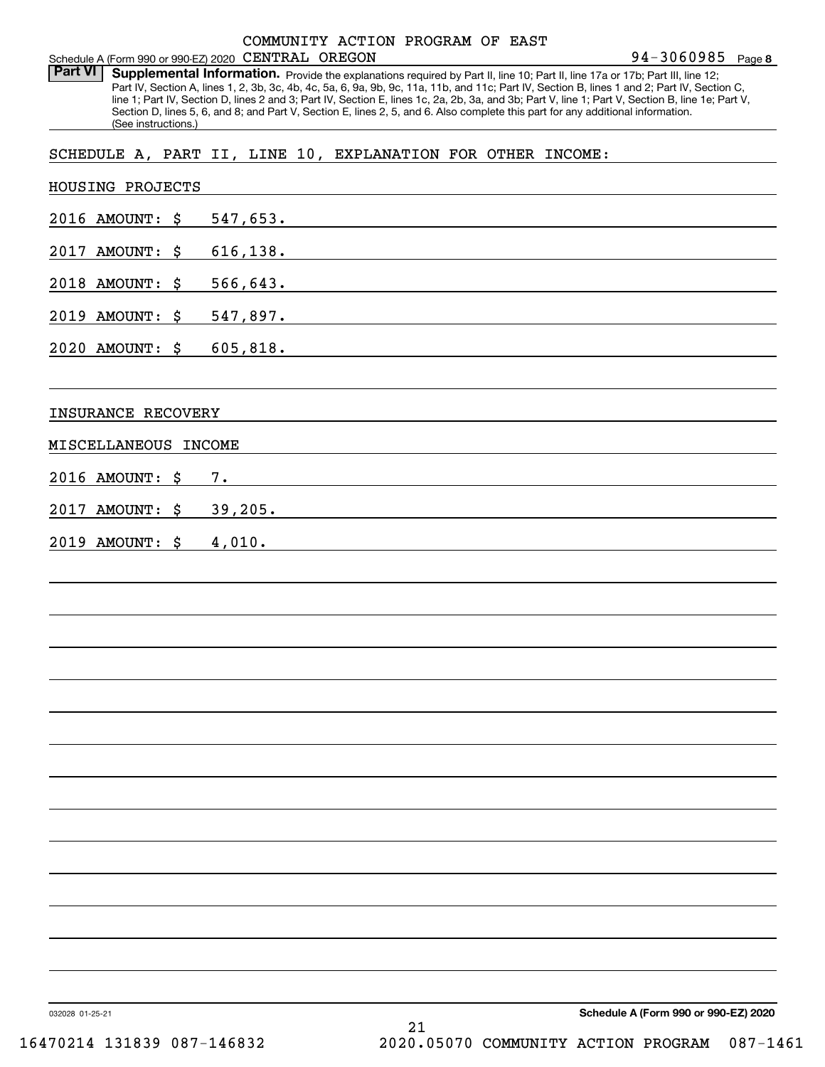COMMUNITY ACTION PROGRAM OF EAST

Schedule A (Form 990 or 990-EZ) 2020 CENTRAL OREGON 94-3060985 Page 8

**Part VI** **Supplemental Information.** Provide the explanations required by Part II, line 10; Part II, line 17a or 17b; Part III, line 12; Part IV, Section A, lines 1, 2, 3b, 3c, 4b, 4c, 5a, 6, 9a, 9b, 9c, 11a, 11b, and 11c; Part IV, Section B, lines 1 and 2; Part IV, Section C, line 1; Part IV, Section D, lines 2 and 3; Part IV, Section E, lines 1c, 2a, 2b, 3a, and 3b; Part V, line 1; Part V, Section B, line 1e; Part V, Section D, lines 5, 6, and 8; and Part V, Section E, lines 2, 5, and 6. Also complete this part for any additional information. (See instructions.)

SCHEDULE A, PART II, LINE 10, EXPLANATION FOR OTHER INCOME:

HOUSING PROJECTS

2016 AMOUNT: $ 547,653.

2017 AMOUNT: $ 616,138.

2018 AMOUNT: $ 566,643.

2019 AMOUNT: $ 547,897.

2020 AMOUNT: $ 605,818.

INSURANCE RECOVERY

MISCELLANEOUS INCOME

2016 AMOUNT: $ 7.

2017 AMOUNT: $ 39,205.

2019 AMOUNT: $ 4,010.

032028 01-25-21

**Schedule A (Form 990 or 990-EZ) 2020**

16470214 131839 087-146832 2020.05070 COMMUNITY ACTION PROGRAM 087-1461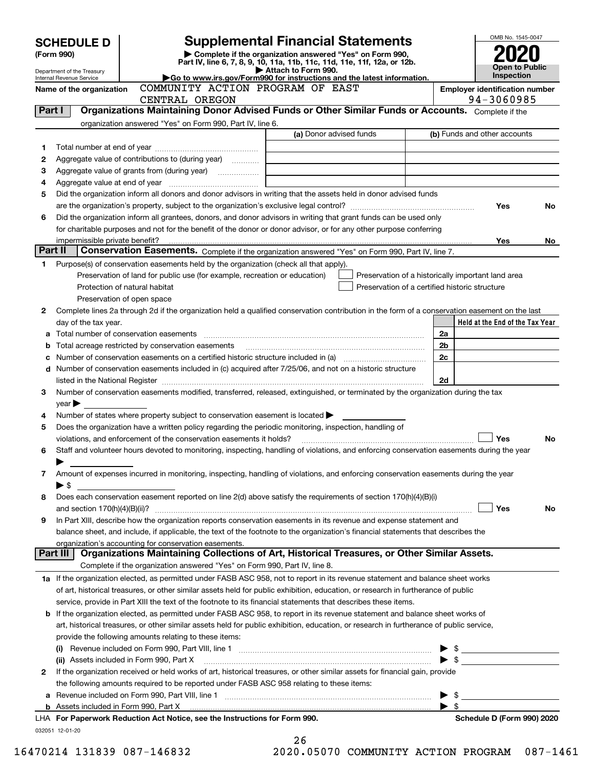# SCHEDULE D (Form 990)

Department of the Treasury
Internal Revenue Service

## Supplemental Financial Statements

▶ Complete if the organization answered "Yes" on Form 990, Part IV, line 6, 7, 8, 9, 10, 11a, 11b, 11c, 11d, 11e, 11f, 12a, or 12b.
▶ Attach to Form 990.
▶Go to www.irs.gov/Form990 for instructions and the latest information.

OMB No. 1545-0047
**2020**
**Open to Public Inspection**

**Name of the organization:** COMMUNITY ACTION PROGRAM OF EAST CENTRAL OREGON
**Employer identification number:** 94-3060985

## Part I Organizations Maintaining Donor Advised Funds or Other Similar Funds or Accounts.
Complete if the organization answered "Yes" on Form 990, Part IV, line 6.

| | | (a) Donor advised funds | (b) Funds and other accounts |
|---|---|---|---|
| 1 | Total number at end of year | | |
| 2 | Aggregate value of contributions to (during year) | | |
| 3 | Aggregate value of grants from (during year) | | |
| 4 | Aggregate value at end of year | | |

5 Did the organization inform all donors and donor advisors in writing that the assets held in donor advised funds are the organization's property, subject to the organization's exclusive legal control? Yes No

6 Did the organization inform all grantees, donors, and donor advisors in writing that grant funds can be used only for charitable purposes and not for the benefit of the donor or donor advisor, or for any other purpose conferring impermissible private benefit? Yes No

## Part II Conservation Easements.
Complete if the organization answered "Yes" on Form 990, Part IV, line 7.

1 Purpose(s) of conservation easements held by the organization (check all that apply).
- Preservation of land for public use (for example, recreation or education)
- Protection of natural habitat
- Preservation of open space
- Preservation of a historically important land area
- Preservation of a certified historic structure

2 Complete lines 2a through 2d if the organization held a qualified conservation contribution in the form of a conservation easement on the last day of the tax year.

| | | | Held at the End of the Tax Year |
|---|---|---|---|
| a | Total number of conservation easements | 2a | |
| b | Total acreage restricted by conservation easements | 2b | |
| c | Number of conservation easements on a certified historic structure included in (a) | 2c | |
| d | Number of conservation easements included in (c) acquired after 7/25/06, and not on a historic structure listed in the National Register | 2d | |

3 Number of conservation easements modified, transferred, released, extinguished, or terminated by the organization during the tax year ▶

4 Number of states where property subject to conservation easement is located ▶

5 Does the organization have a written policy regarding the periodic monitoring, inspection, handling of violations, and enforcement of the conservation easements it holds? Yes No

6 Staff and volunteer hours devoted to monitoring, inspecting, handling of violations, and enforcing conservation easements during the year ▶

7 Amount of expenses incurred in monitoring, inspecting, handling of violations, and enforcing conservation easements during the year ▶ $

8 Does each conservation easement reported on line 2(d) above satisfy the requirements of section 170(h)(4)(B)(i) and section 170(h)(4)(B)(ii)? Yes No

9 In Part XIII, describe how the organization reports conservation easements in its revenue and expense statement and balance sheet, and include, if applicable, the text of the footnote to the organization's financial statements that describes the organization's accounting for conservation easements.

## Part III Organizations Maintaining Collections of Art, Historical Treasures, or Other Similar Assets.
Complete if the organization answered "Yes" on Form 990, Part IV, line 8.

1a If the organization elected, as permitted under FASB ASC 958, not to report in its revenue statement and balance sheet works of art, historical treasures, or other similar assets held for public exhibition, education, or research in furtherance of public service, provide in Part XIII the text of the footnote to its financial statements that describes these items.

b If the organization elected, as permitted under FASB ASC 958, to report in its revenue statement and balance sheet works of art, historical treasures, or other similar assets held for public exhibition, education, or research in furtherance of public service, provide the following amounts relating to these items:

(i) Revenue included on Form 990, Part VIII, line 1 ▶ $

(ii) Assets included in Form 990, Part X ▶ $

2 If the organization received or held works of art, historical treasures, or other similar assets for financial gain, provide the following amounts required to be reported under FASB ASC 958 relating to these items:

a Revenue included on Form 990, Part VIII, line 1 ▶ $

b Assets included in Form 990, Part X ▶ $

LHA For Paperwork Reduction Act Notice, see the Instructions for Form 990. Schedule D (Form 990) 2020

032051 12-01-20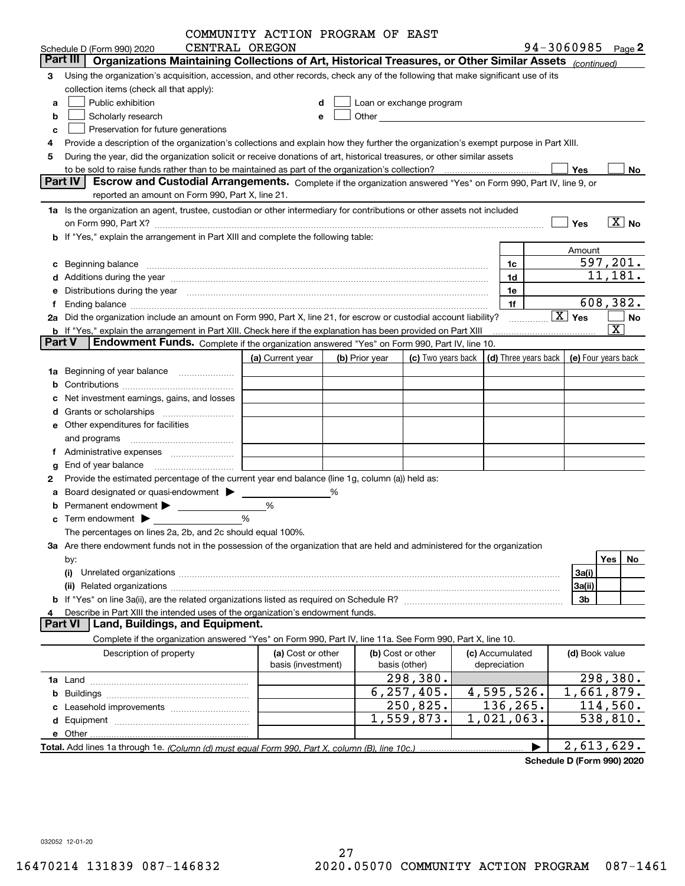Schedule D (Form 990) 2020 COMMUNITY ACTION PROGRAM OF EAST CENTRAL OREGON 94-3060985 Page 2

## Part III Organizations Maintaining Collections of Art, Historical Treasures, or Other Similar Assets *(continued)*

3 Using the organization's acquisition, accession, and other records, check any of the following that make significant use of its collection items (check all that apply):

a ☐ Public exhibition
b ☐ Scholarly research
c ☐ Preservation for future generations
d ☐ Loan or exchange program
e ☐ Other

4 Provide a description of the organization's collections and explain how they further the organization's exempt purpose in Part XIII.

5 During the year, did the organization solicit or receive donations of art, historical treasures, or other similar assets to be sold to raise funds rather than to be maintained as part of the organization's collection? ☐ Yes ☐ No

## Part IV Escrow and Custodial Arrangements.

Complete if the organization answered "Yes" on Form 990, Part IV, line 9, or reported an amount on Form 990, Part X, line 21.

1a Is the organization an agent, trustee, custodian or other intermediary for contributions or other assets not included on Form 990, Part X? ☐ Yes ☒ No

b If "Yes," explain the arrangement in Part XIII and complete the following table:

| | | | Amount |
|---|---|---|---|
| c | Beginning balance | 1c | 597,201. |
| d | Additions during the year | 1d | 11,181. |
| e | Distributions during the year | 1e | |
| f | Ending balance | 1f | 608,382. |

2a Did the organization include an amount on Form 990, Part X, line 21, for escrow or custodial account liability? ☒ Yes ☐ No

b If "Yes," explain the arrangement in Part XIII. Check here if the explanation has been provided on Part XIII ☒

## Part V Endowment Funds.

Complete if the organization answered "Yes" on Form 990, Part IV, line 10.

| | (a) Current year | (b) Prior year | (c) Two years back | (d) Three years back | (e) Four years back |
|---|---|---|---|---|---|
| 1a Beginning of year balance | | | | | |
| b Contributions | | | | | |
| c Net investment earnings, gains, and losses | | | | | |
| d Grants or scholarships | | | | | |
| e Other expenditures for facilities and programs | | | | | |
| f Administrative expenses | | | | | |
| g End of year balance | | | | | |

2 Provide the estimated percentage of the current year end balance (line 1g, column (a)) held as:

a Board designated or quasi-endowment ▶ ______ %
b Permanent endowment ▶ ______ %
c Term endowment ▶ ______ %

The percentages on lines 2a, 2b, and 2c should equal 100%.

3a Are there endowment funds not in the possession of the organization that are held and administered for the organization by:

| | | Yes | No |
|---|---|---|---|
| (i) Unrelated organizations | 3a(i) | | |
| (ii) Related organizations | 3a(ii) | | |
| b If "Yes" on line 3a(ii), are the related organizations listed as required on Schedule R? | 3b | | |

4 Describe in Part XIII the intended uses of the organization's endowment funds.

## Part VI Land, Buildings, and Equipment.

Complete if the organization answered "Yes" on Form 990, Part IV, line 11a. See Form 990, Part X, line 10.

| Description of property | (a) Cost or other basis (investment) | (b) Cost or other basis (other) | (c) Accumulated depreciation | (d) Book value |
|---|---|---|---|---|
| 1a Land | | 298,380. | | 298,380. |
| b Buildings | | 6,257,405. | 4,595,526. | 1,661,879. |
| c Leasehold improvements | | 250,825. | 136,265. | 114,560. |
| d Equipment | | 1,559,873. | 1,021,063. | 538,810. |
| e Other | | | | |
| **Total.** Add lines 1a through 1e. *(Column (d) must equal Form 990, Part X, column (B), line 10c.)* | | | ▶ | 2,613,629. |

**Schedule D (Form 990) 2020**

032052 12-01-20

16470214 131839 087-146832 2020.05070 COMMUNITY ACTION PROGRAM 087-1461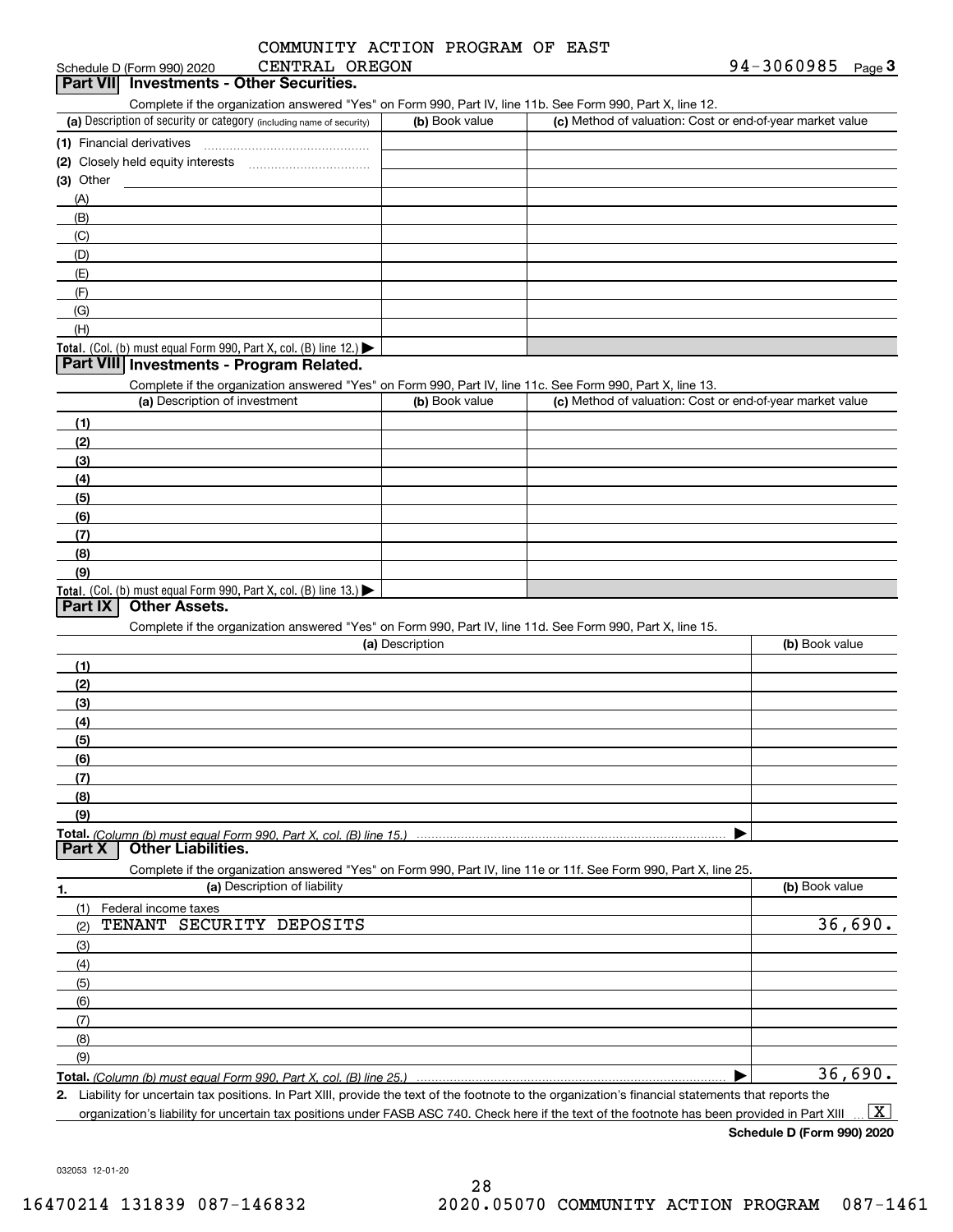COMMUNITY ACTION PROGRAM OF EAST CENTRAL OREGON

Schedule D (Form 990) 2020 — 94-3060985 — Page **3**

## Part VII Investments - Other Securities.

Complete if the organization answered "Yes" on Form 990, Part IV, line 11b. See Form 990, Part X, line 12.

| (a) Description of security or category (including name of security) | (b) Book value | (c) Method of valuation: Cost or end-of-year market value |
|---|---|---|
| (1) Financial derivatives | | |
| (2) Closely held equity interests | | |
| (3) Other | | |
| (A) | | |
| (B) | | |
| (C) | | |
| (D) | | |
| (E) | | |
| (F) | | |
| (G) | | |
| (H) | | |
| **Total.** (Col. (b) must equal Form 990, Part X, col. (B) line 12.) ▶ | | |

## Part VIII Investments - Program Related.

Complete if the organization answered "Yes" on Form 990, Part IV, line 11c. See Form 990, Part X, line 13.

| (a) Description of investment | (b) Book value | (c) Method of valuation: Cost or end-of-year market value |
|---|---|---|
| (1) | | |
| (2) | | |
| (3) | | |
| (4) | | |
| (5) | | |
| (6) | | |
| (7) | | |
| (8) | | |
| (9) | | |
| **Total.** (Col. (b) must equal Form 990, Part X, col. (B) line 13.) ▶ | | |

## Part IX Other Assets.

Complete if the organization answered "Yes" on Form 990, Part IV, line 11d. See Form 990, Part X, line 15.

| (a) Description | (b) Book value |
|---|---|
| (1) | |
| (2) | |
| (3) | |
| (4) | |
| (5) | |
| (6) | |
| (7) | |
| (8) | |
| (9) | |
| **Total.** *(Column (b) must equal Form 990, Part X, col. (B) line 15.)* ▶ | |

## Part X Other Liabilities.

Complete if the organization answered "Yes" on Form 990, Part IV, line 11e or 11f. See Form 990, Part X, line 25.

| 1. (a) Description of liability | (b) Book value |
|---|---|
| (1) Federal income taxes | |
| (2) TENANT SECURITY DEPOSITS | 36,690. |
| (3) | |
| (4) | |
| (5) | |
| (6) | |
| (7) | |
| (8) | |
| (9) | |
| **Total.** *(Column (b) must equal Form 990, Part X, col. (B) line 25.)* ▶ | 36,690. |

**2.** Liability for uncertain tax positions. In Part XIII, provide the text of the footnote to the organization's financial statements that reports the organization's liability for uncertain tax positions under FASB ASC 740. Check here if the text of the footnote has been provided in Part XIII ... [X]

**Schedule D (Form 990) 2020**

032053 12-01-20

16470214 131839 087-146832 2020.05070 COMMUNITY ACTION PROGRAM 087-1461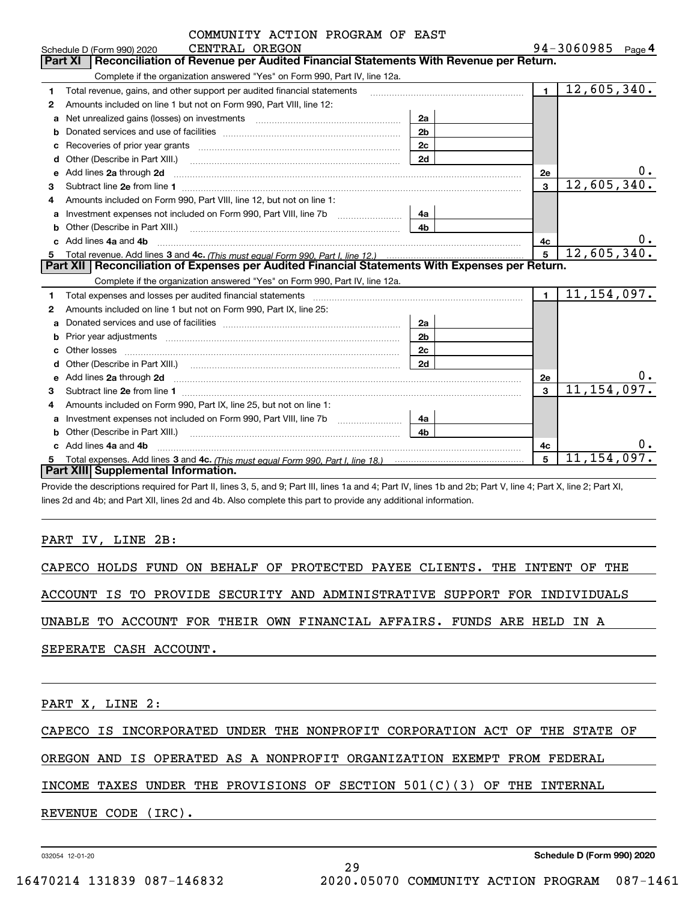COMMUNITY ACTION PROGRAM OF EAST CENTRAL OREGON

Schedule D (Form 990) 2020 94-3060985 Page 4

## Part XI Reconciliation of Revenue per Audited Financial Statements With Revenue per Return.

Complete if the organization answered "Yes" on Form 990, Part IV, line 12a.

| | | | | | |
|---|---|---|---|---|---|
| 1 | Total revenue, gains, and other support per audited financial statements | | | 1 | 12,605,340. |
| 2 | Amounts included on line 1 but not on Form 990, Part VIII, line 12: | | | | |
| a | Net unrealized gains (losses) on investments | 2a | | | |
| b | Donated services and use of facilities | 2b | | | |
| c | Recoveries of prior year grants | 2c | | | |
| d | Other (Describe in Part XIII.) | 2d | | | |
| e | Add lines 2a through 2d | | | 2e | 0. |
| 3 | Subtract line 2e from line 1 | | | 3 | 12,605,340. |
| 4 | Amounts included on Form 990, Part VIII, line 12, but not on line 1: | | | | |
| a | Investment expenses not included on Form 990, Part VIII, line 7b | 4a | | | |
| b | Other (Describe in Part XIII.) | 4b | | | |
| c | Add lines 4a and 4b | | | 4c | 0. |
| 5 | Total revenue. Add lines 3 and 4c. *(This must equal Form 990, Part I, line 12.)* | | | 5 | 12,605,340. |

## Part XII Reconciliation of Expenses per Audited Financial Statements With Expenses per Return.

Complete if the organization answered "Yes" on Form 990, Part IV, line 12a.

| | | | | | |
|---|---|---|---|---|---|
| 1 | Total expenses and losses per audited financial statements | | | 1 | 11,154,097. |
| 2 | Amounts included on line 1 but not on Form 990, Part IX, line 25: | | | | |
| a | Donated services and use of facilities | 2a | | | |
| b | Prior year adjustments | 2b | | | |
| c | Other losses | 2c | | | |
| d | Other (Describe in Part XIII.) | 2d | | | |
| e | Add lines 2a through 2d | | | 2e | 0. |
| 3 | Subtract line 2e from line 1 | | | 3 | 11,154,097. |
| 4 | Amounts included on Form 990, Part IX, line 25, but not on line 1: | | | | |
| a | Investment expenses not included on Form 990, Part VIII, line 7b | 4a | | | |
| b | Other (Describe in Part XIII.) | 4b | | | |
| c | Add lines 4a and 4b | | | 4c | 0. |
| 5 | Total expenses. Add lines 3 and 4c. *(This must equal Form 990, Part I, line 18.)* | | | 5 | 11,154,097. |

## Part XIII Supplemental Information.

Provide the descriptions required for Part II, lines 3, 5, and 9; Part III, lines 1a and 4; Part IV, lines 1b and 2b; Part V, line 4; Part X, line 2; Part XI, lines 2d and 4b; and Part XII, lines 2d and 4b. Also complete this part to provide any additional information.

PART IV, LINE 2B:

CAPECO HOLDS FUND ON BEHALF OF PROTECTED PAYEE CLIENTS. THE INTENT OF THE ACCOUNT IS TO PROVIDE SECURITY AND ADMINISTRATIVE SUPPORT FOR INDIVIDUALS UNABLE TO ACCOUNT FOR THEIR OWN FINANCIAL AFFAIRS. FUNDS ARE HELD IN A SEPERATE CASH ACCOUNT.

PART X, LINE 2:

CAPECO IS INCORPORATED UNDER THE NONPROFIT CORPORATION ACT OF THE STATE OF OREGON AND IS OPERATED AS A NONPROFIT ORGANIZATION EXEMPT FROM FEDERAL INCOME TAXES UNDER THE PROVISIONS OF SECTION 501(C)(3) OF THE INTERNAL REVENUE CODE (IRC).

032054 12-01-20 **Schedule D (Form 990) 2020**

16470214 131839 087-146832 2020.05070 COMMUNITY ACTION PROGRAM 087-1461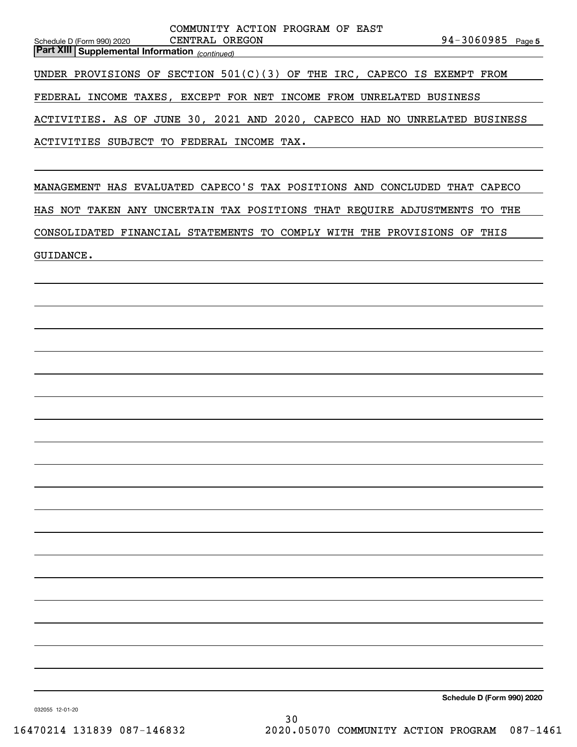## Part XIII Supplemental Information *(continued)*

UNDER PROVISIONS OF SECTION 501(C)(3) OF THE IRC, CAPECO IS EXEMPT FROM FEDERAL INCOME TAXES, EXCEPT FOR NET INCOME FROM UNRELATED BUSINESS ACTIVITIES. AS OF JUNE 30, 2021 AND 2020, CAPECO HAD NO UNRELATED BUSINESS ACTIVITIES SUBJECT TO FEDERAL INCOME TAX.

MANAGEMENT HAS EVALUATED CAPECO'S TAX POSITIONS AND CONCLUDED THAT CAPECO HAS NOT TAKEN ANY UNCERTAIN TAX POSITIONS THAT REQUIRE ADJUSTMENTS TO THE CONSOLIDATED FINANCIAL STATEMENTS TO COMPLY WITH THE PROVISIONS OF THIS GUIDANCE.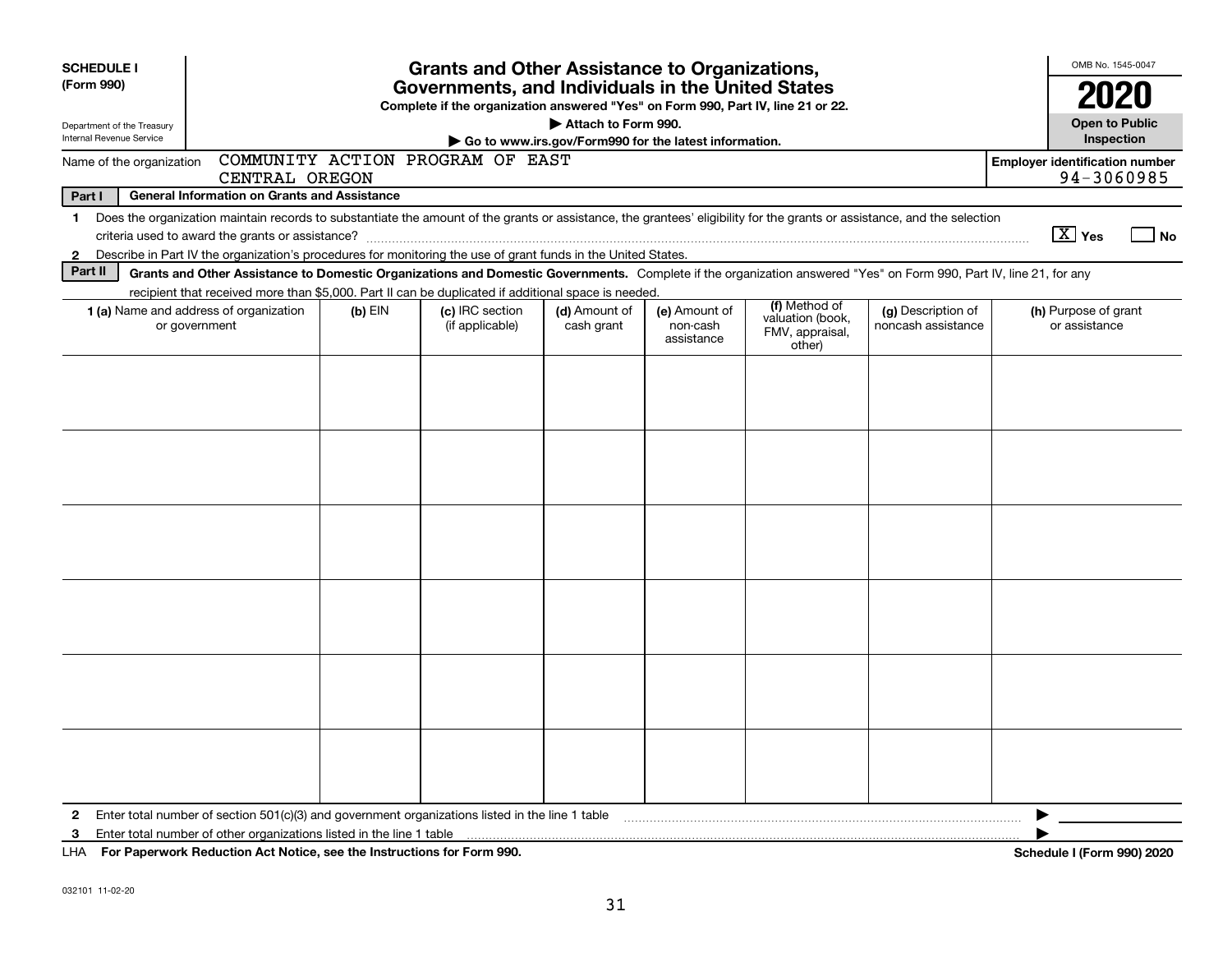**SCHEDULE I**
**(Form 990)**

Department of the Treasury
Internal Revenue Service

# Grants and Other Assistance to Organizations, Governments, and Individuals in the United States

**Complete if the organization answered "Yes" on Form 990, Part IV, line 21 or 22.**
**▶ Attach to Form 990.**
**▶ Go to www.irs.gov/Form990 for the latest information.**

OMB No. 1545-0047

**2020**

**Open to Public Inspection**

Name of the organization: COMMUNITY ACTION PROGRAM OF EAST CENTRAL OREGON

**Employer identification number** 94-3060985

**Part I — General Information on Grants and Assistance**

1 Does the organization maintain records to substantiate the amount of the grants or assistance, the grantees' eligibility for the grants or assistance, and the selection criteria used to award the grants or assistance? [X] Yes [ ] No

2 Describe in Part IV the organization's procedures for monitoring the use of grant funds in the United States.

**Part II — Grants and Other Assistance to Domestic Organizations and Domestic Governments.** Complete if the organization answered "Yes" on Form 990, Part IV, line 21, for any recipient that received more than $5,000. Part II can be duplicated if additional space is needed.

| 1 (a) Name and address of organization or government | (b) EIN | (c) IRC section (if applicable) | (d) Amount of cash grant | (e) Amount of non-cash assistance | (f) Method of valuation (book, FMV, appraisal, other) | (g) Description of noncash assistance | (h) Purpose of grant or assistance |
|---|---|---|---|---|---|---|---|
| | | | | | | | |
| | | | | | | | |
| | | | | | | | |
| | | | | | | | |
| | | | | | | | |
| | | | | | | | |

2 Enter total number of section 501(c)(3) and government organizations listed in the line 1 table ▶

3 Enter total number of other organizations listed in the line 1 table ▶

LHA **For Paperwork Reduction Act Notice, see the Instructions for Form 990.** **Schedule I (Form 990) 2020**

032101 11-02-20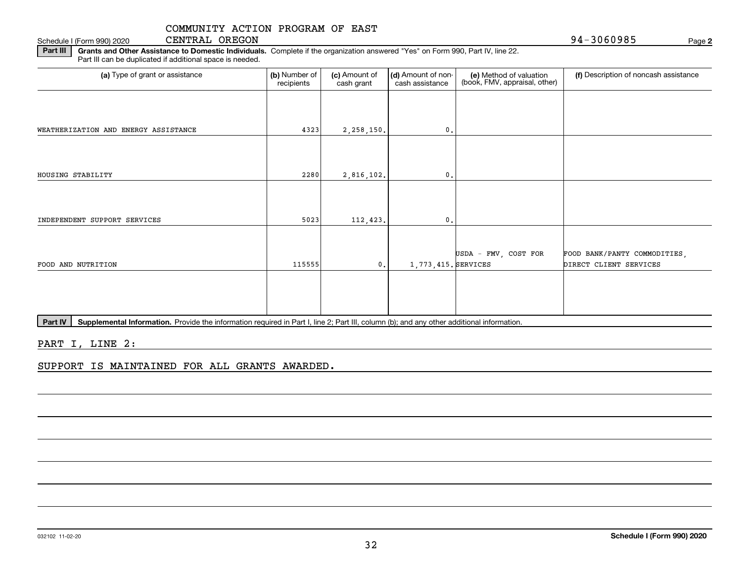COMMUNITY ACTION PROGRAM OF EAST CENTRAL OREGON

Schedule I (Form 990) 2020 — 94-3060985 — Page **2**

**Part III** **Grants and Other Assistance to Domestic Individuals.** Complete if the organization answered "Yes" on Form 990, Part IV, line 22. Part III can be duplicated if additional space is needed.

| (a) Type of grant or assistance | (b) Number of recipients | (c) Amount of cash grant | (d) Amount of non-cash assistance | (e) Method of valuation (book, FMV, appraisal, other) | (f) Description of noncash assistance |
|---|---|---|---|---|---|
| WEATHERIZATION AND ENERGY ASSISTANCE | 4323 | 2,258,150. | 0. | | |
| HOUSING STABILITY | 2280 | 2,816,102. | 0. | | |
| INDEPENDENT SUPPORT SERVICES | 5023 | 112,423. | 0. | | |
| FOOD AND NUTRITION | 115555 | 0. | 1,773,415. | USDA - FMV, COST FOR SERVICES | FOOD BANK/PANTY COMMODITIES, DIRECT CLIENT SERVICES |
| | | | | | |

**Part IV** **Supplemental Information.** Provide the information required in Part I, line 2; Part III, column (b); and any other additional information.

PART I, LINE 2:

SUPPORT IS MAINTAINED FOR ALL GRANTS AWARDED.

032102 11-02-20

**Schedule I (Form 990) 2020**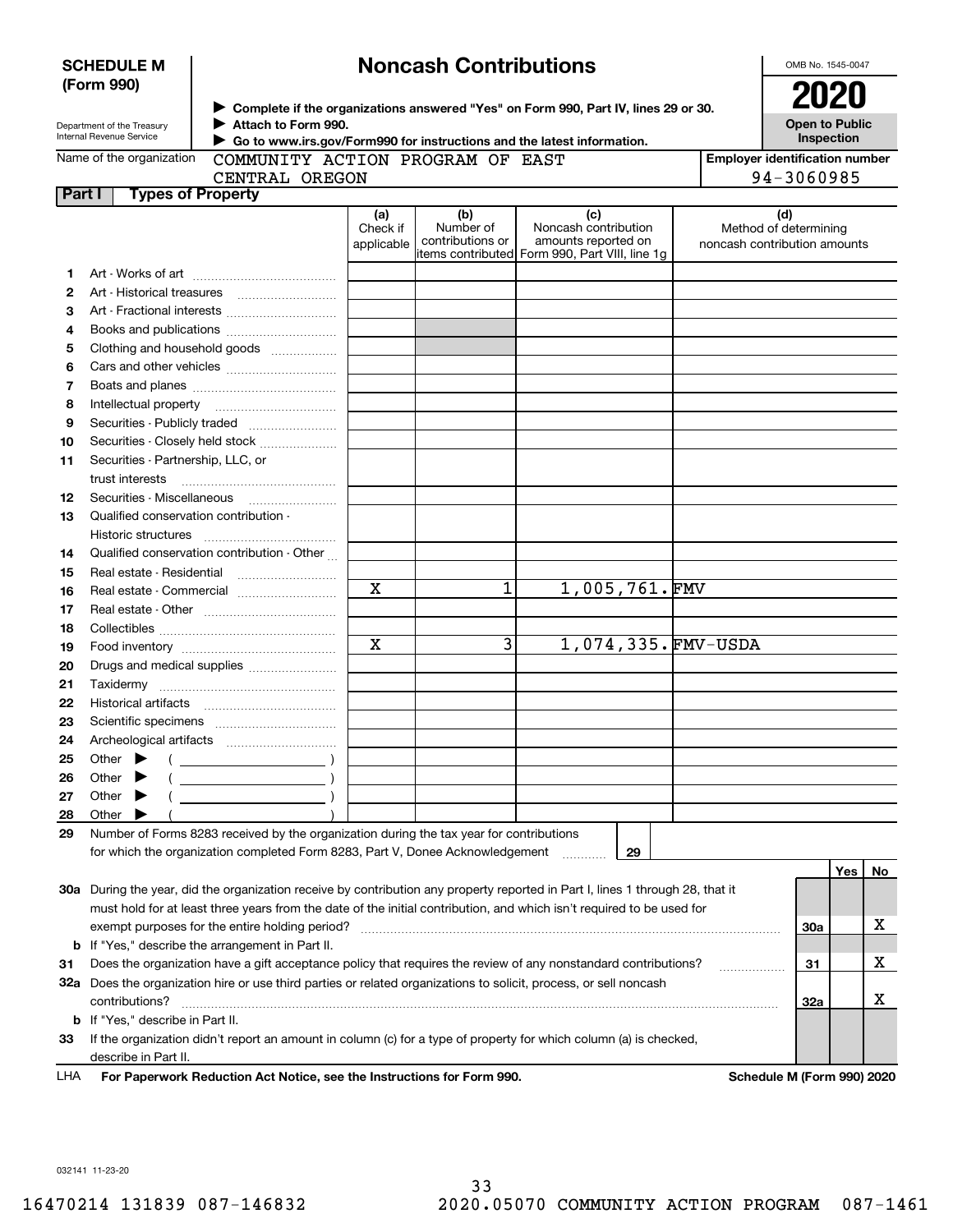**SCHEDULE M (Form 990)**

Department of the Treasury
Internal Revenue Service

# Noncash Contributions

▶ Complete if the organizations answered "Yes" on Form 990, Part IV, lines 29 or 30.
▶ Attach to Form 990.
▶ Go to www.irs.gov/Form990 for instructions and the latest information.

OMB No. 1545-0047

**2020**

**Open to Public Inspection**

Name of the organization: COMMUNITY ACTION PROGRAM OF EAST CENTRAL OREGON

Employer identification number: 94-3060985

## Part I Types of Property

| | | (a) Check if applicable | (b) Number of contributions or items contributed | (c) Noncash contribution amounts reported on Form 990, Part VIII, line 1g | (d) Method of determining noncash contribution amounts |
|---|---|---|---|---|---|
| 1 | Art - Works of art | | | | |
| 2 | Art - Historical treasures | | | | |
| 3 | Art - Fractional interests | | | | |
| 4 | Books and publications | | | | |
| 5 | Clothing and household goods | | | | |
| 6 | Cars and other vehicles | | | | |
| 7 | Boats and planes | | | | |
| 8 | Intellectual property | | | | |
| 9 | Securities - Publicly traded | | | | |
| 10 | Securities - Closely held stock | | | | |
| 11 | Securities - Partnership, LLC, or trust interests | | | | |
| 12 | Securities - Miscellaneous | | | | |
| 13 | Qualified conservation contribution - Historic structures | | | | |
| 14 | Qualified conservation contribution - Other | | | | |
| 15 | Real estate - Residential | | | | |
| 16 | Real estate - Commercial | X | 1 | 1,005,761. | FMV |
| 17 | Real estate - Other | | | | |
| 18 | Collectibles | | | | |
| 19 | Food inventory | X | 3 | 1,074,335. | FMV-USDA |
| 20 | Drugs and medical supplies | | | | |
| 21 | Taxidermy | | | | |
| 22 | Historical artifacts | | | | |
| 23 | Scientific specimens | | | | |
| 24 | Archeological artifacts | | | | |
| 25 | Other ▶ ( ) | | | | |
| 26 | Other ▶ ( ) | | | | |
| 27 | Other ▶ ( ) | | | | |
| 28 | Other ▶ ( ) | | | | |

29 Number of Forms 8283 received by the organization during the tax year for contributions for which the organization completed Form 8283, Part V, Donee Acknowledgement ..... 29

| | | | Yes | No |
|---|---|---|---|---|
| 30a | During the year, did the organization receive by contribution any property reported in Part I, lines 1 through 28, that it must hold for at least three years from the date of the initial contribution, and which isn't required to be used for exempt purposes for the entire holding period? | 30a | | X |
| b | If "Yes," describe the arrangement in Part II. | | | |
| 31 | Does the organization have a gift acceptance policy that requires the review of any nonstandard contributions? | 31 | | X |
| 32a | Does the organization hire or use third parties or related organizations to solicit, process, or sell noncash contributions? | 32a | | X |
| b | If "Yes," describe in Part II. | | | |
| 33 | If the organization didn't report an amount in column (c) for a type of property for which column (a) is checked, describe in Part II. | | | |

LHA **For Paperwork Reduction Act Notice, see the Instructions for Form 990.** **Schedule M (Form 990) 2020**

032141 11-23-20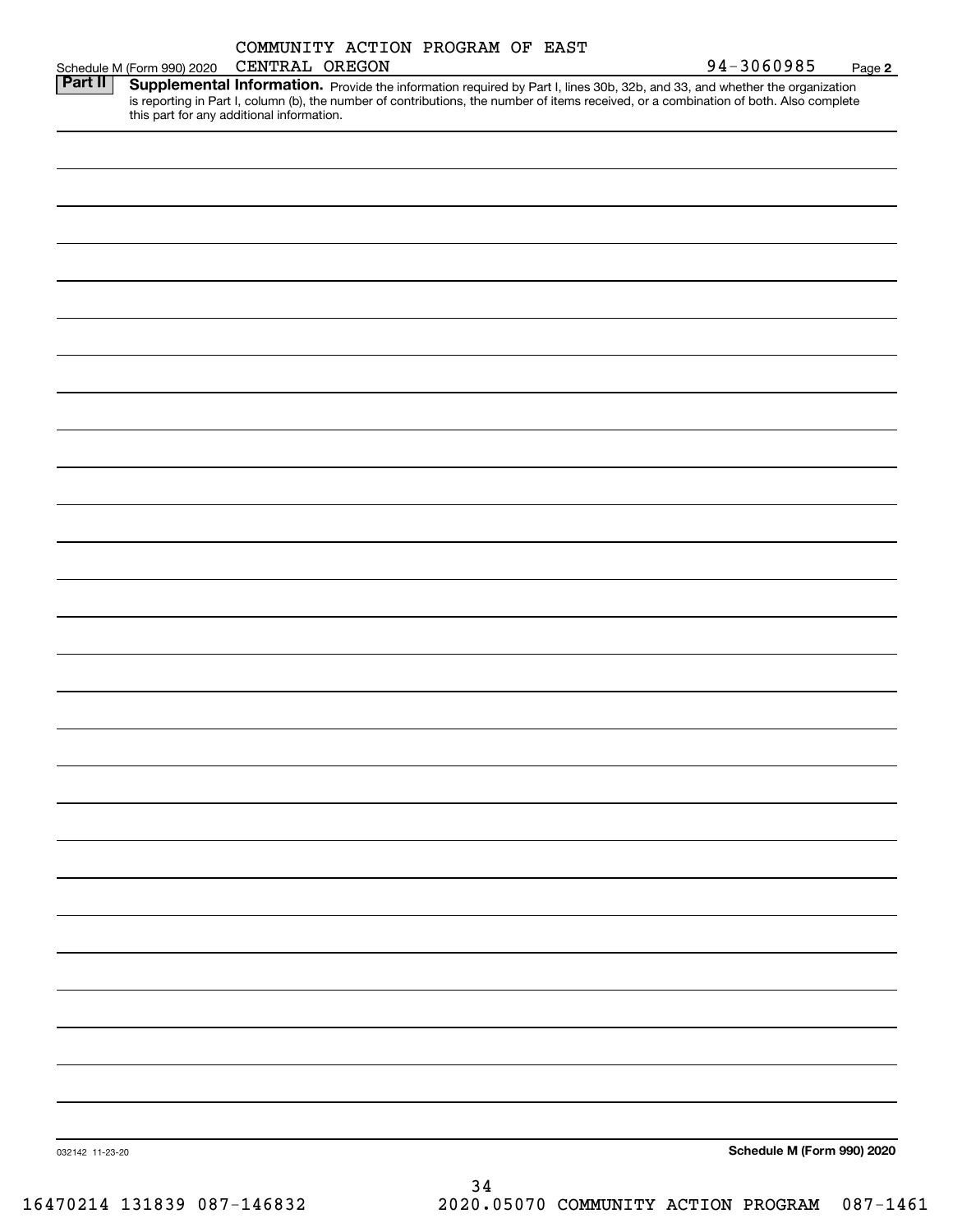COMMUNITY ACTION PROGRAM OF EAST

Schedule M (Form 990) 2020 CENTRAL OREGON 94-3060985 Page **2**

**Part II** **Supplemental Information.** Provide the information required by Part I, lines 30b, 32b, and 33, and whether the organization is reporting in Part I, column (b), the number of contributions, the number of items received, or a combination of both. Also complete this part for any additional information.

032142 11-23-20 **Schedule M (Form 990) 2020**

16470214 131839 087-146832 2020.05070 COMMUNITY ACTION PROGRAM 087-1461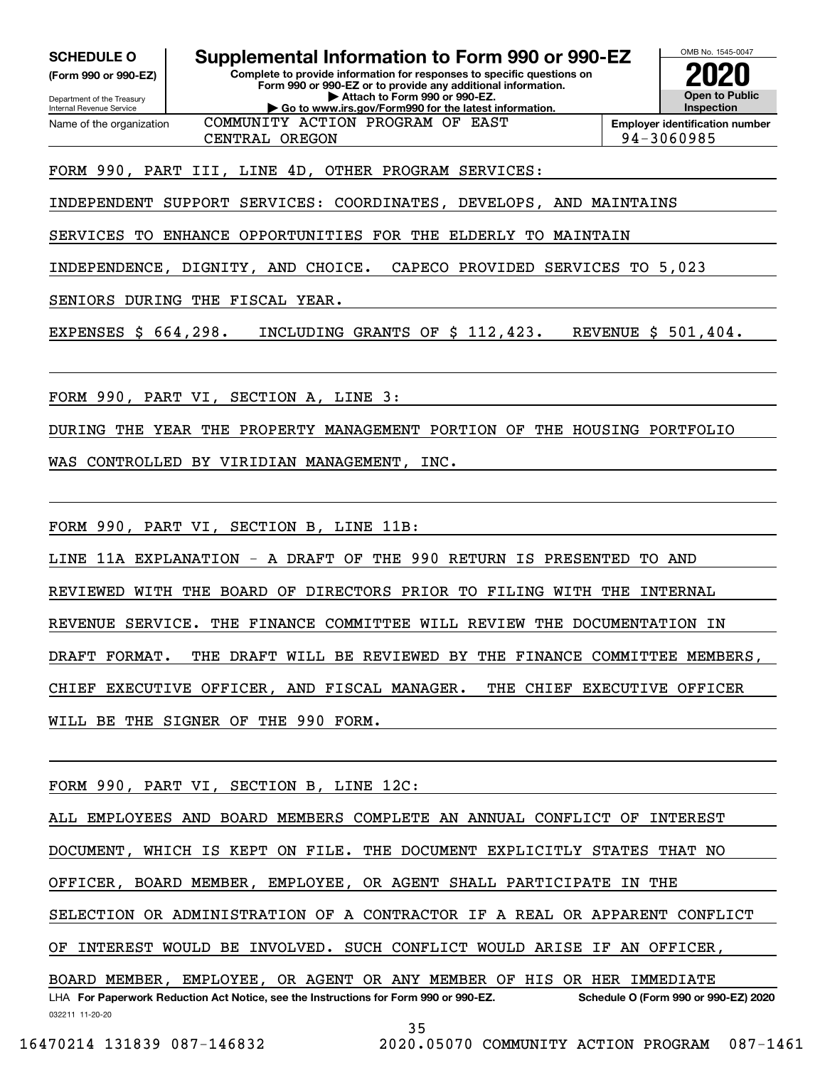**SCHEDULE O**
**(Form 990 or 990-EZ)**

Department of the Treasury
Internal Revenue Service

# Supplemental Information to Form 990 or 990-EZ

**Complete to provide information for responses to specific questions on Form 990 or 990-EZ or to provide any additional information.**
**▶ Attach to Form 990 or 990-EZ.**
**▶ Go to www.irs.gov/Form990 for the latest information.**

OMB No. 1545-0047
**2020**
**Open to Public Inspection**

Name of the organization: COMMUNITY ACTION PROGRAM OF EAST CENTRAL OREGON

**Employer identification number:** 94-3060985

FORM 990, PART III, LINE 4D, OTHER PROGRAM SERVICES:

INDEPENDENT SUPPORT SERVICES: COORDINATES, DEVELOPS, AND MAINTAINS SERVICES TO ENHANCE OPPORTUNITIES FOR THE ELDERLY TO MAINTAIN INDEPENDENCE, DIGNITY, AND CHOICE. CAPECO PROVIDED SERVICES TO 5,023 SENIORS DURING THE FISCAL YEAR.

EXPENSES $ 664,298. INCLUDING GRANTS OF $ 112,423. REVENUE $ 501,404.

FORM 990, PART VI, SECTION A, LINE 3:

DURING THE YEAR THE PROPERTY MANAGEMENT PORTION OF THE HOUSING PORTFOLIO WAS CONTROLLED BY VIRIDIAN MANAGEMENT, INC.

FORM 990, PART VI, SECTION B, LINE 11B:

LINE 11A EXPLANATION - A DRAFT OF THE 990 RETURN IS PRESENTED TO AND REVIEWED WITH THE BOARD OF DIRECTORS PRIOR TO FILING WITH THE INTERNAL REVENUE SERVICE. THE FINANCE COMMITTEE WILL REVIEW THE DOCUMENTATION IN DRAFT FORMAT. THE DRAFT WILL BE REVIEWED BY THE FINANCE COMMITTEE MEMBERS, CHIEF EXECUTIVE OFFICER, AND FISCAL MANAGER. THE CHIEF EXECUTIVE OFFICER WILL BE THE SIGNER OF THE 990 FORM.

FORM 990, PART VI, SECTION B, LINE 12C:

ALL EMPLOYEES AND BOARD MEMBERS COMPLETE AN ANNUAL CONFLICT OF INTEREST DOCUMENT, WHICH IS KEPT ON FILE. THE DOCUMENT EXPLICITLY STATES THAT NO OFFICER, BOARD MEMBER, EMPLOYEE, OR AGENT SHALL PARTICIPATE IN THE SELECTION OR ADMINISTRATION OF A CONTRACTOR IF A REAL OR APPARENT CONFLICT OF INTEREST WOULD BE INVOLVED. SUCH CONFLICT WOULD ARISE IF AN OFFICER, BOARD MEMBER, EMPLOYEE, OR AGENT OR ANY MEMBER OF HIS OR HER IMMEDIATE

LHA **For Paperwork Reduction Act Notice, see the Instructions for Form 990 or 990-EZ.** **Schedule O (Form 990 or 990-EZ) 2020**

032211 11-20-20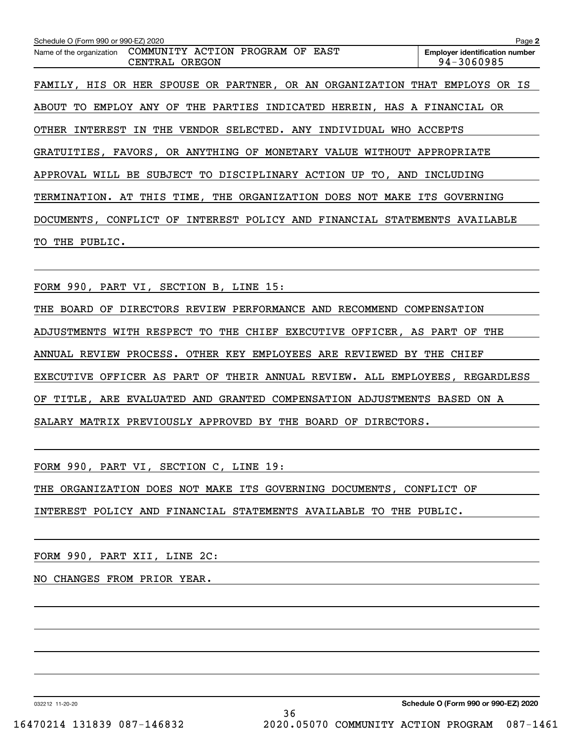Schedule O (Form 990 or 990-EZ) 2020

Name of the organization: COMMUNITY ACTION PROGRAM OF EAST CENTRAL OREGON

Employer identification number: 94-3060985

FAMILY, HIS OR HER SPOUSE OR PARTNER, OR AN ORGANIZATION THAT EMPLOYS OR IS ABOUT TO EMPLOY ANY OF THE PARTIES INDICATED HEREIN, HAS A FINANCIAL OR OTHER INTEREST IN THE VENDOR SELECTED. ANY INDIVIDUAL WHO ACCEPTS GRATUITIES, FAVORS, OR ANYTHING OF MONETARY VALUE WITHOUT APPROPRIATE APPROVAL WILL BE SUBJECT TO DISCIPLINARY ACTION UP TO, AND INCLUDING TERMINATION. AT THIS TIME, THE ORGANIZATION DOES NOT MAKE ITS GOVERNING DOCUMENTS, CONFLICT OF INTEREST POLICY AND FINANCIAL STATEMENTS AVAILABLE TO THE PUBLIC.

FORM 990, PART VI, SECTION B, LINE 15:

THE BOARD OF DIRECTORS REVIEW PERFORMANCE AND RECOMMEND COMPENSATION ADJUSTMENTS WITH RESPECT TO THE CHIEF EXECUTIVE OFFICER, AS PART OF THE ANNUAL REVIEW PROCESS. OTHER KEY EMPLOYEES ARE REVIEWED BY THE CHIEF EXECUTIVE OFFICER AS PART OF THEIR ANNUAL REVIEW. ALL EMPLOYEES, REGARDLESS OF TITLE, ARE EVALUATED AND GRANTED COMPENSATION ADJUSTMENTS BASED ON A SALARY MATRIX PREVIOUSLY APPROVED BY THE BOARD OF DIRECTORS.

FORM 990, PART VI, SECTION C, LINE 19:

THE ORGANIZATION DOES NOT MAKE ITS GOVERNING DOCUMENTS, CONFLICT OF INTEREST POLICY AND FINANCIAL STATEMENTS AVAILABLE TO THE PUBLIC.

FORM 990, PART XII, LINE 2C:

NO CHANGES FROM PRIOR YEAR.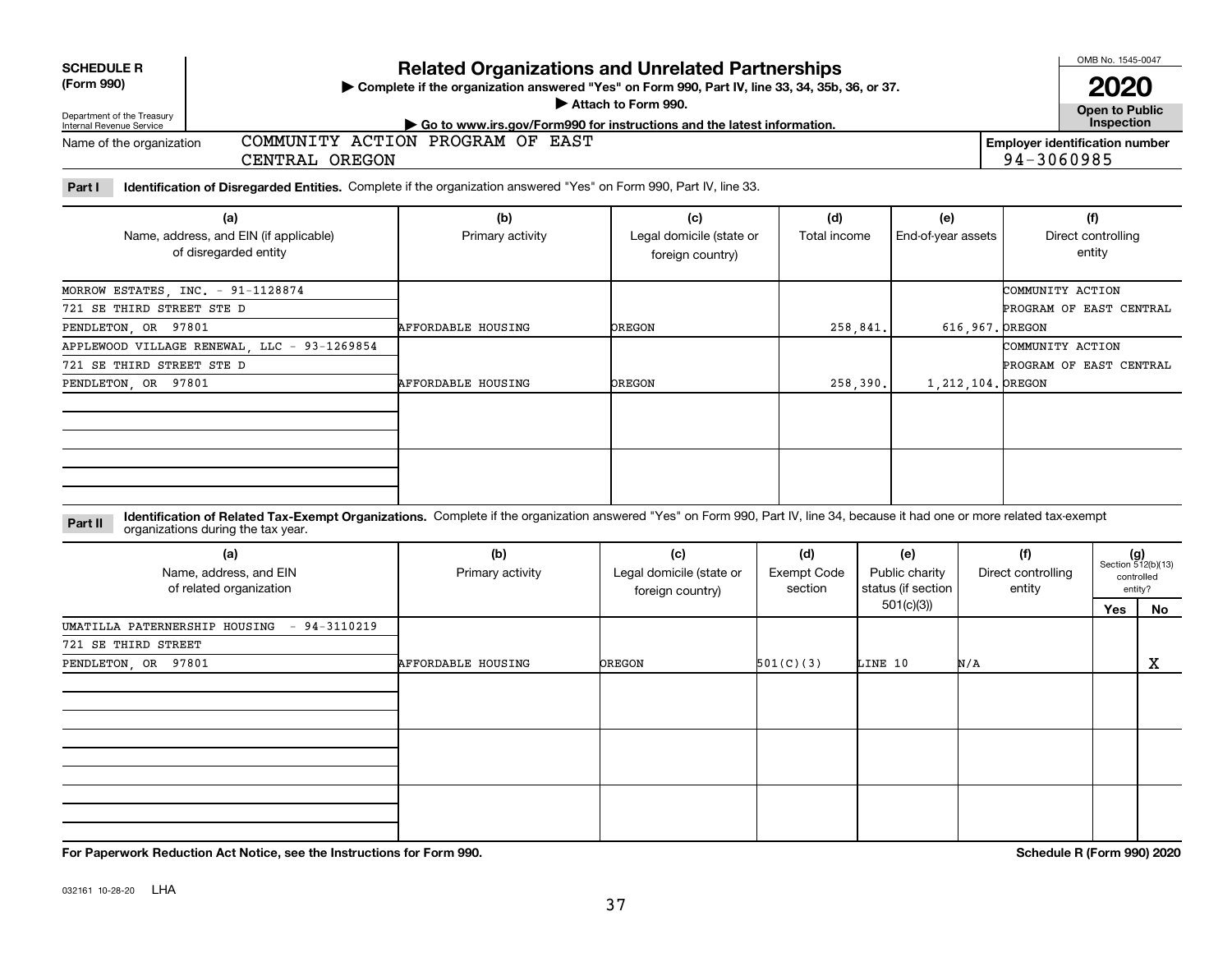**SCHEDULE R (Form 990)**

Department of the Treasury
Internal Revenue Service

# Related Organizations and Unrelated Partnerships

▶ Complete if the organization answered "Yes" on Form 990, Part IV, line 33, 34, 35b, 36, or 37.
▶ Attach to Form 990.
▶ Go to www.irs.gov/Form990 for instructions and the latest information.

OMB No. 1545-0047

**2020**

**Open to Public Inspection**

Name of the organization: COMMUNITY ACTION PROGRAM OF EAST CENTRAL OREGON

Employer identification number: 94-3060985

**Part I** **Identification of Disregarded Entities.** Complete if the organization answered "Yes" on Form 990, Part IV, line 33.

| (a) Name, address, and EIN (if applicable) of disregarded entity | (b) Primary activity | (c) Legal domicile (state or foreign country) | (d) Total income | (e) End-of-year assets | (f) Direct controlling entity |
|---|---|---|---|---|---|
| MORROW ESTATES, INC. - 91-1128874<br>721 SE THIRD STREET STE D<br>PENDLETON, OR 97801 | AFFORDABLE HOUSING | OREGON | 258,841. | 616,967. | COMMUNITY ACTION PROGRAM OF EAST CENTRAL OREGON |
| APPLEWOOD VILLAGE RENEWAL, LLC - 93-1269854<br>721 SE THIRD STREET STE D<br>PENDLETON, OR 97801 | AFFORDABLE HOUSING | OREGON | 258,390. | 1,212,104. | COMMUNITY ACTION PROGRAM OF EAST CENTRAL OREGON |
| | | | | | |
| | | | | | |

**Part II** **Identification of Related Tax-Exempt Organizations.** Complete if the organization answered "Yes" on Form 990, Part IV, line 34, because it had one or more related tax-exempt organizations during the tax year.

| (a) Name, address, and EIN of related organization | (b) Primary activity | (c) Legal domicile (state or foreign country) | (d) Exempt Code section | (e) Public charity status (if section 501(c)(3)) | (f) Direct controlling entity | (g) Section 512(b)(13) controlled entity? Yes | No |
|---|---|---|---|---|---|---|---|
| UMATILLA PATERNERSHIP HOUSING - 94-3110219<br>721 SE THIRD STREET<br>PENDLETON, OR 97801 | AFFORDABLE HOUSING | OREGON | 501(C)(3) | LINE 10 | N/A | | X |
| | | | | | | | |
| | | | | | | | |
| | | | | | | | |

**For Paperwork Reduction Act Notice, see the Instructions for Form 990.** **Schedule R (Form 990) 2020**

032161 10-28-20 LHA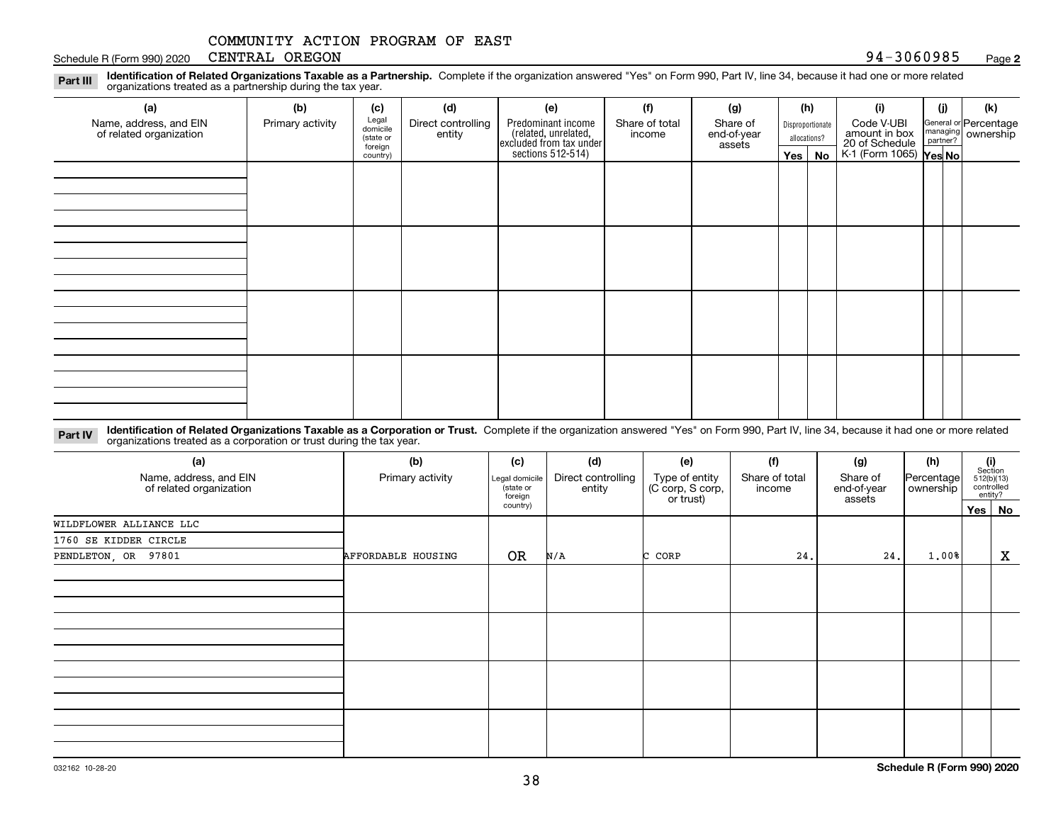COMMUNITY ACTION PROGRAM OF EAST CENTRAL OREGON

94-3060985

**Part III** **Identification of Related Organizations Taxable as a Partnership.** Complete if the organization answered "Yes" on Form 990, Part IV, line 34, because it had one or more related organizations treated as a partnership during the tax year.

| (a) Name, address, and EIN of related organization | (b) Primary activity | (c) Legal domicile (state or foreign country) | (d) Direct controlling entity | (e) Predominant income (related, unrelated, excluded from tax under sections 512-514) | (f) Share of total income | (g) Share of end-of-year assets | (h) Disproportionate allocations? Yes | (h) No | (i) Code V-UBI amount in box 20 of Schedule K-1 (Form 1065) | (j) General or managing partner? Yes | (j) No | (k) Percentage ownership |
|---|---|---|---|---|---|---|---|---|---|---|---|---|
| | | | | | | | | | | | | |
| | | | | | | | | | | | | |
| | | | | | | | | | | | | |
| | | | | | | | | | | | | |

**Part IV** **Identification of Related Organizations Taxable as a Corporation or Trust.** Complete if the organization answered "Yes" on Form 990, Part IV, line 34, because it had one or more related organizations treated as a corporation or trust during the tax year.

| (a) Name, address, and EIN of related organization | (b) Primary activity | (c) Legal domicile (state or foreign country) | (d) Direct controlling entity | (e) Type of entity (C corp, S corp, or trust) | (f) Share of total income | (g) Share of end-of-year assets | (h) Percentage ownership | (i) Section 512(b)(13) controlled entity? Yes | (i) No |
|---|---|---|---|---|---|---|---|---|---|
| WILDFLOWER ALLIANCE LLC<br>1760 SE KIDDER CIRCLE<br>PENDLETON, OR 97801 | AFFORDABLE HOUSING | OR | N/A | C CORP | 24. | 24. | 1.00% | | X |
| | | | | | | | | | |
| | | | | | | | | | |
| | | | | | | | | | |
| | | | | | | | | | |

032162 10-28-20

**Schedule R (Form 990) 2020**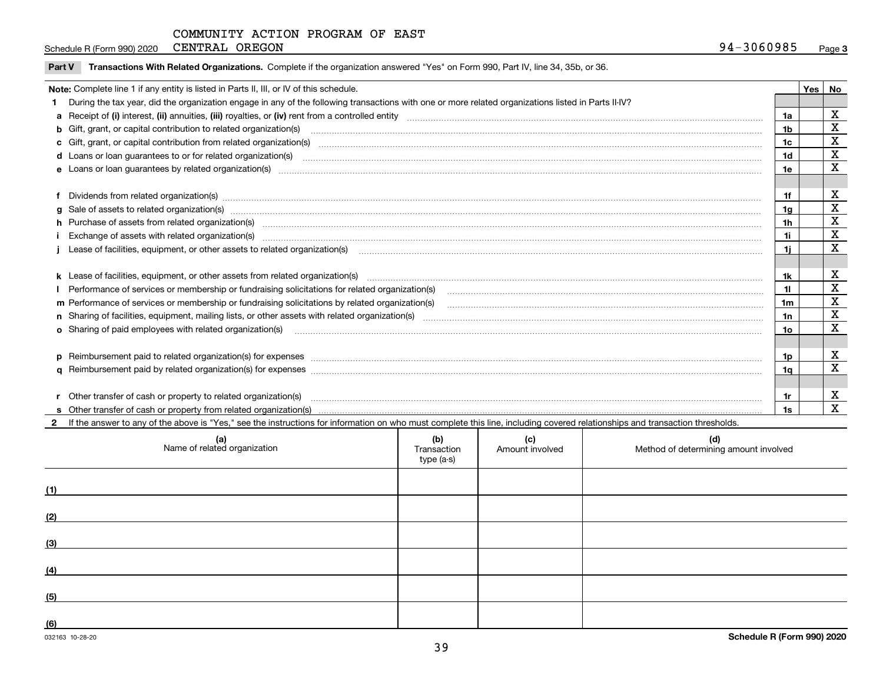COMMUNITY ACTION PROGRAM OF EAST CENTRAL OREGON

Schedule R (Form 990) 2020 94-3060985 Page 3

**Part V Transactions With Related Organizations.** Complete if the organization answered "Yes" on Form 990, Part IV, line 34, 35b, or 36.

| Note: Complete line 1 if any entity is listed in Parts II, III, or IV of this schedule. | | Yes | No |
|---|---|---|---|
| **1** During the tax year, did the organization engage in any of the following transactions with one or more related organizations listed in Parts II-IV? | | | |
| **a** Receipt of **(i)** interest, **(ii)** annuities, **(iii)** royalties, or **(iv)** rent from a controlled entity | 1a | | X |
| **b** Gift, grant, or capital contribution to related organization(s) | 1b | | X |
| **c** Gift, grant, or capital contribution from related organization(s) | 1c | | X |
| **d** Loans or loan guarantees to or for related organization(s) | 1d | | X |
| **e** Loans or loan guarantees by related organization(s) | 1e | | X |
| **f** Dividends from related organization(s) | 1f | | X |
| **g** Sale of assets to related organization(s) | 1g | | X |
| **h** Purchase of assets from related organization(s) | 1h | | X |
| **i** Exchange of assets with related organization(s) | 1i | | X |
| **j** Lease of facilities, equipment, or other assets to related organization(s) | 1j | | X |
| **k** Lease of facilities, equipment, or other assets from related organization(s) | 1k | | X |
| **l** Performance of services or membership or fundraising solicitations for related organization(s) | 1l | | X |
| **m** Performance of services or membership or fundraising solicitations by related organization(s) | 1m | | X |
| **n** Sharing of facilities, equipment, mailing lists, or other assets with related organization(s) | 1n | | X |
| **o** Sharing of paid employees with related organization(s) | 1o | | X |
| **p** Reimbursement paid to related organization(s) for expenses | 1p | | X |
| **q** Reimbursement paid by related organization(s) for expenses | 1q | | X |
| **r** Other transfer of cash or property to related organization(s) | 1r | | X |
| **s** Other transfer of cash or property from related organization(s) | 1s | | X |

**2** If the answer to any of the above is "Yes," see the instructions for information on who must complete this line, including covered relationships and transaction thresholds.

| | (a) Name of related organization | (b) Transaction type (a-s) | (c) Amount involved | (d) Method of determining amount involved |
|---|---|---|---|---|
| (1) | | | | |
| (2) | | | | |
| (3) | | | | |
| (4) | | | | |
| (5) | | | | |
| (6) | | | | |

032163 10-28-20 Schedule R (Form 990) 2020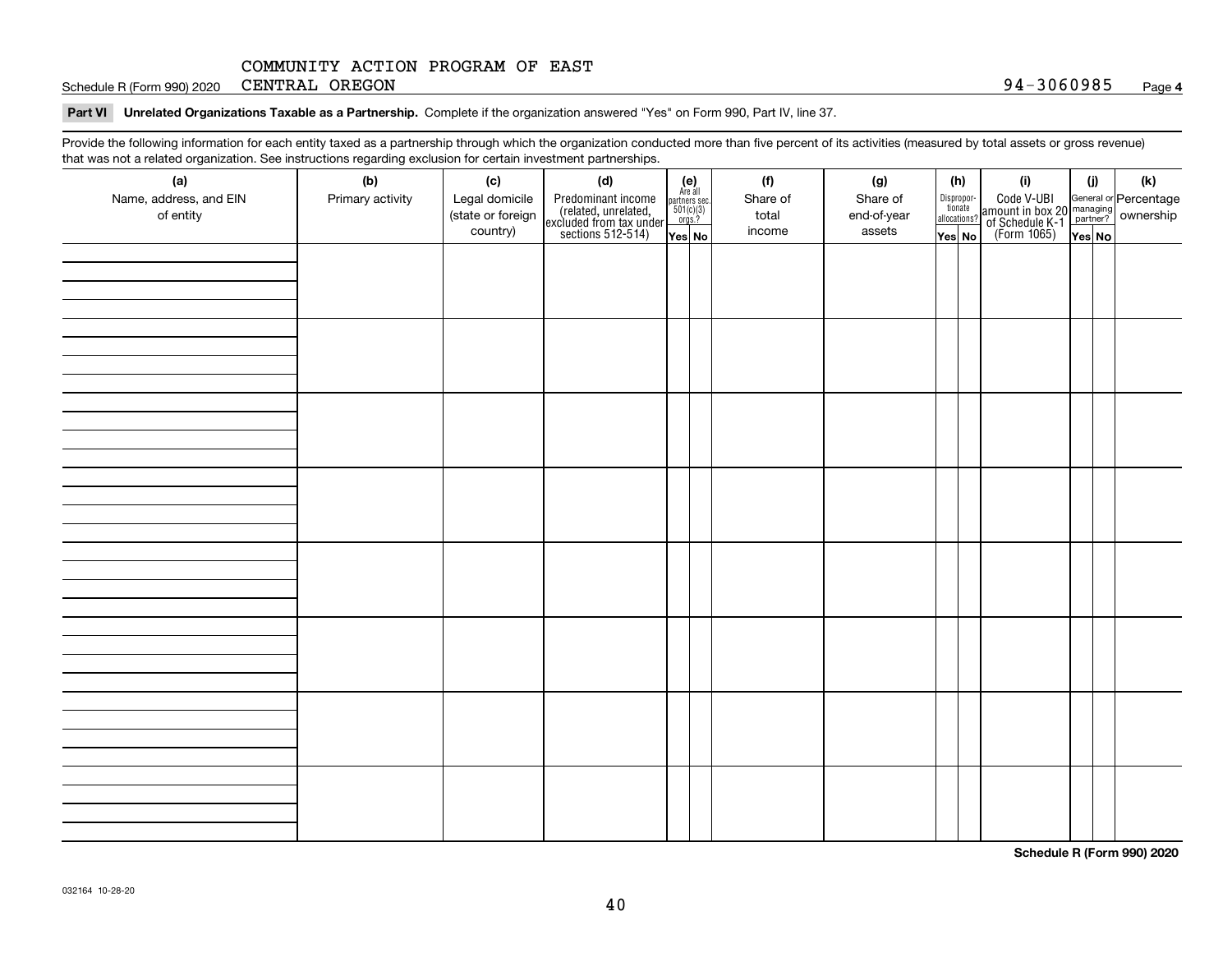COMMUNITY ACTION PROGRAM OF EAST CENTRAL OREGON

Schedule R (Form 990) 2020 — 94-3060985 — Page **4**

**Part VI Unrelated Organizations Taxable as a Partnership.** Complete if the organization answered "Yes" on Form 990, Part IV, line 37.

Provide the following information for each entity taxed as a partnership through which the organization conducted more than five percent of its activities (measured by total assets or gross revenue) that was not a related organization. See instructions regarding exclusion for certain investment partnerships.

| (a) Name, address, and EIN of entity | (b) Primary activity | (c) Legal domicile (state or foreign country) | (d) Predominant income (related, unrelated, excluded from tax under sections 512-514) | (e) Are all partners sec. 501(c)(3) orgs.? | | (f) Share of total income | (g) Share of end-of-year assets | (h) Disproportionate allocations? | | (i) Code V-UBI amount in box 20 of Schedule K-1 (Form 1065) | (j) General or managing partner? | | (k) Percentage ownership |
|---|---|---|---|---|---|---|---|---|---|---|---|---|---|
| | | | | Yes | No | | | Yes | No | | Yes | No | |
| | | | | | | | | | | | | | |
| | | | | | | | | | | | | | |
| | | | | | | | | | | | | | |
| | | | | | | | | | | | | | |
| | | | | | | | | | | | | | |
| | | | | | | | | | | | | | |
| | | | | | | | | | | | | | |
| | | | | | | | | | | | | | |

**Schedule R (Form 990) 2020**

032164 10-28-20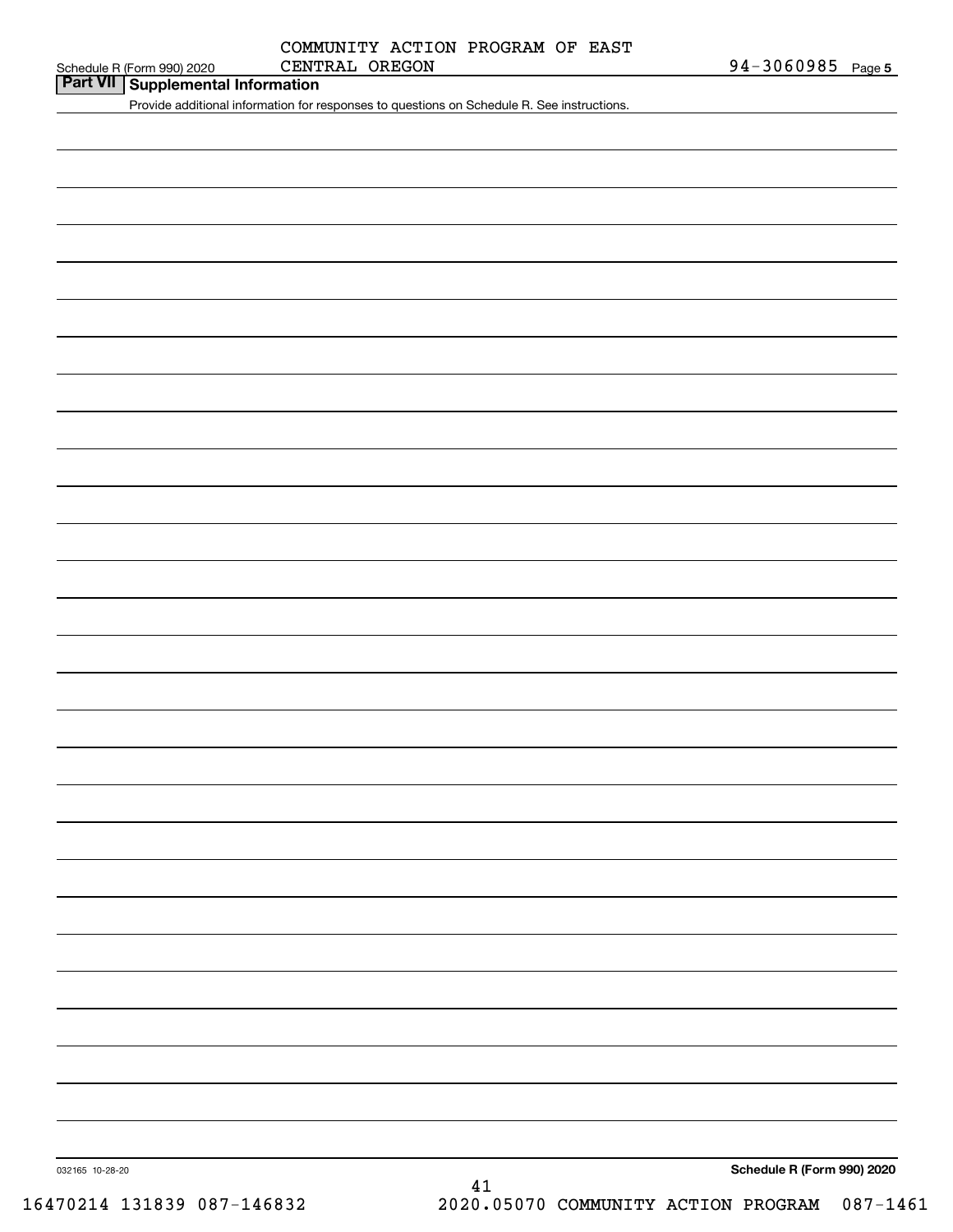COMMUNITY ACTION PROGRAM OF EAST CENTRAL OREGON

94-3060985

## Part VII Supplemental Information

Provide additional information for responses to questions on Schedule R. See instructions.